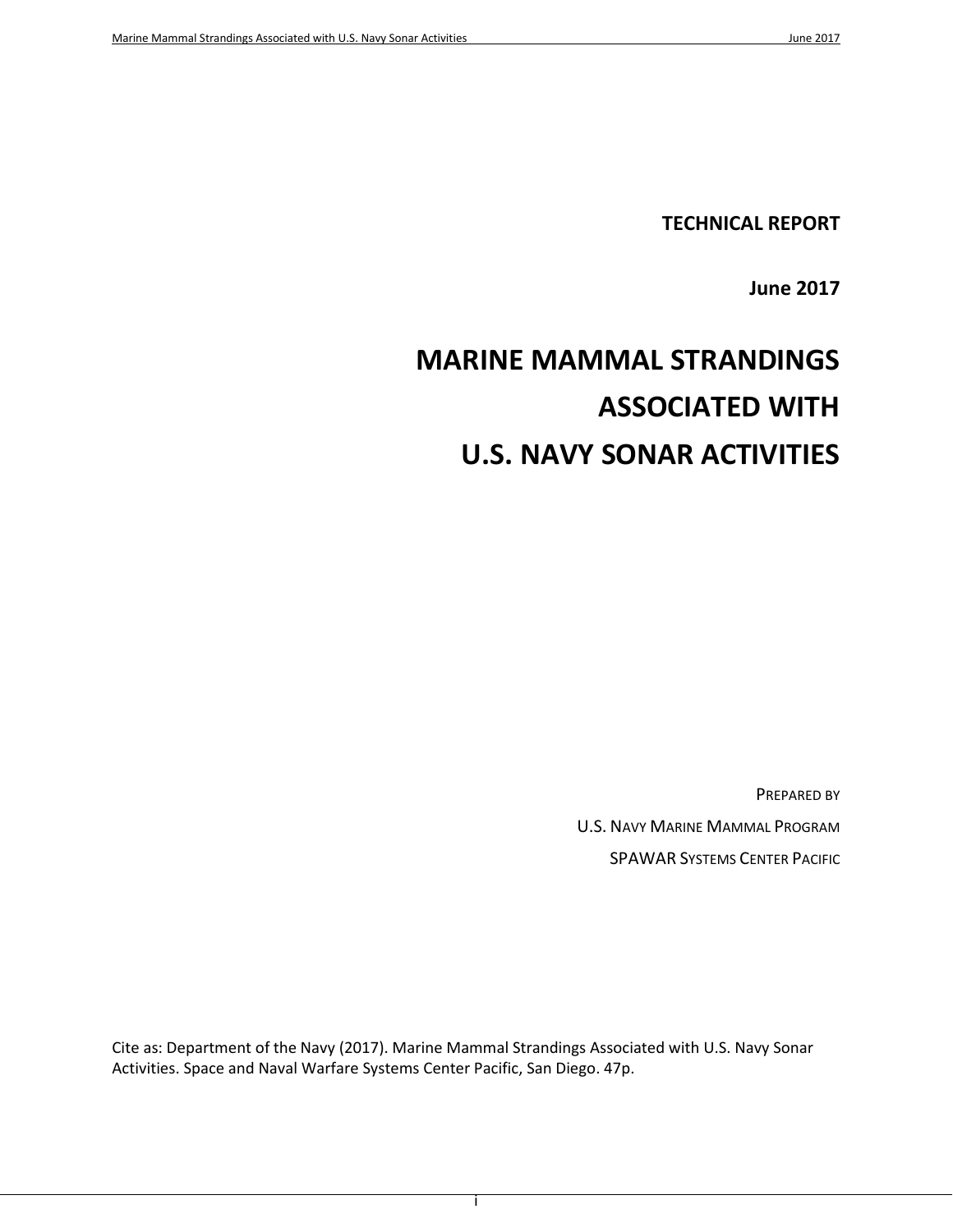**TECHNICAL REPORT**

**June 2017**

# MARINE MAMMAL STRANDINGS ASSOCIATED WITH U.S. NAVY SONAR ACTIVITIES

PREPARED BY

U.S. NAVY MARINE MAMMAL PROGRAM

SPAWAR SYSTEMS CENTER PACIFIC

Cite as: Department of the Navy (2017). Marine Mammal Strandings Associated with U.S. Navy Sonar Activities. Space and Naval Warfare Systems Center Pacific, San Diego. 47p.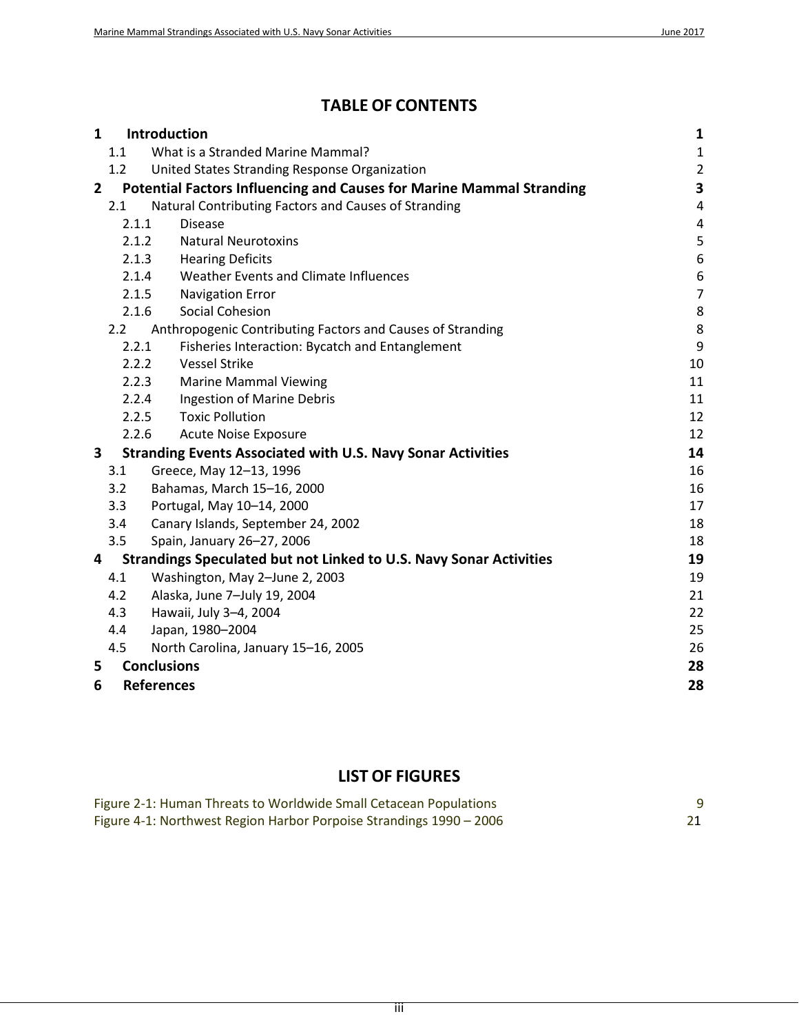# TABLE OF CONTENTS

| | | |
|---|---|---|
| **1** | **Introduction** | **1** |
| 1.1 | What is a Stranded Marine Mammal? | 1 |
| 1.2 | United States Stranding Response Organization | 2 |
| **2** | **Potential Factors Influencing and Causes for Marine Mammal Stranding** | **3** |
| 2.1 | Natural Contributing Factors and Causes of Stranding | 4 |
| 2.1.1 | Disease | 4 |
| 2.1.2 | Natural Neurotoxins | 5 |
| 2.1.3 | Hearing Deficits | 6 |
| 2.1.4 | Weather Events and Climate Influences | 6 |
| 2.1.5 | Navigation Error | 7 |
| 2.1.6 | Social Cohesion | 8 |
| 2.2 | Anthropogenic Contributing Factors and Causes of Stranding | 8 |
| 2.2.1 | Fisheries Interaction: Bycatch and Entanglement | 9 |
| 2.2.2 | Vessel Strike | 10 |
| 2.2.3 | Marine Mammal Viewing | 11 |
| 2.2.4 | Ingestion of Marine Debris | 11 |
| 2.2.5 | Toxic Pollution | 12 |
| 2.2.6 | Acute Noise Exposure | 12 |
| **3** | **Stranding Events Associated with U.S. Navy Sonar Activities** | **14** |
| 3.1 | Greece, May 12–13, 1996 | 16 |
| 3.2 | Bahamas, March 15–16, 2000 | 16 |
| 3.3 | Portugal, May 10–14, 2000 | 17 |
| 3.4 | Canary Islands, September 24, 2002 | 18 |
| 3.5 | Spain, January 26–27, 2006 | 18 |
| **4** | **Strandings Speculated but not Linked to U.S. Navy Sonar Activities** | **19** |
| 4.1 | Washington, May 2–June 2, 2003 | 19 |
| 4.2 | Alaska, June 7–July 19, 2004 | 21 |
| 4.3 | Hawaii, July 3–4, 2004 | 22 |
| 4.4 | Japan, 1980–2004 | 25 |
| 4.5 | North Carolina, January 15–16, 2005 | 26 |
| **5** | **Conclusions** | **28** |
| **6** | **References** | **28** |

# LIST OF FIGURES

| | |
|---|---|
| Figure 2-1: Human Threats to Worldwide Small Cetacean Populations | 9 |
| Figure 4-1: Northwest Region Harbor Porpoise Strandings 1990 – 2006 | 21 |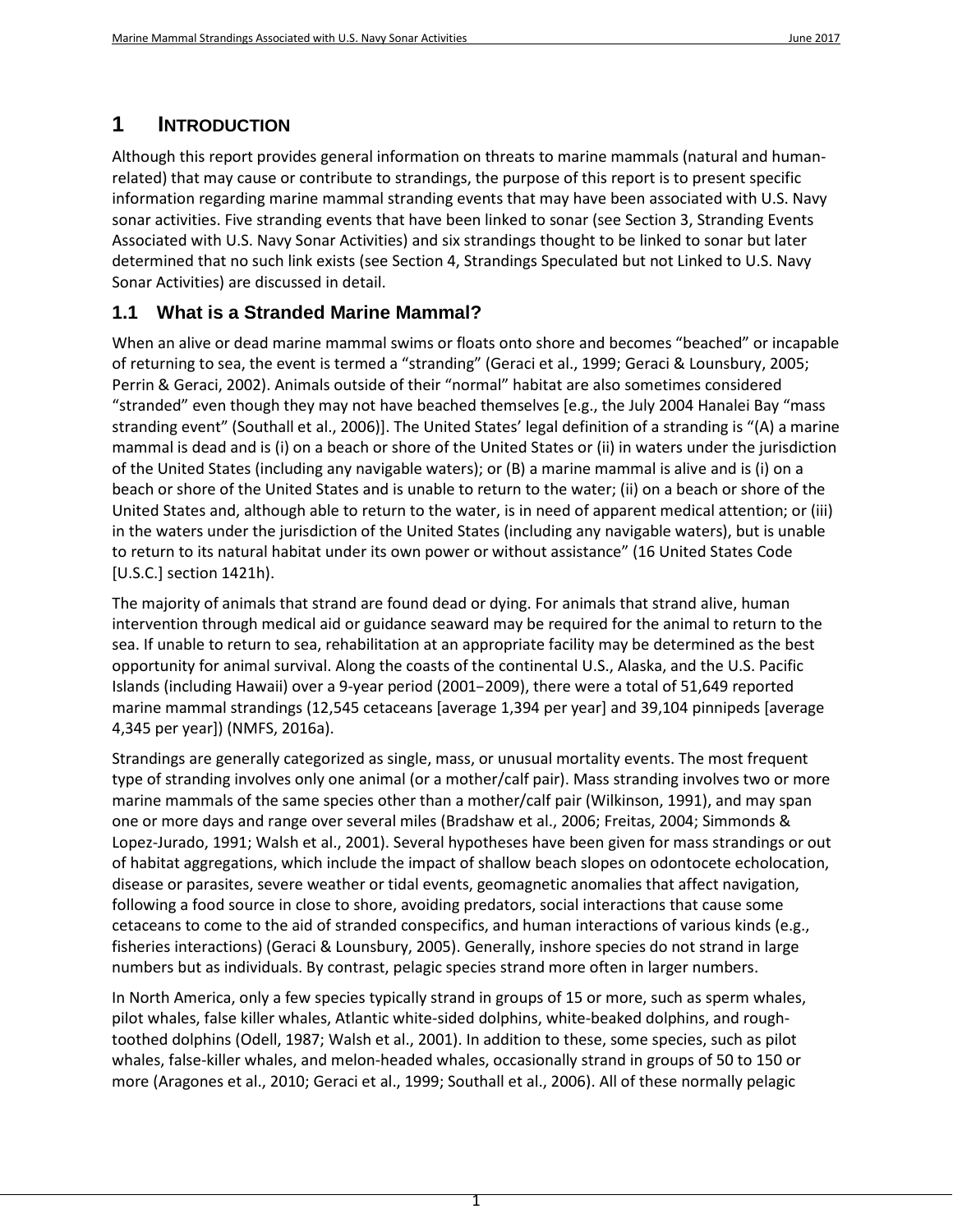# 1 INTRODUCTION

Although this report provides general information on threats to marine mammals (natural and human-related) that may cause or contribute to strandings, the purpose of this report is to present specific information regarding marine mammal stranding events that may have been associated with U.S. Navy sonar activities. Five stranding events that have been linked to sonar (see Section 3, Stranding Events Associated with U.S. Navy Sonar Activities) and six strandings thought to be linked to sonar but later determined that no such link exists (see Section 4, Strandings Speculated but not Linked to U.S. Navy Sonar Activities) are discussed in detail.

## 1.1 What is a Stranded Marine Mammal?

When an alive or dead marine mammal swims or floats onto shore and becomes "beached" or incapable of returning to sea, the event is termed a "stranding" (Geraci et al., 1999; Geraci & Lounsbury, 2005; Perrin & Geraci, 2002). Animals outside of their "normal" habitat are also sometimes considered "stranded" even though they may not have beached themselves [e.g., the July 2004 Hanalei Bay "mass stranding event" (Southall et al., 2006)]. The United States' legal definition of a stranding is "(A) a marine mammal is dead and is (i) on a beach or shore of the United States or (ii) in waters under the jurisdiction of the United States (including any navigable waters); or (B) a marine mammal is alive and is (i) on a beach or shore of the United States and is unable to return to the water; (ii) on a beach or shore of the United States and, although able to return to the water, is in need of apparent medical attention; or (iii) in the waters under the jurisdiction of the United States (including any navigable waters), but is unable to return to its natural habitat under its own power or without assistance" (16 United States Code [U.S.C.] section 1421h).

The majority of animals that strand are found dead or dying. For animals that strand alive, human intervention through medical aid or guidance seaward may be required for the animal to return to the sea. If unable to return to sea, rehabilitation at an appropriate facility may be determined as the best opportunity for animal survival. Along the coasts of the continental U.S., Alaska, and the U.S. Pacific Islands (including Hawaii) over a 9-year period (2001–2009), there were a total of 51,649 reported marine mammal strandings (12,545 cetaceans [average 1,394 per year] and 39,104 pinnipeds [average 4,345 per year]) (NMFS, 2016a).

Strandings are generally categorized as single, mass, or unusual mortality events. The most frequent type of stranding involves only one animal (or a mother/calf pair). Mass stranding involves two or more marine mammals of the same species other than a mother/calf pair (Wilkinson, 1991), and may span one or more days and range over several miles (Bradshaw et al., 2006; Freitas, 2004; Simmonds & Lopez-Jurado, 1991; Walsh et al., 2001). Several hypotheses have been given for mass strandings or out of habitat aggregations, which include the impact of shallow beach slopes on odontocete echolocation, disease or parasites, severe weather or tidal events, geomagnetic anomalies that affect navigation, following a food source in close to shore, avoiding predators, social interactions that cause some cetaceans to come to the aid of stranded conspecifics, and human interactions of various kinds (e.g., fisheries interactions) (Geraci & Lounsbury, 2005). Generally, inshore species do not strand in large numbers but as individuals. By contrast, pelagic species strand more often in larger numbers.

In North America, only a few species typically strand in groups of 15 or more, such as sperm whales, pilot whales, false killer whales, Atlantic white-sided dolphins, white-beaked dolphins, and rough-toothed dolphins (Odell, 1987; Walsh et al., 2001). In addition to these, some species, such as pilot whales, false-killer whales, and melon-headed whales, occasionally strand in groups of 50 to 150 or more (Aragones et al., 2010; Geraci et al., 1999; Southall et al., 2006). All of these normally pelagic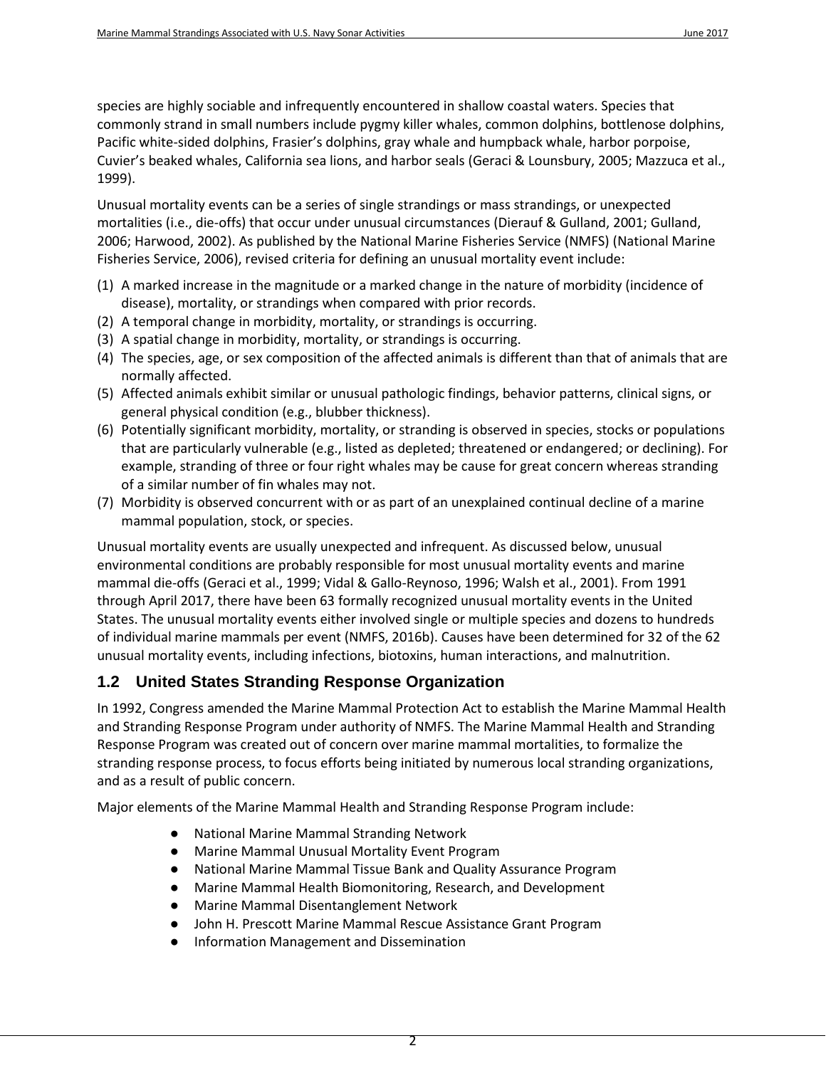species are highly sociable and infrequently encountered in shallow coastal waters. Species that commonly strand in small numbers include pygmy killer whales, common dolphins, bottlenose dolphins, Pacific white-sided dolphins, Frasier's dolphins, gray whale and humpback whale, harbor porpoise, Cuvier's beaked whales, California sea lions, and harbor seals (Geraci & Lounsbury, 2005; Mazzuca et al., 1999).

Unusual mortality events can be a series of single strandings or mass strandings, or unexpected mortalities (i.e., die-offs) that occur under unusual circumstances (Dierauf & Gulland, 2001; Gulland, 2006; Harwood, 2002). As published by the National Marine Fisheries Service (NMFS) (National Marine Fisheries Service, 2006), revised criteria for defining an unusual mortality event include:

(1) A marked increase in the magnitude or a marked change in the nature of morbidity (incidence of disease), mortality, or strandings when compared with prior records.
(2) A temporal change in morbidity, mortality, or strandings is occurring.
(3) A spatial change in morbidity, mortality, or strandings is occurring.
(4) The species, age, or sex composition of the affected animals is different than that of animals that are normally affected.
(5) Affected animals exhibit similar or unusual pathologic findings, behavior patterns, clinical signs, or general physical condition (e.g., blubber thickness).
(6) Potentially significant morbidity, mortality, or stranding is observed in species, stocks or populations that are particularly vulnerable (e.g., listed as depleted; threatened or endangered; or declining). For example, stranding of three or four right whales may be cause for great concern whereas stranding of a similar number of fin whales may not.
(7) Morbidity is observed concurrent with or as part of an unexplained continual decline of a marine mammal population, stock, or species.

Unusual mortality events are usually unexpected and infrequent. As discussed below, unusual environmental conditions are probably responsible for most unusual mortality events and marine mammal die-offs (Geraci et al., 1999; Vidal & Gallo-Reynoso, 1996; Walsh et al., 2001). From 1991 through April 2017, there have been 63 formally recognized unusual mortality events in the United States. The unusual mortality events either involved single or multiple species and dozens to hundreds of individual marine mammals per event (NMFS, 2016b). Causes have been determined for 32 of the 62 unusual mortality events, including infections, biotoxins, human interactions, and malnutrition.

## 1.2 United States Stranding Response Organization

In 1992, Congress amended the Marine Mammal Protection Act to establish the Marine Mammal Health and Stranding Response Program under authority of NMFS. The Marine Mammal Health and Stranding Response Program was created out of concern over marine mammal mortalities, to formalize the stranding response process, to focus efforts being initiated by numerous local stranding organizations, and as a result of public concern.

Major elements of the Marine Mammal Health and Stranding Response Program include:

- National Marine Mammal Stranding Network
- Marine Mammal Unusual Mortality Event Program
- National Marine Mammal Tissue Bank and Quality Assurance Program
- Marine Mammal Health Biomonitoring, Research, and Development
- Marine Mammal Disentanglement Network
- John H. Prescott Marine Mammal Rescue Assistance Grant Program
- Information Management and Dissemination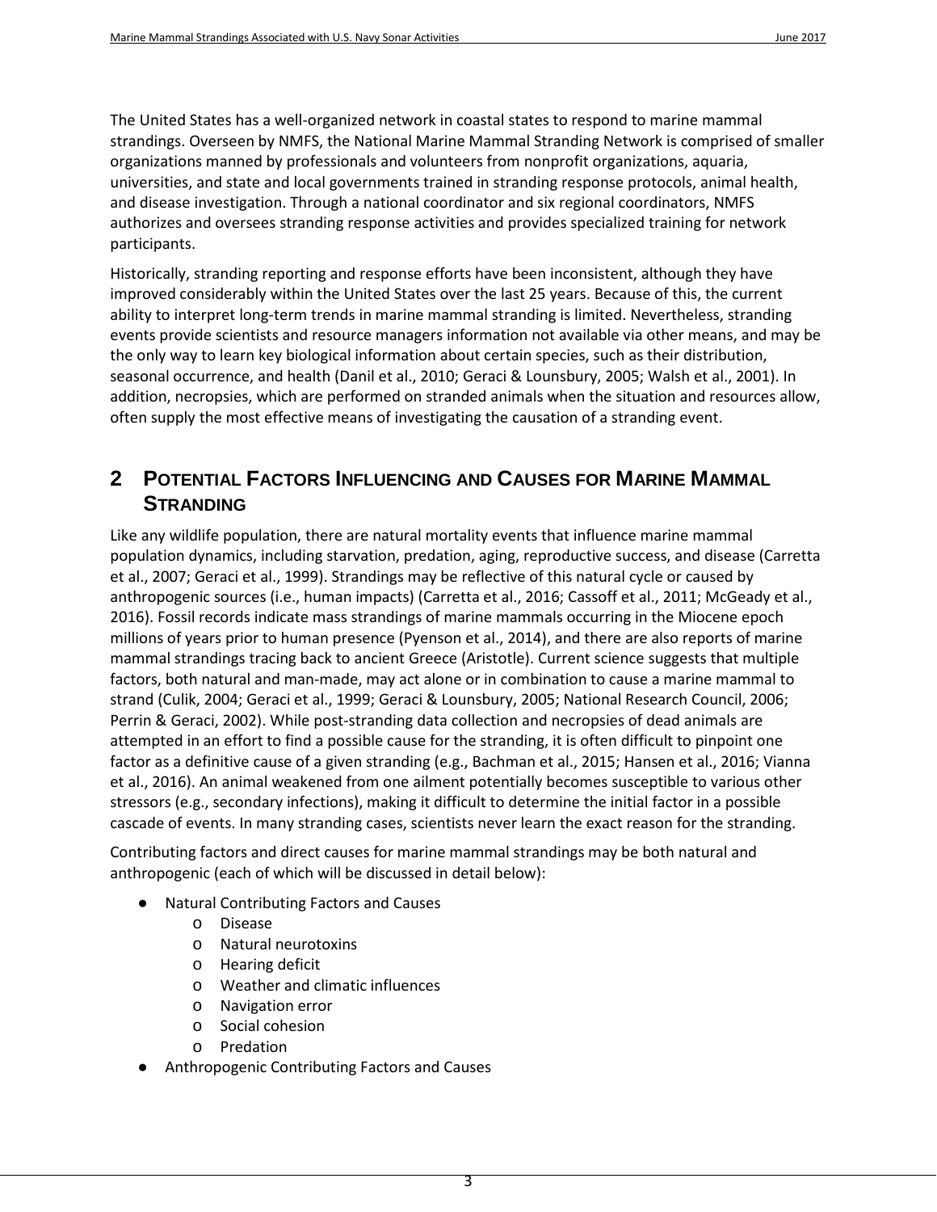The United States has a well-organized network in coastal states to respond to marine mammal strandings. Overseen by NMFS, the National Marine Mammal Stranding Network is comprised of smaller organizations manned by professionals and volunteers from nonprofit organizations, aquaria, universities, and state and local governments trained in stranding response protocols, animal health, and disease investigation. Through a national coordinator and six regional coordinators, NMFS authorizes and oversees stranding response activities and provides specialized training for network participants.

Historically, stranding reporting and response efforts have been inconsistent, although they have improved considerably within the United States over the last 25 years. Because of this, the current ability to interpret long-term trends in marine mammal stranding is limited. Nevertheless, stranding events provide scientists and resource managers information not available via other means, and may be the only way to learn key biological information about certain species, such as their distribution, seasonal occurrence, and health (Danil et al., 2010; Geraci & Lounsbury, 2005; Walsh et al., 2001). In addition, necropsies, which are performed on stranded animals when the situation and resources allow, often supply the most effective means of investigating the causation of a stranding event.

# 2 Potential Factors Influencing and Causes for Marine Mammal Stranding

Like any wildlife population, there are natural mortality events that influence marine mammal population dynamics, including starvation, predation, aging, reproductive success, and disease (Carretta et al., 2007; Geraci et al., 1999). Strandings may be reflective of this natural cycle or caused by anthropogenic sources (i.e., human impacts) (Carretta et al., 2016; Cassoff et al., 2011; McGeady et al., 2016). Fossil records indicate mass strandings of marine mammals occurring in the Miocene epoch millions of years prior to human presence (Pyenson et al., 2014), and there are also reports of marine mammal strandings tracing back to ancient Greece (Aristotle). Current science suggests that multiple factors, both natural and man-made, may act alone or in combination to cause a marine mammal to strand (Culik, 2004; Geraci et al., 1999; Geraci & Lounsbury, 2005; National Research Council, 2006; Perrin & Geraci, 2002). While post-stranding data collection and necropsies of dead animals are attempted in an effort to find a possible cause for the stranding, it is often difficult to pinpoint one factor as a definitive cause of a given stranding (e.g., Bachman et al., 2015; Hansen et al., 2016; Vianna et al., 2016). An animal weakened from one ailment potentially becomes susceptible to various other stressors (e.g., secondary infections), making it difficult to determine the initial factor in a possible cascade of events. In many stranding cases, scientists never learn the exact reason for the stranding.

Contributing factors and direct causes for marine mammal strandings may be both natural and anthropogenic (each of which will be discussed in detail below):

- Natural Contributing Factors and Causes
  - Disease
  - Natural neurotoxins
  - Hearing deficit
  - Weather and climatic influences
  - Navigation error
  - Social cohesion
  - Predation
- Anthropogenic Contributing Factors and Causes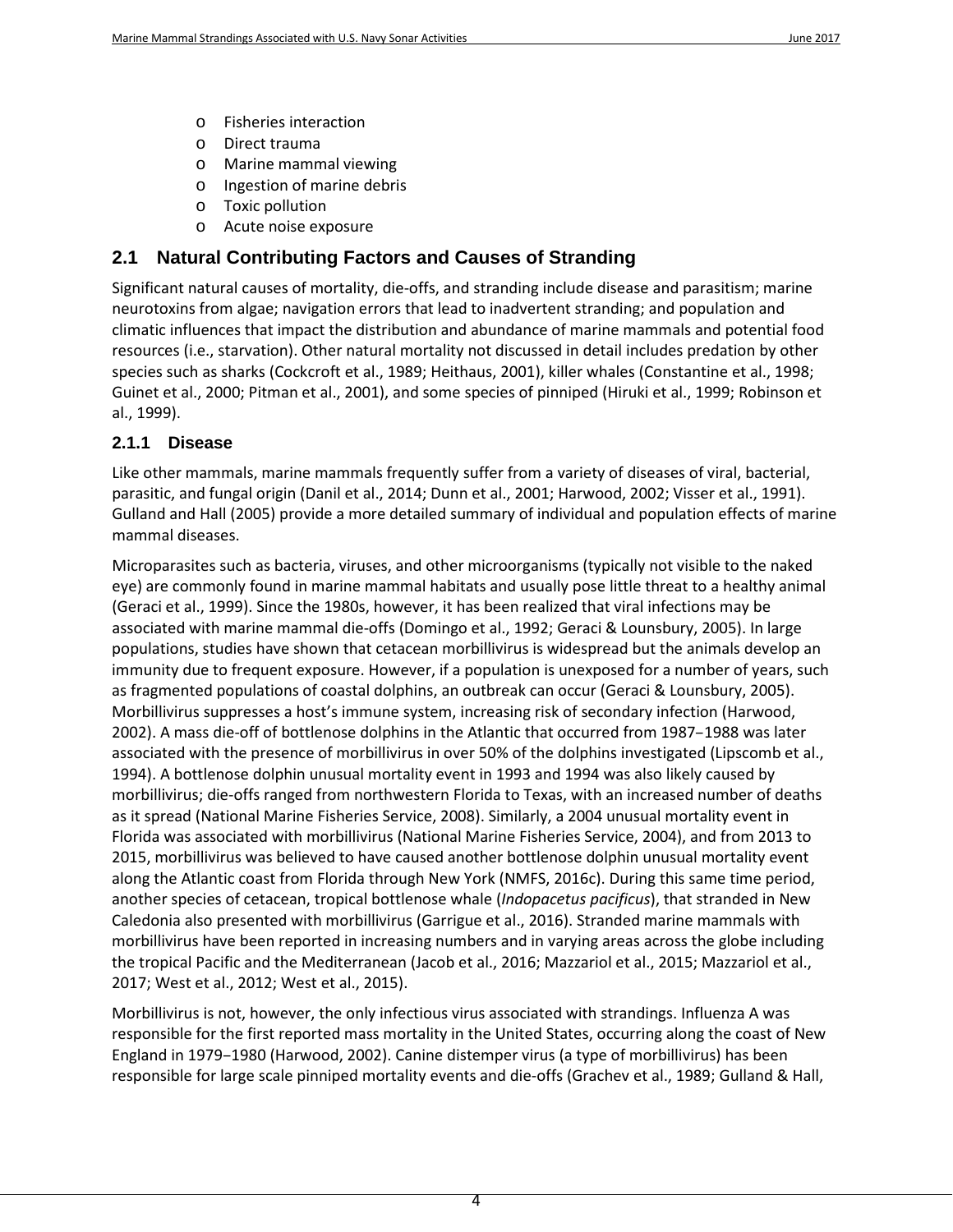- Fisheries interaction
- Direct trauma
- Marine mammal viewing
- Ingestion of marine debris
- Toxic pollution
- Acute noise exposure

## 2.1 Natural Contributing Factors and Causes of Stranding

Significant natural causes of mortality, die-offs, and stranding include disease and parasitism; marine neurotoxins from algae; navigation errors that lead to inadvertent stranding; and population and climatic influences that impact the distribution and abundance of marine mammals and potential food resources (i.e., starvation). Other natural mortality not discussed in detail includes predation by other species such as sharks (Cockcroft et al., 1989; Heithaus, 2001), killer whales (Constantine et al., 1998; Guinet et al., 2000; Pitman et al., 2001), and some species of pinniped (Hiruki et al., 1999; Robinson et al., 1999).

### 2.1.1 Disease

Like other mammals, marine mammals frequently suffer from a variety of diseases of viral, bacterial, parasitic, and fungal origin (Danil et al., 2014; Dunn et al., 2001; Harwood, 2002; Visser et al., 1991). Gulland and Hall (2005) provide a more detailed summary of individual and population effects of marine mammal diseases.

Microparasites such as bacteria, viruses, and other microorganisms (typically not visible to the naked eye) are commonly found in marine mammal habitats and usually pose little threat to a healthy animal (Geraci et al., 1999). Since the 1980s, however, it has been realized that viral infections may be associated with marine mammal die-offs (Domingo et al., 1992; Geraci & Lounsbury, 2005). In large populations, studies have shown that cetacean morbillivirus is widespread but the animals develop an immunity due to frequent exposure. However, if a population is unexposed for a number of years, such as fragmented populations of coastal dolphins, an outbreak can occur (Geraci & Lounsbury, 2005). Morbillivirus suppresses a host's immune system, increasing risk of secondary infection (Harwood, 2002). A mass die-off of bottlenose dolphins in the Atlantic that occurred from 1987–1988 was later associated with the presence of morbillivirus in over 50% of the dolphins investigated (Lipscomb et al., 1994). A bottlenose dolphin unusual mortality event in 1993 and 1994 was also likely caused by morbillivirus; die-offs ranged from northwestern Florida to Texas, with an increased number of deaths as it spread (National Marine Fisheries Service, 2008). Similarly, a 2004 unusual mortality event in Florida was associated with morbillivirus (National Marine Fisheries Service, 2004), and from 2013 to 2015, morbillivirus was believed to have caused another bottlenose dolphin unusual mortality event along the Atlantic coast from Florida through New York (NMFS, 2016c). During this same time period, another species of cetacean, tropical bottlenose whale (*Indopacetus pacificus*), that stranded in New Caledonia also presented with morbillivirus (Garrigue et al., 2016). Stranded marine mammals with morbillivirus have been reported in increasing numbers and in varying areas across the globe including the tropical Pacific and the Mediterranean (Jacob et al., 2016; Mazzariol et al., 2015; Mazzariol et al., 2017; West et al., 2012; West et al., 2015).

Morbillivirus is not, however, the only infectious virus associated with strandings. Influenza A was responsible for the first reported mass mortality in the United States, occurring along the coast of New England in 1979–1980 (Harwood, 2002). Canine distemper virus (a type of morbillivirus) has been responsible for large scale pinniped mortality events and die-offs (Grachev et al., 1989; Gulland & Hall,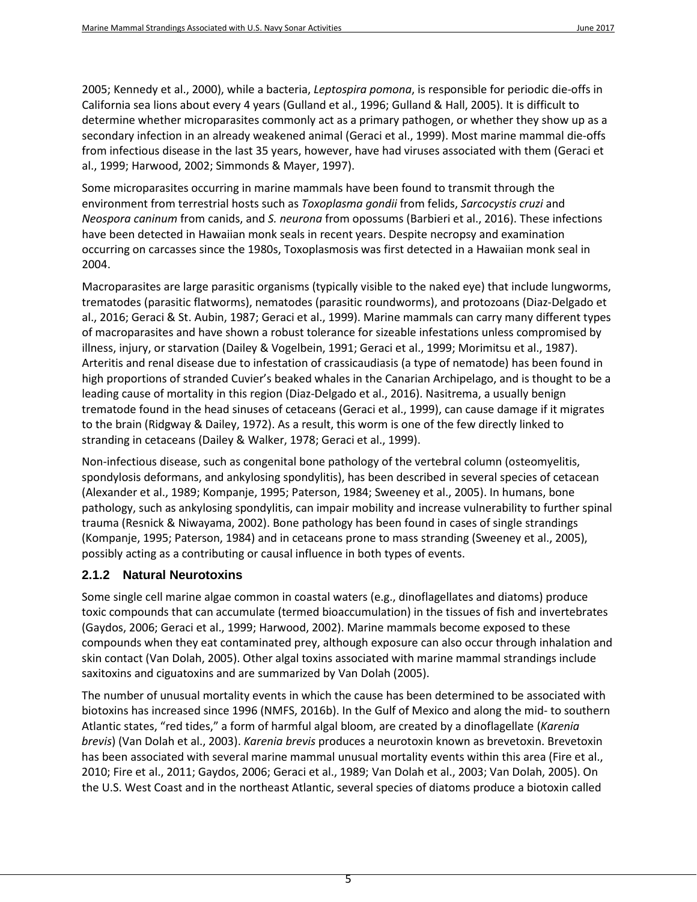2005; Kennedy et al., 2000), while a bacteria, *Leptospira pomona*, is responsible for periodic die-offs in California sea lions about every 4 years (Gulland et al., 1996; Gulland & Hall, 2005). It is difficult to determine whether microparasites commonly act as a primary pathogen, or whether they show up as a secondary infection in an already weakened animal (Geraci et al., 1999). Most marine mammal die-offs from infectious disease in the last 35 years, however, have had viruses associated with them (Geraci et al., 1999; Harwood, 2002; Simmonds & Mayer, 1997).

Some microparasites occurring in marine mammals have been found to transmit through the environment from terrestrial hosts such as *Toxoplasma gondii* from felids, *Sarcocystis cruzi* and *Neospora caninum* from canids, and *S. neurona* from opossums (Barbieri et al., 2016). These infections have been detected in Hawaiian monk seals in recent years. Despite necropsy and examination occurring on carcasses since the 1980s, Toxoplasmosis was first detected in a Hawaiian monk seal in 2004.

Macroparasites are large parasitic organisms (typically visible to the naked eye) that include lungworms, trematodes (parasitic flatworms), nematodes (parasitic roundworms), and protozoans (Diaz-Delgado et al., 2016; Geraci & St. Aubin, 1987; Geraci et al., 1999). Marine mammals can carry many different types of macroparasites and have shown a robust tolerance for sizeable infestations unless compromised by illness, injury, or starvation (Dailey & Vogelbein, 1991; Geraci et al., 1999; Morimitsu et al., 1987). Arteritis and renal disease due to infestation of crassicaudiasis (a type of nematode) has been found in high proportions of stranded Cuvier's beaked whales in the Canarian Archipelago, and is thought to be a leading cause of mortality in this region (Diaz-Delgado et al., 2016). Nasitrema, a usually benign trematode found in the head sinuses of cetaceans (Geraci et al., 1999), can cause damage if it migrates to the brain (Ridgway & Dailey, 1972). As a result, this worm is one of the few directly linked to stranding in cetaceans (Dailey & Walker, 1978; Geraci et al., 1999).

Non-infectious disease, such as congenital bone pathology of the vertebral column (osteomyelitis, spondylosis deformans, and ankylosing spondylitis), has been described in several species of cetacean (Alexander et al., 1989; Kompanje, 1995; Paterson, 1984; Sweeney et al., 2005). In humans, bone pathology, such as ankylosing spondylitis, can impair mobility and increase vulnerability to further spinal trauma (Resnick & Niwayama, 2002). Bone pathology has been found in cases of single strandings (Kompanje, 1995; Paterson, 1984) and in cetaceans prone to mass stranding (Sweeney et al., 2005), possibly acting as a contributing or causal influence in both types of events.

### 2.1.2 Natural Neurotoxins

Some single cell marine algae common in coastal waters (e.g., dinoflagellates and diatoms) produce toxic compounds that can accumulate (termed bioaccumulation) in the tissues of fish and invertebrates (Gaydos, 2006; Geraci et al., 1999; Harwood, 2002). Marine mammals become exposed to these compounds when they eat contaminated prey, although exposure can also occur through inhalation and skin contact (Van Dolah, 2005). Other algal toxins associated with marine mammal strandings include saxitoxins and ciguatoxins and are summarized by Van Dolah (2005).

The number of unusual mortality events in which the cause has been determined to be associated with biotoxins has increased since 1996 (NMFS, 2016b). In the Gulf of Mexico and along the mid- to southern Atlantic states, "red tides," a form of harmful algal bloom, are created by a dinoflagellate (*Karenia brevis*) (Van Dolah et al., 2003). *Karenia brevis* produces a neurotoxin known as brevetoxin. Brevetoxin has been associated with several marine mammal unusual mortality events within this area (Fire et al., 2010; Fire et al., 2011; Gaydos, 2006; Geraci et al., 1989; Van Dolah et al., 2003; Van Dolah, 2005). On the U.S. West Coast and in the northeast Atlantic, several species of diatoms produce a biotoxin called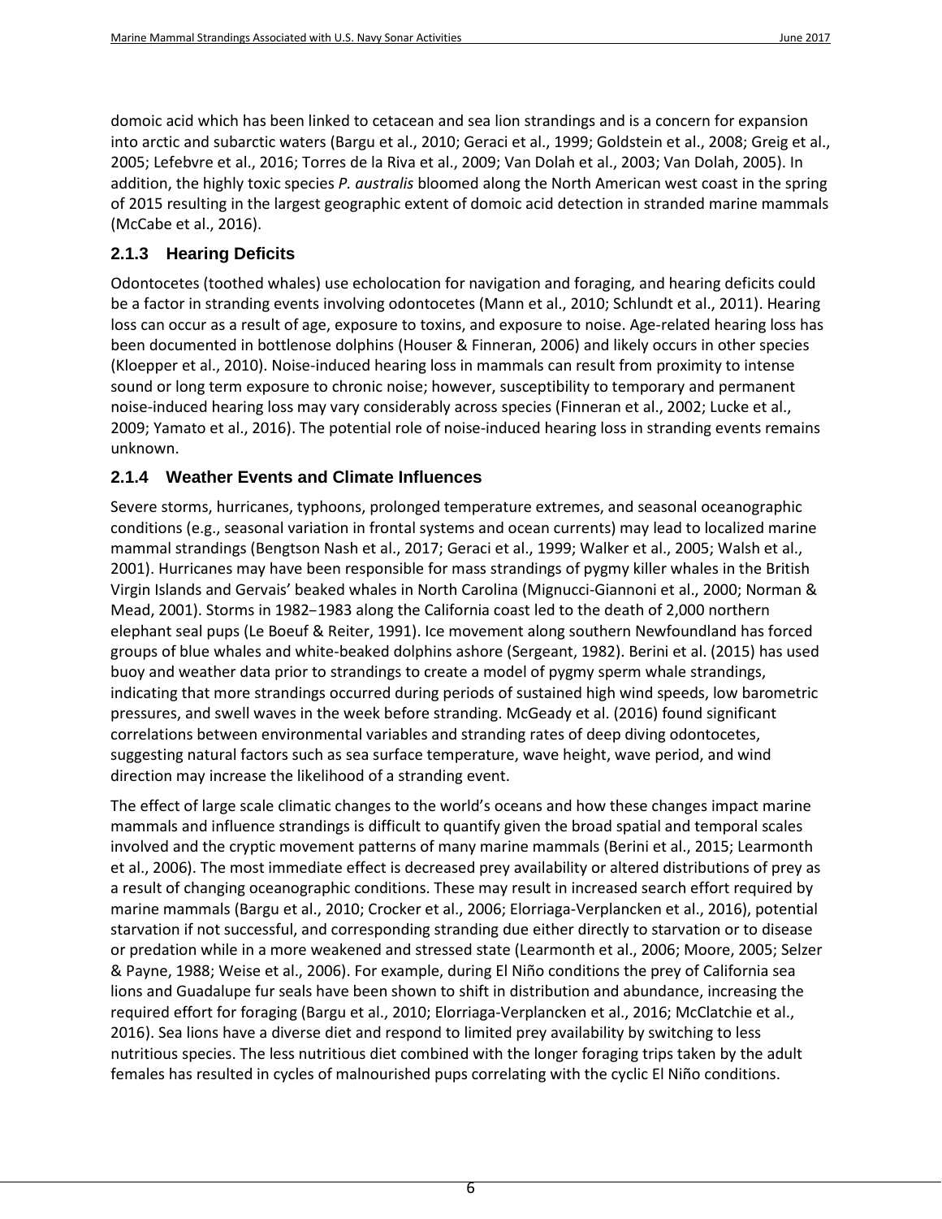domoic acid which has been linked to cetacean and sea lion strandings and is a concern for expansion into arctic and subarctic waters (Bargu et al., 2010; Geraci et al., 1999; Goldstein et al., 2008; Greig et al., 2005; Lefebvre et al., 2016; Torres de la Riva et al., 2009; Van Dolah et al., 2003; Van Dolah, 2005). In addition, the highly toxic species *P. australis* bloomed along the North American west coast in the spring of 2015 resulting in the largest geographic extent of domoic acid detection in stranded marine mammals (McCabe et al., 2016).

### 2.1.3 Hearing Deficits

Odontocetes (toothed whales) use echolocation for navigation and foraging, and hearing deficits could be a factor in stranding events involving odontocetes (Mann et al., 2010; Schlundt et al., 2011). Hearing loss can occur as a result of age, exposure to toxins, and exposure to noise. Age-related hearing loss has been documented in bottlenose dolphins (Houser & Finneran, 2006) and likely occurs in other species (Kloepper et al., 2010). Noise-induced hearing loss in mammals can result from proximity to intense sound or long term exposure to chronic noise; however, susceptibility to temporary and permanent noise-induced hearing loss may vary considerably across species (Finneran et al., 2002; Lucke et al., 2009; Yamato et al., 2016). The potential role of noise-induced hearing loss in stranding events remains unknown.

### 2.1.4 Weather Events and Climate Influences

Severe storms, hurricanes, typhoons, prolonged temperature extremes, and seasonal oceanographic conditions (e.g., seasonal variation in frontal systems and ocean currents) may lead to localized marine mammal strandings (Bengtson Nash et al., 2017; Geraci et al., 1999; Walker et al., 2005; Walsh et al., 2001). Hurricanes may have been responsible for mass strandings of pygmy killer whales in the British Virgin Islands and Gervais' beaked whales in North Carolina (Mignucci-Giannoni et al., 2000; Norman & Mead, 2001). Storms in 1982–1983 along the California coast led to the death of 2,000 northern elephant seal pups (Le Boeuf & Reiter, 1991). Ice movement along southern Newfoundland has forced groups of blue whales and white-beaked dolphins ashore (Sergeant, 1982). Berini et al. (2015) has used buoy and weather data prior to strandings to create a model of pygmy sperm whale strandings, indicating that more strandings occurred during periods of sustained high wind speeds, low barometric pressures, and swell waves in the week before stranding. McGeady et al. (2016) found significant correlations between environmental variables and stranding rates of deep diving odontocetes, suggesting natural factors such as sea surface temperature, wave height, wave period, and wind direction may increase the likelihood of a stranding event.

The effect of large scale climatic changes to the world's oceans and how these changes impact marine mammals and influence strandings is difficult to quantify given the broad spatial and temporal scales involved and the cryptic movement patterns of many marine mammals (Berini et al., 2015; Learmonth et al., 2006). The most immediate effect is decreased prey availability or altered distributions of prey as a result of changing oceanographic conditions. These may result in increased search effort required by marine mammals (Bargu et al., 2010; Crocker et al., 2006; Elorriaga-Verplancken et al., 2016), potential starvation if not successful, and corresponding stranding due either directly to starvation or to disease or predation while in a more weakened and stressed state (Learmonth et al., 2006; Moore, 2005; Selzer & Payne, 1988; Weise et al., 2006). For example, during El Niño conditions the prey of California sea lions and Guadalupe fur seals have been shown to shift in distribution and abundance, increasing the required effort for foraging (Bargu et al., 2010; Elorriaga-Verplancken et al., 2016; McClatchie et al., 2016). Sea lions have a diverse diet and respond to limited prey availability by switching to less nutritious species. The less nutritious diet combined with the longer foraging trips taken by the adult females has resulted in cycles of malnourished pups correlating with the cyclic El Niño conditions.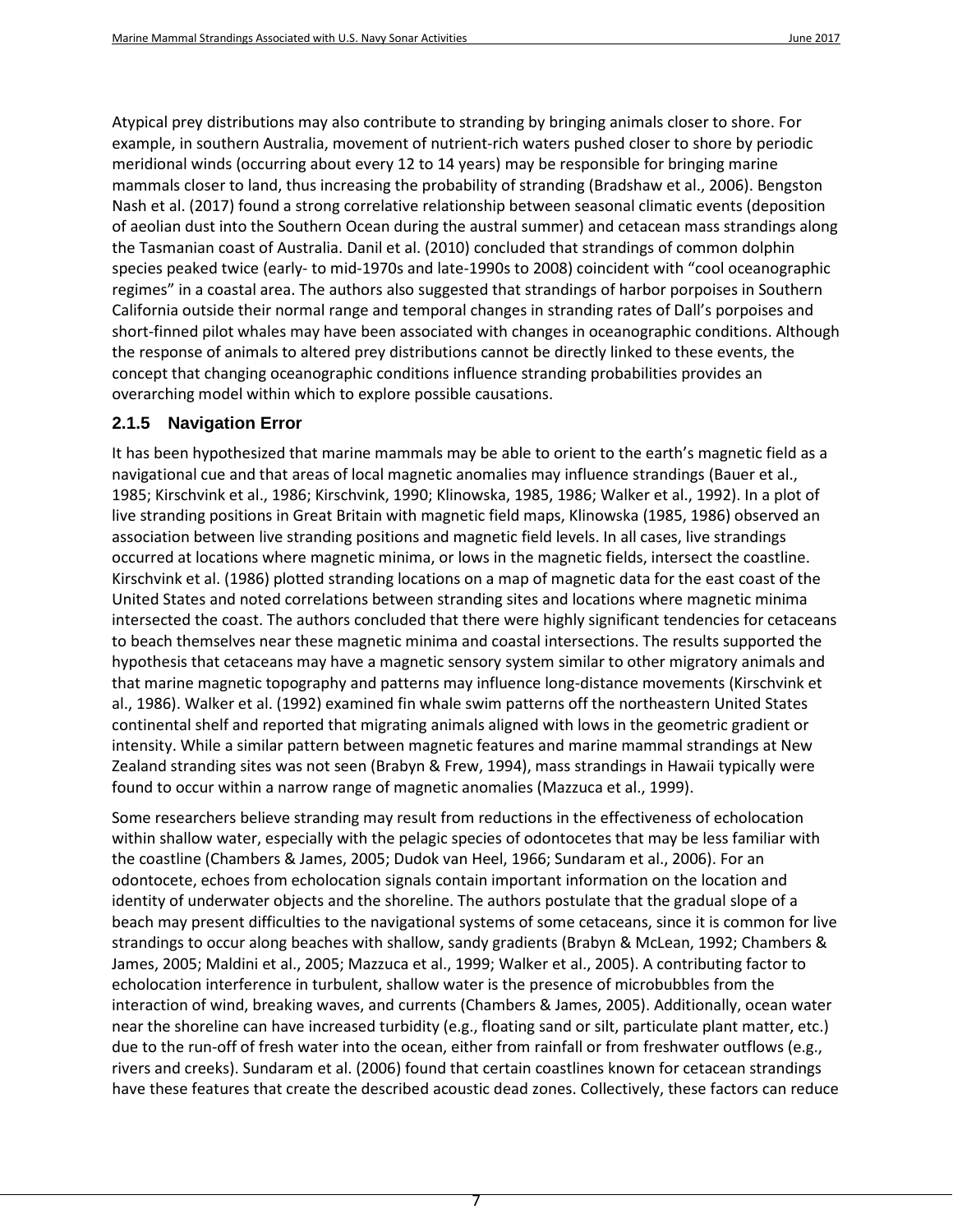Atypical prey distributions may also contribute to stranding by bringing animals closer to shore. For example, in southern Australia, movement of nutrient-rich waters pushed closer to shore by periodic meridional winds (occurring about every 12 to 14 years) may be responsible for bringing marine mammals closer to land, thus increasing the probability of stranding (Bradshaw et al., 2006). Bengston Nash et al. (2017) found a strong correlative relationship between seasonal climatic events (deposition of aeolian dust into the Southern Ocean during the austral summer) and cetacean mass strandings along the Tasmanian coast of Australia. Danil et al. (2010) concluded that strandings of common dolphin species peaked twice (early- to mid-1970s and late-1990s to 2008) coincident with "cool oceanographic regimes" in a coastal area. The authors also suggested that strandings of harbor porpoises in Southern California outside their normal range and temporal changes in stranding rates of Dall's porpoises and short-finned pilot whales may have been associated with changes in oceanographic conditions. Although the response of animals to altered prey distributions cannot be directly linked to these events, the concept that changing oceanographic conditions influence stranding probabilities provides an overarching model within which to explore possible causations.

### 2.1.5 Navigation Error

It has been hypothesized that marine mammals may be able to orient to the earth's magnetic field as a navigational cue and that areas of local magnetic anomalies may influence strandings (Bauer et al., 1985; Kirschvink et al., 1986; Kirschvink, 1990; Klinowska, 1985, 1986; Walker et al., 1992). In a plot of live stranding positions in Great Britain with magnetic field maps, Klinowska (1985, 1986) observed an association between live stranding positions and magnetic field levels. In all cases, live strandings occurred at locations where magnetic minima, or lows in the magnetic fields, intersect the coastline. Kirschvink et al. (1986) plotted stranding locations on a map of magnetic data for the east coast of the United States and noted correlations between stranding sites and locations where magnetic minima intersected the coast. The authors concluded that there were highly significant tendencies for cetaceans to beach themselves near these magnetic minima and coastal intersections. The results supported the hypothesis that cetaceans may have a magnetic sensory system similar to other migratory animals and that marine magnetic topography and patterns may influence long-distance movements (Kirschvink et al., 1986). Walker et al. (1992) examined fin whale swim patterns off the northeastern United States continental shelf and reported that migrating animals aligned with lows in the geometric gradient or intensity. While a similar pattern between magnetic features and marine mammal strandings at New Zealand stranding sites was not seen (Brabyn & Frew, 1994), mass strandings in Hawaii typically were found to occur within a narrow range of magnetic anomalies (Mazzuca et al., 1999).

Some researchers believe stranding may result from reductions in the effectiveness of echolocation within shallow water, especially with the pelagic species of odontocetes that may be less familiar with the coastline (Chambers & James, 2005; Dudok van Heel, 1966; Sundaram et al., 2006). For an odontocete, echoes from echolocation signals contain important information on the location and identity of underwater objects and the shoreline. The authors postulate that the gradual slope of a beach may present difficulties to the navigational systems of some cetaceans, since it is common for live strandings to occur along beaches with shallow, sandy gradients (Brabyn & McLean, 1992; Chambers & James, 2005; Maldini et al., 2005; Mazzuca et al., 1999; Walker et al., 2005). A contributing factor to echolocation interference in turbulent, shallow water is the presence of microbubbles from the interaction of wind, breaking waves, and currents (Chambers & James, 2005). Additionally, ocean water near the shoreline can have increased turbidity (e.g., floating sand or silt, particulate plant matter, etc.) due to the run-off of fresh water into the ocean, either from rainfall or from freshwater outflows (e.g., rivers and creeks). Sundaram et al. (2006) found that certain coastlines known for cetacean strandings have these features that create the described acoustic dead zones. Collectively, these factors can reduce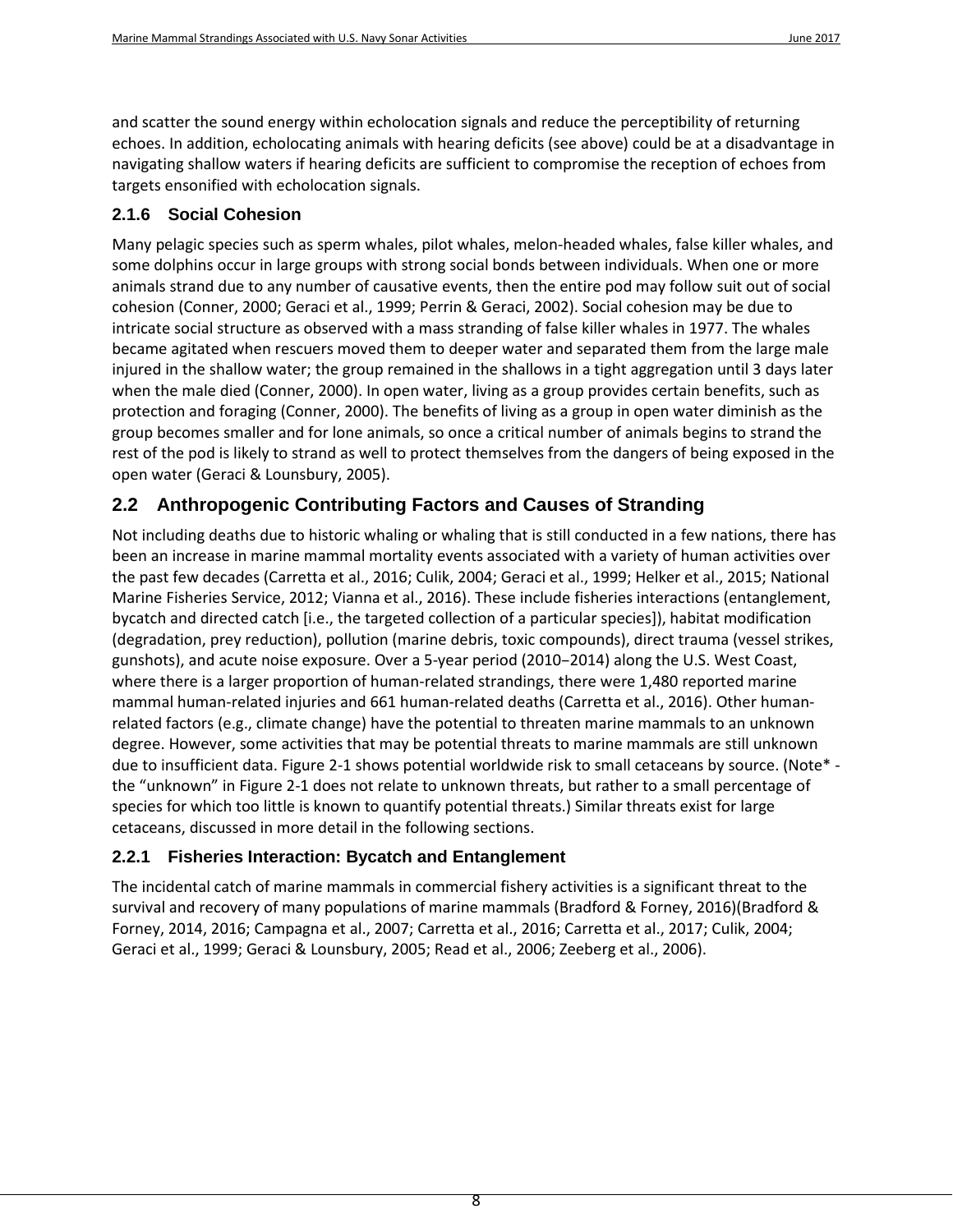and scatter the sound energy within echolocation signals and reduce the perceptibility of returning echoes. In addition, echolocating animals with hearing deficits (see above) could be at a disadvantage in navigating shallow waters if hearing deficits are sufficient to compromise the reception of echoes from targets ensonified with echolocation signals.

### 2.1.6 Social Cohesion

Many pelagic species such as sperm whales, pilot whales, melon-headed whales, false killer whales, and some dolphins occur in large groups with strong social bonds between individuals. When one or more animals strand due to any number of causative events, then the entire pod may follow suit out of social cohesion (Conner, 2000; Geraci et al., 1999; Perrin & Geraci, 2002). Social cohesion may be due to intricate social structure as observed with a mass stranding of false killer whales in 1977. The whales became agitated when rescuers moved them to deeper water and separated them from the large male injured in the shallow water; the group remained in the shallows in a tight aggregation until 3 days later when the male died (Conner, 2000). In open water, living as a group provides certain benefits, such as protection and foraging (Conner, 2000). The benefits of living as a group in open water diminish as the group becomes smaller and for lone animals, so once a critical number of animals begins to strand the rest of the pod is likely to strand as well to protect themselves from the dangers of being exposed in the open water (Geraci & Lounsbury, 2005).

## 2.2 Anthropogenic Contributing Factors and Causes of Stranding

Not including deaths due to historic whaling or whaling that is still conducted in a few nations, there has been an increase in marine mammal mortality events associated with a variety of human activities over the past few decades (Carretta et al., 2016; Culik, 2004; Geraci et al., 1999; Helker et al., 2015; National Marine Fisheries Service, 2012; Vianna et al., 2016). These include fisheries interactions (entanglement, bycatch and directed catch [i.e., the targeted collection of a particular species]), habitat modification (degradation, prey reduction), pollution (marine debris, toxic compounds), direct trauma (vessel strikes, gunshots), and acute noise exposure. Over a 5-year period (2010–2014) along the U.S. West Coast, where there is a larger proportion of human-related strandings, there were 1,480 reported marine mammal human-related injuries and 661 human-related deaths (Carretta et al., 2016). Other human-related factors (e.g., climate change) have the potential to threaten marine mammals to an unknown degree. However, some activities that may be potential threats to marine mammals are still unknown due to insufficient data. Figure 2-1 shows potential worldwide risk to small cetaceans by source. (Note* - the "unknown" in Figure 2-1 does not relate to unknown threats, but rather to a small percentage of species for which too little is known to quantify potential threats.) Similar threats exist for large cetaceans, discussed in more detail in the following sections.

### 2.2.1 Fisheries Interaction: Bycatch and Entanglement

The incidental catch of marine mammals in commercial fishery activities is a significant threat to the survival and recovery of many populations of marine mammals (Bradford & Forney, 2016)(Bradford & Forney, 2014, 2016; Campagna et al., 2007; Carretta et al., 2016; Carretta et al., 2017; Culik, 2004; Geraci et al., 1999; Geraci & Lounsbury, 2005; Read et al., 2006; Zeeberg et al., 2006).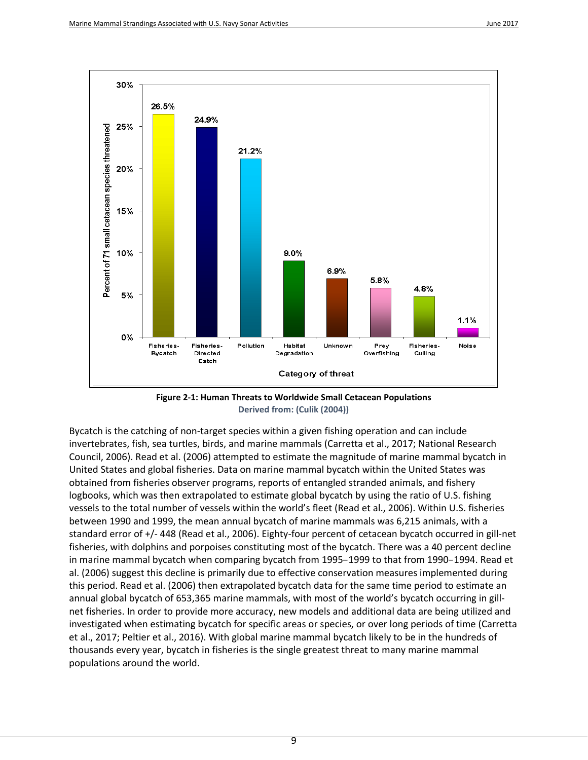30%
25%
20%
15%
10%
5%
0%

Percent of 71 small cetacean species threatened

26.5%
24.9%
21.2%
9.0%
6.9%
5.8%
4.8%
1.1%

Fisheries-Bycatch
Fisheries-Directed Catch
Pollution
Habitat Degradation
Unknown
Prey Overfishing
Fisheries-Culling
Noise

Category of threat

**Figure 2-1: Human Threats to Worldwide Small Cetacean Populations**
**Derived from: (Culik (2004))**

Bycatch is the catching of non-target species within a given fishing operation and can include invertebrates, fish, sea turtles, birds, and marine mammals (Carretta et al., 2017; National Research Council, 2006). Read et al. (2006) attempted to estimate the magnitude of marine mammal bycatch in United States and global fisheries. Data on marine mammal bycatch within the United States was obtained from fisheries observer programs, reports of entangled stranded animals, and fishery logbooks, which was then extrapolated to estimate global bycatch by using the ratio of U.S. fishing vessels to the total number of vessels within the world's fleet (Read et al., 2006). Within U.S. fisheries between 1990 and 1999, the mean annual bycatch of marine mammals was 6,215 animals, with a standard error of +/- 448 (Read et al., 2006). Eighty-four percent of cetacean bycatch occurred in gill-net fisheries, with dolphins and porpoises constituting most of the bycatch. There was a 40 percent decline in marine mammal bycatch when comparing bycatch from 1995–1999 to that from 1990–1994. Read et al. (2006) suggest this decline is primarily due to effective conservation measures implemented during this period. Read et al. (2006) then extrapolated bycatch data for the same time period to estimate an annual global bycatch of 653,365 marine mammals, with most of the world's bycatch occurring in gill-net fisheries. In order to provide more accuracy, new models and additional data are being utilized and investigated when estimating bycatch for specific areas or species, or over long periods of time (Carretta et al., 2017; Peltier et al., 2016). With global marine mammal bycatch likely to be in the hundreds of thousands every year, bycatch in fisheries is the single greatest threat to many marine mammal populations around the world.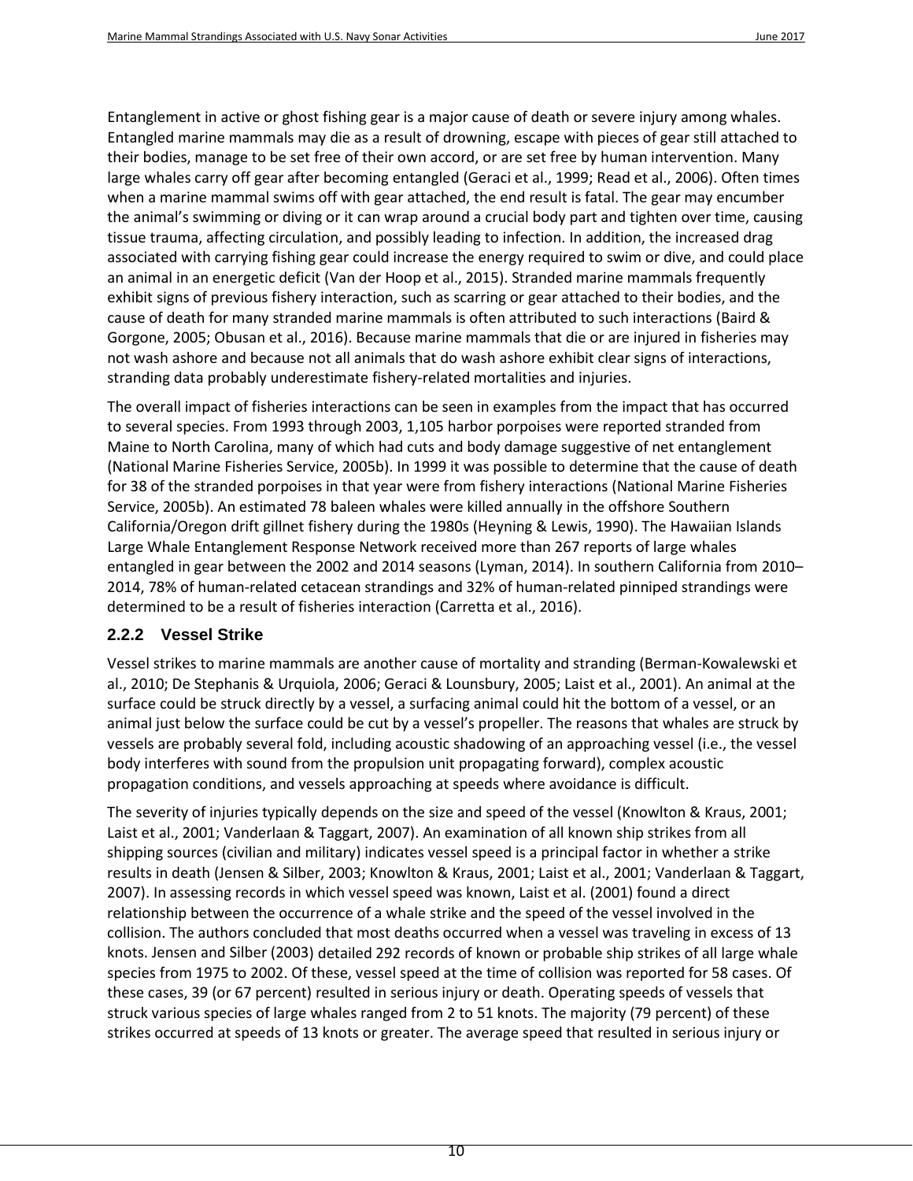Entanglement in active or ghost fishing gear is a major cause of death or severe injury among whales. Entangled marine mammals may die as a result of drowning, escape with pieces of gear still attached to their bodies, manage to be set free of their own accord, or are set free by human intervention. Many large whales carry off gear after becoming entangled (Geraci et al., 1999; Read et al., 2006). Often times when a marine mammal swims off with gear attached, the end result is fatal. The gear may encumber the animal's swimming or diving or it can wrap around a crucial body part and tighten over time, causing tissue trauma, affecting circulation, and possibly leading to infection. In addition, the increased drag associated with carrying fishing gear could increase the energy required to swim or dive, and could place an animal in an energetic deficit (Van der Hoop et al., 2015). Stranded marine mammals frequently exhibit signs of previous fishery interaction, such as scarring or gear attached to their bodies, and the cause of death for many stranded marine mammals is often attributed to such interactions (Baird & Gorgone, 2005; Obusan et al., 2016). Because marine mammals that die or are injured in fisheries may not wash ashore and because not all animals that do wash ashore exhibit clear signs of interactions, stranding data probably underestimate fishery-related mortalities and injuries.

The overall impact of fisheries interactions can be seen in examples from the impact that has occurred to several species. From 1993 through 2003, 1,105 harbor porpoises were reported stranded from Maine to North Carolina, many of which had cuts and body damage suggestive of net entanglement (National Marine Fisheries Service, 2005b). In 1999 it was possible to determine that the cause of death for 38 of the stranded porpoises in that year were from fishery interactions (National Marine Fisheries Service, 2005b). An estimated 78 baleen whales were killed annually in the offshore Southern California/Oregon drift gillnet fishery during the 1980s (Heyning & Lewis, 1990). The Hawaiian Islands Large Whale Entanglement Response Network received more than 267 reports of large whales entangled in gear between the 2002 and 2014 seasons (Lyman, 2014). In southern California from 2010–2014, 78% of human-related cetacean strandings and 32% of human-related pinniped strandings were determined to be a result of fisheries interaction (Carretta et al., 2016).

### 2.2.2 Vessel Strike

Vessel strikes to marine mammals are another cause of mortality and stranding (Berman-Kowalewski et al., 2010; De Stephanis & Urquiola, 2006; Geraci & Lounsbury, 2005; Laist et al., 2001). An animal at the surface could be struck directly by a vessel, a surfacing animal could hit the bottom of a vessel, or an animal just below the surface could be cut by a vessel's propeller. The reasons that whales are struck by vessels are probably several fold, including acoustic shadowing of an approaching vessel (i.e., the vessel body interferes with sound from the propulsion unit propagating forward), complex acoustic propagation conditions, and vessels approaching at speeds where avoidance is difficult.

The severity of injuries typically depends on the size and speed of the vessel (Knowlton & Kraus, 2001; Laist et al., 2001; Vanderlaan & Taggart, 2007). An examination of all known ship strikes from all shipping sources (civilian and military) indicates vessel speed is a principal factor in whether a strike results in death (Jensen & Silber, 2003; Knowlton & Kraus, 2001; Laist et al., 2001; Vanderlaan & Taggart, 2007). In assessing records in which vessel speed was known, Laist et al. (2001) found a direct relationship between the occurrence of a whale strike and the speed of the vessel involved in the collision. The authors concluded that most deaths occurred when a vessel was traveling in excess of 13 knots. Jensen and Silber (2003) detailed 292 records of known or probable ship strikes of all large whale species from 1975 to 2002. Of these, vessel speed at the time of collision was reported for 58 cases. Of these cases, 39 (or 67 percent) resulted in serious injury or death. Operating speeds of vessels that struck various species of large whales ranged from 2 to 51 knots. The majority (79 percent) of these strikes occurred at speeds of 13 knots or greater. The average speed that resulted in serious injury or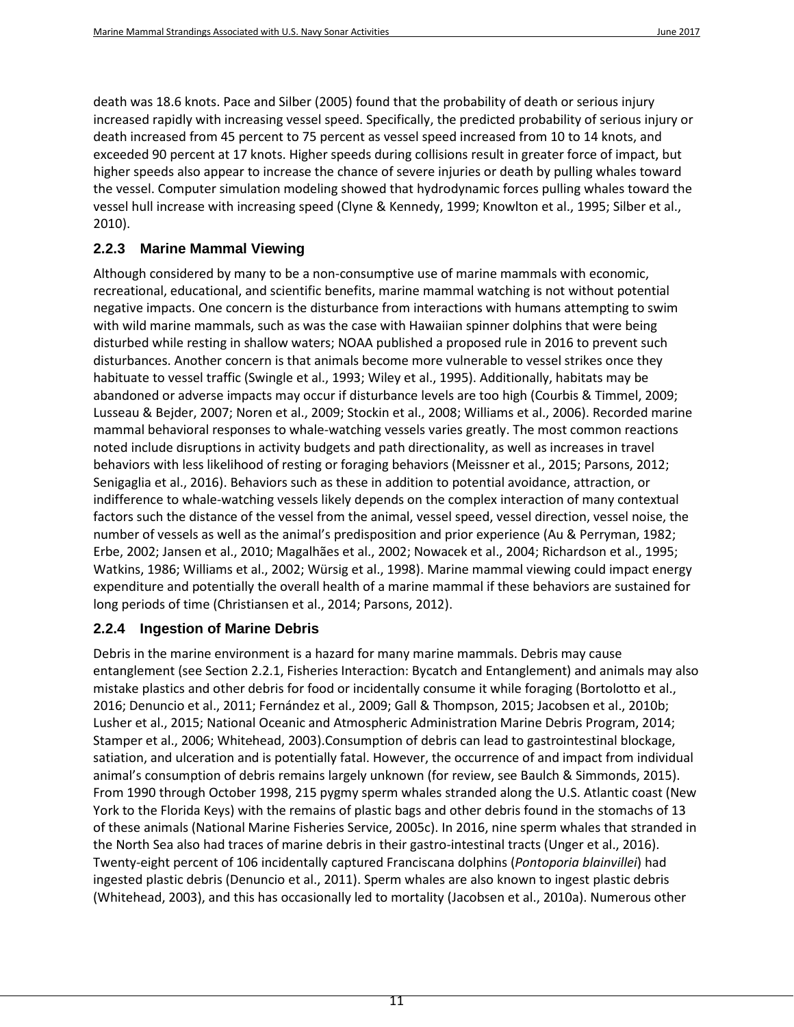death was 18.6 knots. Pace and Silber (2005) found that the probability of death or serious injury increased rapidly with increasing vessel speed. Specifically, the predicted probability of serious injury or death increased from 45 percent to 75 percent as vessel speed increased from 10 to 14 knots, and exceeded 90 percent at 17 knots. Higher speeds during collisions result in greater force of impact, but higher speeds also appear to increase the chance of severe injuries or death by pulling whales toward the vessel. Computer simulation modeling showed that hydrodynamic forces pulling whales toward the vessel hull increase with increasing speed (Clyne & Kennedy, 1999; Knowlton et al., 1995; Silber et al., 2010).

### 2.2.3 Marine Mammal Viewing

Although considered by many to be a non-consumptive use of marine mammals with economic, recreational, educational, and scientific benefits, marine mammal watching is not without potential negative impacts. One concern is the disturbance from interactions with humans attempting to swim with wild marine mammals, such as was the case with Hawaiian spinner dolphins that were being disturbed while resting in shallow waters; NOAA published a proposed rule in 2016 to prevent such disturbances. Another concern is that animals become more vulnerable to vessel strikes once they habituate to vessel traffic (Swingle et al., 1993; Wiley et al., 1995). Additionally, habitats may be abandoned or adverse impacts may occur if disturbance levels are too high (Courbis & Timmel, 2009; Lusseau & Bejder, 2007; Noren et al., 2009; Stockin et al., 2008; Williams et al., 2006). Recorded marine mammal behavioral responses to whale-watching vessels varies greatly. The most common reactions noted include disruptions in activity budgets and path directionality, as well as increases in travel behaviors with less likelihood of resting or foraging behaviors (Meissner et al., 2015; Parsons, 2012; Senigaglia et al., 2016). Behaviors such as these in addition to potential avoidance, attraction, or indifference to whale-watching vessels likely depends on the complex interaction of many contextual factors such the distance of the vessel from the animal, vessel speed, vessel direction, vessel noise, the number of vessels as well as the animal's predisposition and prior experience (Au & Perryman, 1982; Erbe, 2002; Jansen et al., 2010; Magalhães et al., 2002; Nowacek et al., 2004; Richardson et al., 1995; Watkins, 1986; Williams et al., 2002; Würsig et al., 1998). Marine mammal viewing could impact energy expenditure and potentially the overall health of a marine mammal if these behaviors are sustained for long periods of time (Christiansen et al., 2014; Parsons, 2012).

### 2.2.4 Ingestion of Marine Debris

Debris in the marine environment is a hazard for many marine mammals. Debris may cause entanglement (see Section 2.2.1, Fisheries Interaction: Bycatch and Entanglement) and animals may also mistake plastics and other debris for food or incidentally consume it while foraging (Bortolotto et al., 2016; Denuncio et al., 2011; Fernández et al., 2009; Gall & Thompson, 2015; Jacobsen et al., 2010b; Lusher et al., 2015; National Oceanic and Atmospheric Administration Marine Debris Program, 2014; Stamper et al., 2006; Whitehead, 2003).Consumption of debris can lead to gastrointestinal blockage, satiation, and ulceration and is potentially fatal. However, the occurrence of and impact from individual animal's consumption of debris remains largely unknown (for review, see Baulch & Simmonds, 2015). From 1990 through October 1998, 215 pygmy sperm whales stranded along the U.S. Atlantic coast (New York to the Florida Keys) with the remains of plastic bags and other debris found in the stomachs of 13 of these animals (National Marine Fisheries Service, 2005c). In 2016, nine sperm whales that stranded in the North Sea also had traces of marine debris in their gastro-intestinal tracts (Unger et al., 2016). Twenty-eight percent of 106 incidentally captured Franciscana dolphins (*Pontoporia blainvillei*) had ingested plastic debris (Denuncio et al., 2011). Sperm whales are also known to ingest plastic debris (Whitehead, 2003), and this has occasionally led to mortality (Jacobsen et al., 2010a). Numerous other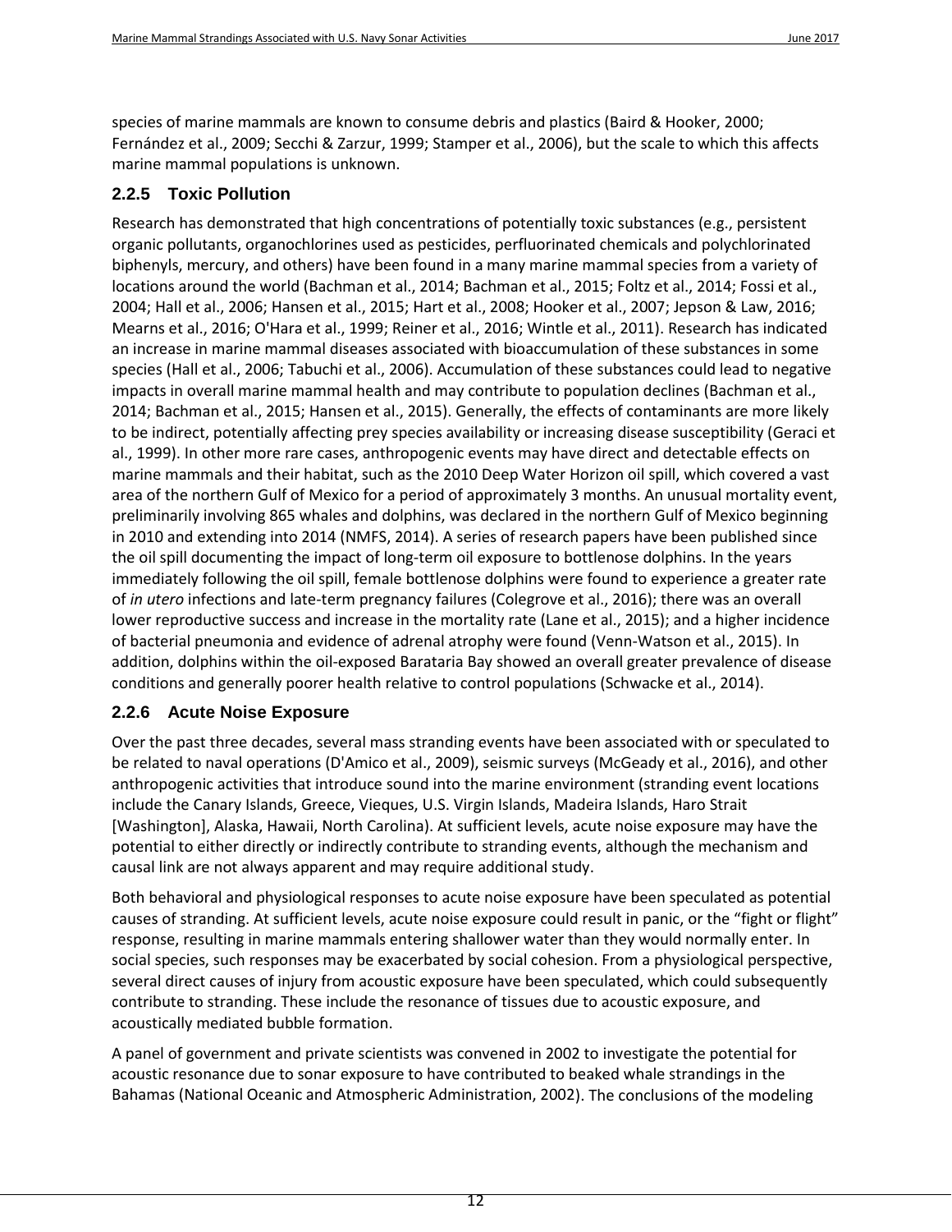species of marine mammals are known to consume debris and plastics (Baird & Hooker, 2000; Fernández et al., 2009; Secchi & Zarzur, 1999; Stamper et al., 2006), but the scale to which this affects marine mammal populations is unknown.

### 2.2.5 Toxic Pollution

Research has demonstrated that high concentrations of potentially toxic substances (e.g., persistent organic pollutants, organochlorines used as pesticides, perfluorinated chemicals and polychlorinated biphenyls, mercury, and others) have been found in a many marine mammal species from a variety of locations around the world (Bachman et al., 2014; Bachman et al., 2015; Foltz et al., 2014; Fossi et al., 2004; Hall et al., 2006; Hansen et al., 2015; Hart et al., 2008; Hooker et al., 2007; Jepson & Law, 2016; Mearns et al., 2016; O'Hara et al., 1999; Reiner et al., 2016; Wintle et al., 2011). Research has indicated an increase in marine mammal diseases associated with bioaccumulation of these substances in some species (Hall et al., 2006; Tabuchi et al., 2006). Accumulation of these substances could lead to negative impacts in overall marine mammal health and may contribute to population declines (Bachman et al., 2014; Bachman et al., 2015; Hansen et al., 2015). Generally, the effects of contaminants are more likely to be indirect, potentially affecting prey species availability or increasing disease susceptibility (Geraci et al., 1999). In other more rare cases, anthropogenic events may have direct and detectable effects on marine mammals and their habitat, such as the 2010 Deep Water Horizon oil spill, which covered a vast area of the northern Gulf of Mexico for a period of approximately 3 months. An unusual mortality event, preliminarily involving 865 whales and dolphins, was declared in the northern Gulf of Mexico beginning in 2010 and extending into 2014 (NMFS, 2014). A series of research papers have been published since the oil spill documenting the impact of long-term oil exposure to bottlenose dolphins. In the years immediately following the oil spill, female bottlenose dolphins were found to experience a greater rate of *in utero* infections and late-term pregnancy failures (Colegrove et al., 2016); there was an overall lower reproductive success and increase in the mortality rate (Lane et al., 2015); and a higher incidence of bacterial pneumonia and evidence of adrenal atrophy were found (Venn-Watson et al., 2015). In addition, dolphins within the oil-exposed Barataria Bay showed an overall greater prevalence of disease conditions and generally poorer health relative to control populations (Schwacke et al., 2014).

### 2.2.6 Acute Noise Exposure

Over the past three decades, several mass stranding events have been associated with or speculated to be related to naval operations (D'Amico et al., 2009), seismic surveys (McGeady et al., 2016), and other anthropogenic activities that introduce sound into the marine environment (stranding event locations include the Canary Islands, Greece, Vieques, U.S. Virgin Islands, Madeira Islands, Haro Strait [Washington], Alaska, Hawaii, North Carolina). At sufficient levels, acute noise exposure may have the potential to either directly or indirectly contribute to stranding events, although the mechanism and causal link are not always apparent and may require additional study.

Both behavioral and physiological responses to acute noise exposure have been speculated as potential causes of stranding. At sufficient levels, acute noise exposure could result in panic, or the "fight or flight" response, resulting in marine mammals entering shallower water than they would normally enter. In social species, such responses may be exacerbated by social cohesion. From a physiological perspective, several direct causes of injury from acoustic exposure have been speculated, which could subsequently contribute to stranding. These include the resonance of tissues due to acoustic exposure, and acoustically mediated bubble formation.

A panel of government and private scientists was convened in 2002 to investigate the potential for acoustic resonance due to sonar exposure to have contributed to beaked whale strandings in the Bahamas (National Oceanic and Atmospheric Administration, 2002). The conclusions of the modeling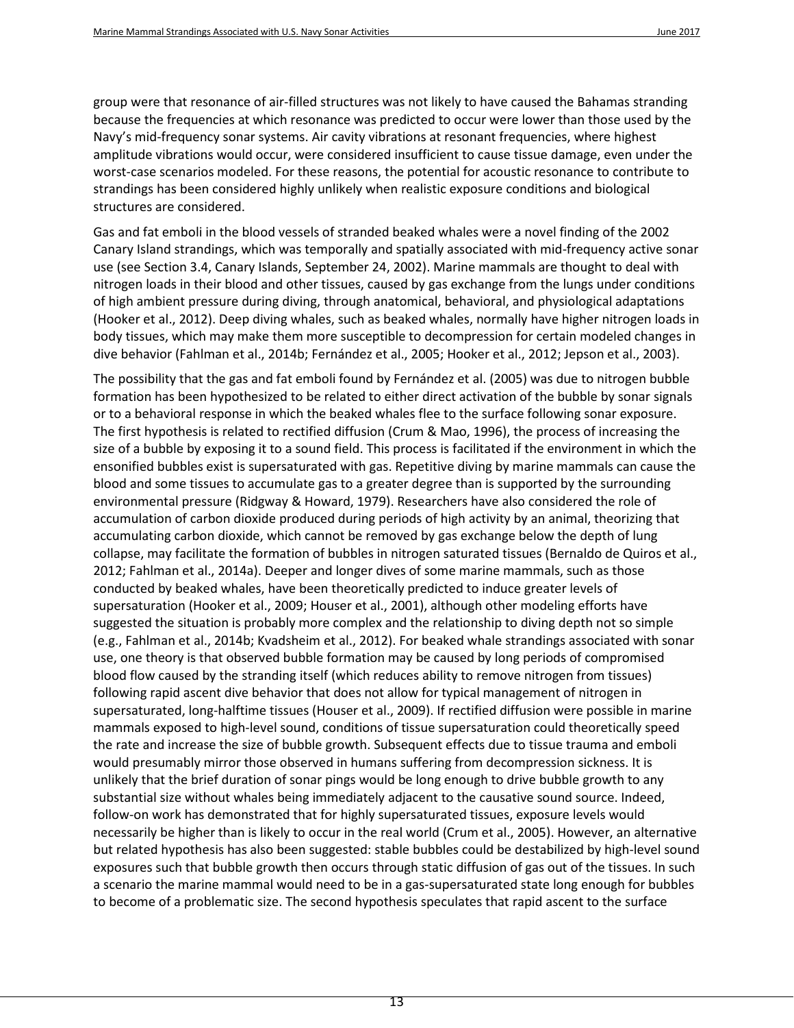group were that resonance of air-filled structures was not likely to have caused the Bahamas stranding because the frequencies at which resonance was predicted to occur were lower than those used by the Navy's mid-frequency sonar systems. Air cavity vibrations at resonant frequencies, where highest amplitude vibrations would occur, were considered insufficient to cause tissue damage, even under the worst-case scenarios modeled. For these reasons, the potential for acoustic resonance to contribute to strandings has been considered highly unlikely when realistic exposure conditions and biological structures are considered.

Gas and fat emboli in the blood vessels of stranded beaked whales were a novel finding of the 2002 Canary Island strandings, which was temporally and spatially associated with mid-frequency active sonar use (see Section 3.4, Canary Islands, September 24, 2002). Marine mammals are thought to deal with nitrogen loads in their blood and other tissues, caused by gas exchange from the lungs under conditions of high ambient pressure during diving, through anatomical, behavioral, and physiological adaptations (Hooker et al., 2012). Deep diving whales, such as beaked whales, normally have higher nitrogen loads in body tissues, which may make them more susceptible to decompression for certain modeled changes in dive behavior (Fahlman et al., 2014b; Fernández et al., 2005; Hooker et al., 2012; Jepson et al., 2003).

The possibility that the gas and fat emboli found by Fernández et al. (2005) was due to nitrogen bubble formation has been hypothesized to be related to either direct activation of the bubble by sonar signals or to a behavioral response in which the beaked whales flee to the surface following sonar exposure. The first hypothesis is related to rectified diffusion (Crum & Mao, 1996), the process of increasing the size of a bubble by exposing it to a sound field. This process is facilitated if the environment in which the ensonified bubbles exist is supersaturated with gas. Repetitive diving by marine mammals can cause the blood and some tissues to accumulate gas to a greater degree than is supported by the surrounding environmental pressure (Ridgway & Howard, 1979). Researchers have also considered the role of accumulation of carbon dioxide produced during periods of high activity by an animal, theorizing that accumulating carbon dioxide, which cannot be removed by gas exchange below the depth of lung collapse, may facilitate the formation of bubbles in nitrogen saturated tissues (Bernaldo de Quiros et al., 2012; Fahlman et al., 2014a). Deeper and longer dives of some marine mammals, such as those conducted by beaked whales, have been theoretically predicted to induce greater levels of supersaturation (Hooker et al., 2009; Houser et al., 2001), although other modeling efforts have suggested the situation is probably more complex and the relationship to diving depth not so simple (e.g., Fahlman et al., 2014b; Kvadsheim et al., 2012). For beaked whale strandings associated with sonar use, one theory is that observed bubble formation may be caused by long periods of compromised blood flow caused by the stranding itself (which reduces ability to remove nitrogen from tissues) following rapid ascent dive behavior that does not allow for typical management of nitrogen in supersaturated, long-halftime tissues (Houser et al., 2009). If rectified diffusion were possible in marine mammals exposed to high-level sound, conditions of tissue supersaturation could theoretically speed the rate and increase the size of bubble growth. Subsequent effects due to tissue trauma and emboli would presumably mirror those observed in humans suffering from decompression sickness. It is unlikely that the brief duration of sonar pings would be long enough to drive bubble growth to any substantial size without whales being immediately adjacent to the causative sound source. Indeed, follow-on work has demonstrated that for highly supersaturated tissues, exposure levels would necessarily be higher than is likely to occur in the real world (Crum et al., 2005). However, an alternative but related hypothesis has also been suggested: stable bubbles could be destabilized by high-level sound exposures such that bubble growth then occurs through static diffusion of gas out of the tissues. In such a scenario the marine mammal would need to be in a gas-supersaturated state long enough for bubbles to become of a problematic size. The second hypothesis speculates that rapid ascent to the surface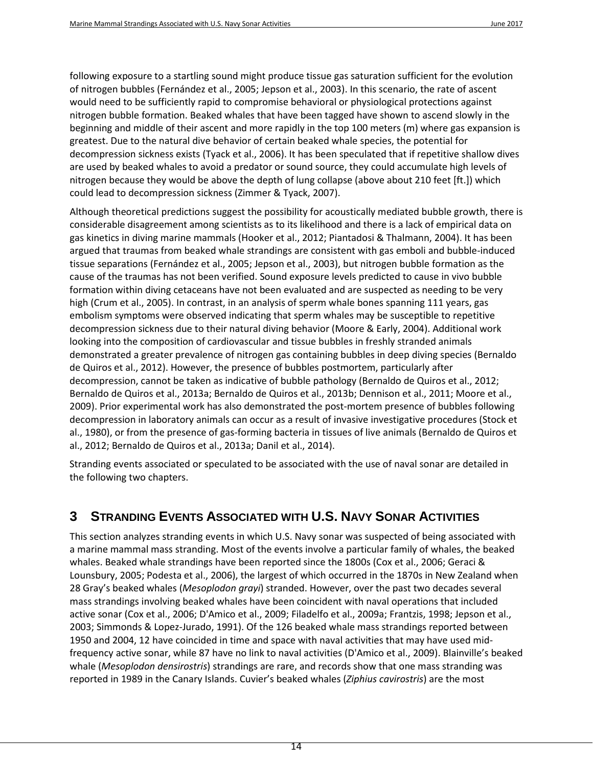following exposure to a startling sound might produce tissue gas saturation sufficient for the evolution of nitrogen bubbles (Fernández et al., 2005; Jepson et al., 2003). In this scenario, the rate of ascent would need to be sufficiently rapid to compromise behavioral or physiological protections against nitrogen bubble formation. Beaked whales that have been tagged have shown to ascend slowly in the beginning and middle of their ascent and more rapidly in the top 100 meters (m) where gas expansion is greatest. Due to the natural dive behavior of certain beaked whale species, the potential for decompression sickness exists (Tyack et al., 2006). It has been speculated that if repetitive shallow dives are used by beaked whales to avoid a predator or sound source, they could accumulate high levels of nitrogen because they would be above the depth of lung collapse (above about 210 feet [ft.]) which could lead to decompression sickness (Zimmer & Tyack, 2007).

Although theoretical predictions suggest the possibility for acoustically mediated bubble growth, there is considerable disagreement among scientists as to its likelihood and there is a lack of empirical data on gas kinetics in diving marine mammals (Hooker et al., 2012; Piantadosi & Thalmann, 2004). It has been argued that traumas from beaked whale strandings are consistent with gas emboli and bubble-induced tissue separations (Fernández et al., 2005; Jepson et al., 2003), but nitrogen bubble formation as the cause of the traumas has not been verified. Sound exposure levels predicted to cause in vivo bubble formation within diving cetaceans have not been evaluated and are suspected as needing to be very high (Crum et al., 2005). In contrast, in an analysis of sperm whale bones spanning 111 years, gas embolism symptoms were observed indicating that sperm whales may be susceptible to repetitive decompression sickness due to their natural diving behavior (Moore & Early, 2004). Additional work looking into the composition of cardiovascular and tissue bubbles in freshly stranded animals demonstrated a greater prevalence of nitrogen gas containing bubbles in deep diving species (Bernaldo de Quiros et al., 2012). However, the presence of bubbles postmortem, particularly after decompression, cannot be taken as indicative of bubble pathology (Bernaldo de Quiros et al., 2012; Bernaldo de Quiros et al., 2013a; Bernaldo de Quiros et al., 2013b; Dennison et al., 2011; Moore et al., 2009). Prior experimental work has also demonstrated the post-mortem presence of bubbles following decompression in laboratory animals can occur as a result of invasive investigative procedures (Stock et al., 1980), or from the presence of gas-forming bacteria in tissues of live animals (Bernaldo de Quiros et al., 2012; Bernaldo de Quiros et al., 2013a; Danil et al., 2014).

Stranding events associated or speculated to be associated with the use of naval sonar are detailed in the following two chapters.

# 3 STRANDING EVENTS ASSOCIATED WITH U.S. NAVY SONAR ACTIVITIES

This section analyzes stranding events in which U.S. Navy sonar was suspected of being associated with a marine mammal mass stranding. Most of the events involve a particular family of whales, the beaked whales. Beaked whale strandings have been reported since the 1800s (Cox et al., 2006; Geraci & Lounsbury, 2005; Podesta et al., 2006), the largest of which occurred in the 1870s in New Zealand when 28 Gray's beaked whales (*Mesoplodon grayi*) stranded. However, over the past two decades several mass strandings involving beaked whales have been coincident with naval operations that included active sonar (Cox et al., 2006; D'Amico et al., 2009; Filadelfo et al., 2009a; Frantzis, 1998; Jepson et al., 2003; Simmonds & Lopez-Jurado, 1991). Of the 126 beaked whale mass strandings reported between 1950 and 2004, 12 have coincided in time and space with naval activities that may have used mid-frequency active sonar, while 87 have no link to naval activities (D'Amico et al., 2009). Blainville's beaked whale (*Mesoplodon densirostris*) strandings are rare, and records show that one mass stranding was reported in 1989 in the Canary Islands. Cuvier's beaked whales (*Ziphius cavirostris*) are the most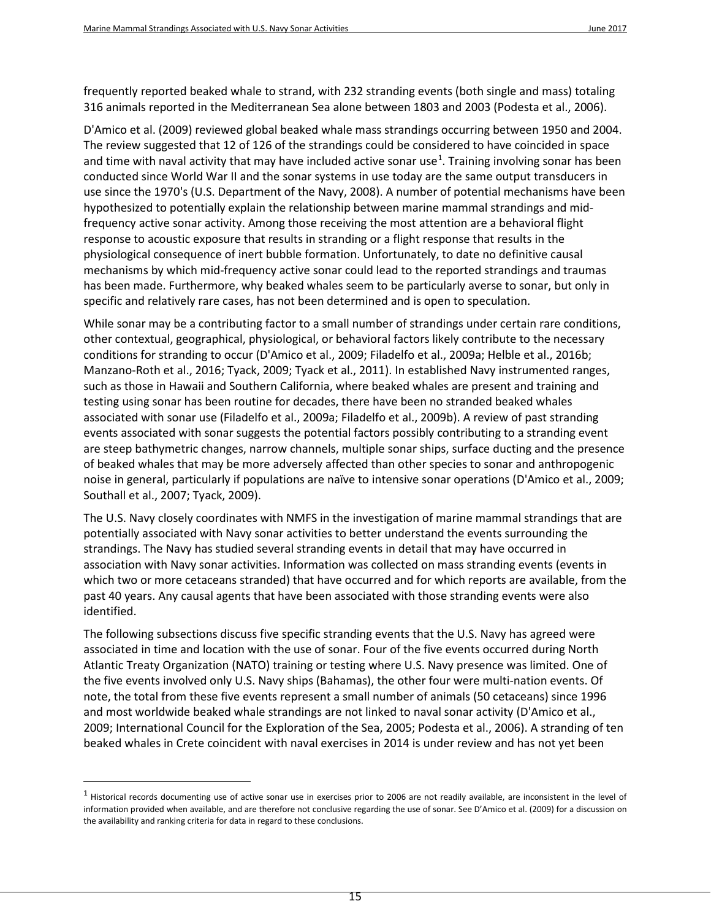frequently reported beaked whale to strand, with 232 stranding events (both single and mass) totaling 316 animals reported in the Mediterranean Sea alone between 1803 and 2003 (Podesta et al., 2006).

D'Amico et al. (2009) reviewed global beaked whale mass strandings occurring between 1950 and 2004. The review suggested that 12 of 126 of the strandings could be considered to have coincided in space and time with naval activity that may have included active sonar use[1]. Training involving sonar has been conducted since World War II and the sonar systems in use today are the same output transducers in use since the 1970's (U.S. Department of the Navy, 2008). A number of potential mechanisms have been hypothesized to potentially explain the relationship between marine mammal strandings and mid-frequency active sonar activity. Among those receiving the most attention are a behavioral flight response to acoustic exposure that results in stranding or a flight response that results in the physiological consequence of inert bubble formation. Unfortunately, to date no definitive causal mechanisms by which mid-frequency active sonar could lead to the reported strandings and traumas has been made. Furthermore, why beaked whales seem to be particularly averse to sonar, but only in specific and relatively rare cases, has not been determined and is open to speculation.

While sonar may be a contributing factor to a small number of strandings under certain rare conditions, other contextual, geographical, physiological, or behavioral factors likely contribute to the necessary conditions for stranding to occur (D'Amico et al., 2009; Filadelfo et al., 2009a; Helble et al., 2016b; Manzano-Roth et al., 2016; Tyack, 2009; Tyack et al., 2011). In established Navy instrumented ranges, such as those in Hawaii and Southern California, where beaked whales are present and training and testing using sonar has been routine for decades, there have been no stranded beaked whales associated with sonar use (Filadelfo et al., 2009a; Filadelfo et al., 2009b). A review of past stranding events associated with sonar suggests the potential factors possibly contributing to a stranding event are steep bathymetric changes, narrow channels, multiple sonar ships, surface ducting and the presence of beaked whales that may be more adversely affected than other species to sonar and anthropogenic noise in general, particularly if populations are naïve to intensive sonar operations (D'Amico et al., 2009; Southall et al., 2007; Tyack, 2009).

The U.S. Navy closely coordinates with NMFS in the investigation of marine mammal strandings that are potentially associated with Navy sonar activities to better understand the events surrounding the strandings. The Navy has studied several stranding events in detail that may have occurred in association with Navy sonar activities. Information was collected on mass stranding events (events in which two or more cetaceans stranded) that have occurred and for which reports are available, from the past 40 years. Any causal agents that have been associated with those stranding events were also identified.

The following subsections discuss five specific stranding events that the U.S. Navy has agreed were associated in time and location with the use of sonar. Four of the five events occurred during North Atlantic Treaty Organization (NATO) training or testing where U.S. Navy presence was limited. One of the five events involved only U.S. Navy ships (Bahamas), the other four were multi-nation events. Of note, the total from these five events represent a small number of animals (50 cetaceans) since 1996 and most worldwide beaked whale strandings are not linked to naval sonar activity (D'Amico et al., 2009; International Council for the Exploration of the Sea, 2005; Podesta et al., 2006). A stranding of ten beaked whales in Crete coincident with naval exercises in 2014 is under review and has not yet been

[1] Historical records documenting use of active sonar use in exercises prior to 2006 are not readily available, are inconsistent in the level of information provided when available, and are therefore not conclusive regarding the use of sonar. See D'Amico et al. (2009) for a discussion on the availability and ranking criteria for data in regard to these conclusions.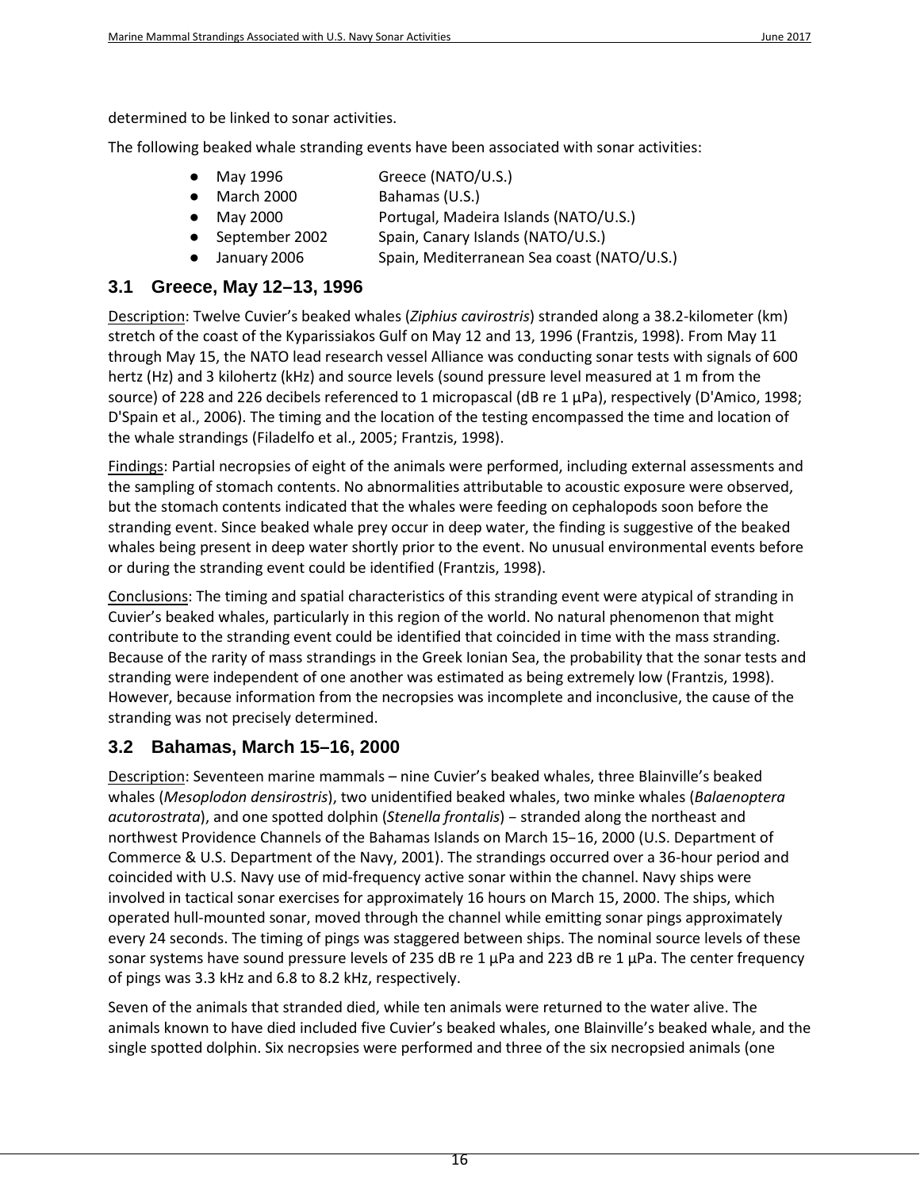determined to be linked to sonar activities.

The following beaked whale stranding events have been associated with sonar activities:

- May 1996 — Greece (NATO/U.S.)
- March 2000 — Bahamas (U.S.)
- May 2000 — Portugal, Madeira Islands (NATO/U.S.)
- September 2002 — Spain, Canary Islands (NATO/U.S.)
- January 2006 — Spain, Mediterranean Sea coast (NATO/U.S.)

## 3.1 Greece, May 12–13, 1996

Description: Twelve Cuvier's beaked whales (*Ziphius cavirostris*) stranded along a 38.2-kilometer (km) stretch of the coast of the Kyparissiakos Gulf on May 12 and 13, 1996 (Frantzis, 1998). From May 11 through May 15, the NATO lead research vessel Alliance was conducting sonar tests with signals of 600 hertz (Hz) and 3 kilohertz (kHz) and source levels (sound pressure level measured at 1 m from the source) of 228 and 226 decibels referenced to 1 micropascal (dB re 1 µPa), respectively (D'Amico, 1998; D'Spain et al., 2006). The timing and the location of the testing encompassed the time and location of the whale strandings (Filadelfo et al., 2005; Frantzis, 1998).

Findings: Partial necropsies of eight of the animals were performed, including external assessments and the sampling of stomach contents. No abnormalities attributable to acoustic exposure were observed, but the stomach contents indicated that the whales were feeding on cephalopods soon before the stranding event. Since beaked whale prey occur in deep water, the finding is suggestive of the beaked whales being present in deep water shortly prior to the event. No unusual environmental events before or during the stranding event could be identified (Frantzis, 1998).

Conclusions: The timing and spatial characteristics of this stranding event were atypical of stranding in Cuvier's beaked whales, particularly in this region of the world. No natural phenomenon that might contribute to the stranding event could be identified that coincided in time with the mass stranding. Because of the rarity of mass strandings in the Greek Ionian Sea, the probability that the sonar tests and stranding were independent of one another was estimated as being extremely low (Frantzis, 1998). However, because information from the necropsies was incomplete and inconclusive, the cause of the stranding was not precisely determined.

## 3.2 Bahamas, March 15–16, 2000

Description: Seventeen marine mammals – nine Cuvier's beaked whales, three Blainville's beaked whales (*Mesoplodon densirostris*), two unidentified beaked whales, two minke whales (*Balaenoptera acutorostrata*), and one spotted dolphin (*Stenella frontalis*) – stranded along the northeast and northwest Providence Channels of the Bahamas Islands on March 15–16, 2000 (U.S. Department of Commerce & U.S. Department of the Navy, 2001). The strandings occurred over a 36-hour period and coincided with U.S. Navy use of mid-frequency active sonar within the channel. Navy ships were involved in tactical sonar exercises for approximately 16 hours on March 15, 2000. The ships, which operated hull-mounted sonar, moved through the channel while emitting sonar pings approximately every 24 seconds. The timing of pings was staggered between ships. The nominal source levels of these sonar systems have sound pressure levels of 235 dB re 1 µPa and 223 dB re 1 µPa. The center frequency of pings was 3.3 kHz and 6.8 to 8.2 kHz, respectively.

Seven of the animals that stranded died, while ten animals were returned to the water alive. The animals known to have died included five Cuvier's beaked whales, one Blainville's beaked whale, and the single spotted dolphin. Six necropsies were performed and three of the six necropsied animals (one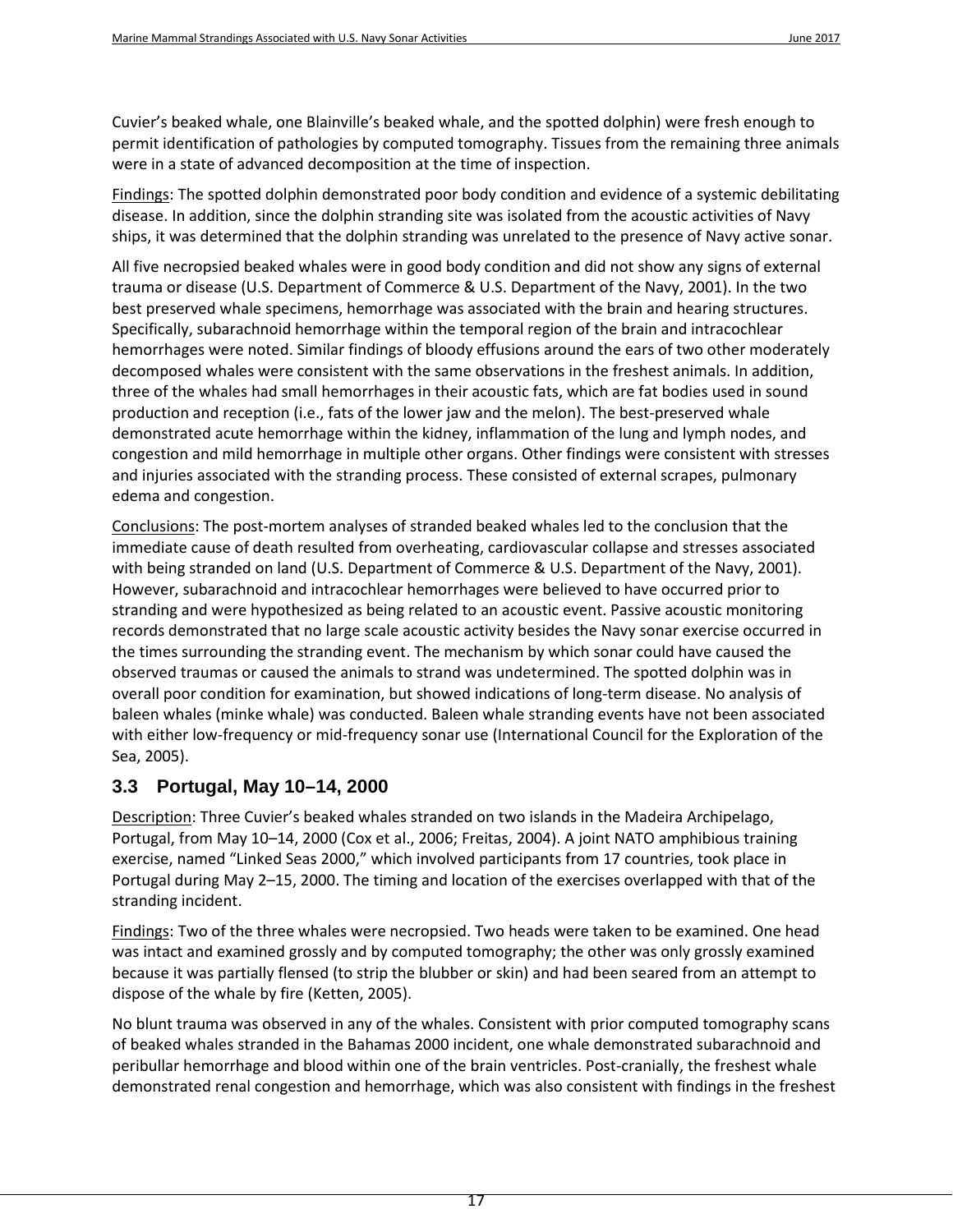Cuvier's beaked whale, one Blainville's beaked whale, and the spotted dolphin) were fresh enough to permit identification of pathologies by computed tomography. Tissues from the remaining three animals were in a state of advanced decomposition at the time of inspection.

Findings: The spotted dolphin demonstrated poor body condition and evidence of a systemic debilitating disease. In addition, since the dolphin stranding site was isolated from the acoustic activities of Navy ships, it was determined that the dolphin stranding was unrelated to the presence of Navy active sonar.

All five necropsied beaked whales were in good body condition and did not show any signs of external trauma or disease (U.S. Department of Commerce & U.S. Department of the Navy, 2001). In the two best preserved whale specimens, hemorrhage was associated with the brain and hearing structures. Specifically, subarachnoid hemorrhage within the temporal region of the brain and intracochlear hemorrhages were noted. Similar findings of bloody effusions around the ears of two other moderately decomposed whales were consistent with the same observations in the freshest animals. In addition, three of the whales had small hemorrhages in their acoustic fats, which are fat bodies used in sound production and reception (i.e., fats of the lower jaw and the melon). The best-preserved whale demonstrated acute hemorrhage within the kidney, inflammation of the lung and lymph nodes, and congestion and mild hemorrhage in multiple other organs. Other findings were consistent with stresses and injuries associated with the stranding process. These consisted of external scrapes, pulmonary edema and congestion.

Conclusions: The post-mortem analyses of stranded beaked whales led to the conclusion that the immediate cause of death resulted from overheating, cardiovascular collapse and stresses associated with being stranded on land (U.S. Department of Commerce & U.S. Department of the Navy, 2001). However, subarachnoid and intracochlear hemorrhages were believed to have occurred prior to stranding and were hypothesized as being related to an acoustic event. Passive acoustic monitoring records demonstrated that no large scale acoustic activity besides the Navy sonar exercise occurred in the times surrounding the stranding event. The mechanism by which sonar could have caused the observed traumas or caused the animals to strand was undetermined. The spotted dolphin was in overall poor condition for examination, but showed indications of long-term disease. No analysis of baleen whales (minke whale) was conducted. Baleen whale stranding events have not been associated with either low-frequency or mid-frequency sonar use (International Council for the Exploration of the Sea, 2005).

## 3.3 Portugal, May 10–14, 2000

Description: Three Cuvier's beaked whales stranded on two islands in the Madeira Archipelago, Portugal, from May 10–14, 2000 (Cox et al., 2006; Freitas, 2004). A joint NATO amphibious training exercise, named "Linked Seas 2000," which involved participants from 17 countries, took place in Portugal during May 2–15, 2000. The timing and location of the exercises overlapped with that of the stranding incident.

Findings: Two of the three whales were necropsied. Two heads were taken to be examined. One head was intact and examined grossly and by computed tomography; the other was only grossly examined because it was partially flensed (to strip the blubber or skin) and had been seared from an attempt to dispose of the whale by fire (Ketten, 2005).

No blunt trauma was observed in any of the whales. Consistent with prior computed tomography scans of beaked whales stranded in the Bahamas 2000 incident, one whale demonstrated subarachnoid and peribullar hemorrhage and blood within one of the brain ventricles. Post-cranially, the freshest whale demonstrated renal congestion and hemorrhage, which was also consistent with findings in the freshest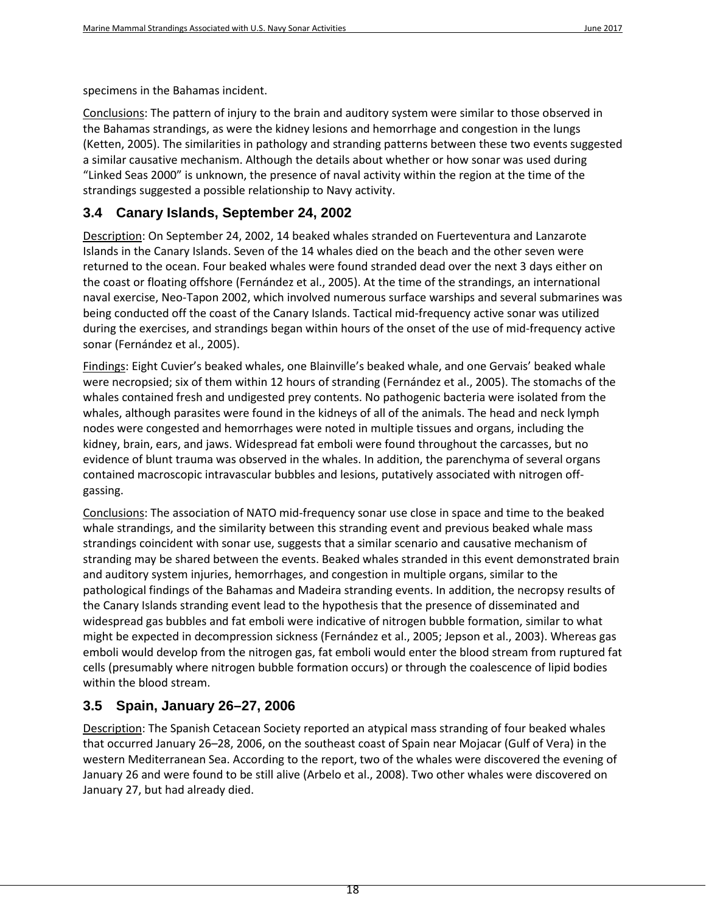specimens in the Bahamas incident.

Conclusions: The pattern of injury to the brain and auditory system were similar to those observed in the Bahamas strandings, as were the kidney lesions and hemorrhage and congestion in the lungs (Ketten, 2005). The similarities in pathology and stranding patterns between these two events suggested a similar causative mechanism. Although the details about whether or how sonar was used during "Linked Seas 2000" is unknown, the presence of naval activity within the region at the time of the strandings suggested a possible relationship to Navy activity.

## 3.4 Canary Islands, September 24, 2002

Description: On September 24, 2002, 14 beaked whales stranded on Fuerteventura and Lanzarote Islands in the Canary Islands. Seven of the 14 whales died on the beach and the other seven were returned to the ocean. Four beaked whales were found stranded dead over the next 3 days either on the coast or floating offshore (Fernández et al., 2005). At the time of the strandings, an international naval exercise, Neo-Tapon 2002, which involved numerous surface warships and several submarines was being conducted off the coast of the Canary Islands. Tactical mid-frequency active sonar was utilized during the exercises, and strandings began within hours of the onset of the use of mid-frequency active sonar (Fernández et al., 2005).

Findings: Eight Cuvier's beaked whales, one Blainville's beaked whale, and one Gervais' beaked whale were necropsied; six of them within 12 hours of stranding (Fernández et al., 2005). The stomachs of the whales contained fresh and undigested prey contents. No pathogenic bacteria were isolated from the whales, although parasites were found in the kidneys of all of the animals. The head and neck lymph nodes were congested and hemorrhages were noted in multiple tissues and organs, including the kidney, brain, ears, and jaws. Widespread fat emboli were found throughout the carcasses, but no evidence of blunt trauma was observed in the whales. In addition, the parenchyma of several organs contained macroscopic intravascular bubbles and lesions, putatively associated with nitrogen off-gassing.

Conclusions: The association of NATO mid-frequency sonar use close in space and time to the beaked whale strandings, and the similarity between this stranding event and previous beaked whale mass strandings coincident with sonar use, suggests that a similar scenario and causative mechanism of stranding may be shared between the events. Beaked whales stranded in this event demonstrated brain and auditory system injuries, hemorrhages, and congestion in multiple organs, similar to the pathological findings of the Bahamas and Madeira stranding events. In addition, the necropsy results of the Canary Islands stranding event lead to the hypothesis that the presence of disseminated and widespread gas bubbles and fat emboli were indicative of nitrogen bubble formation, similar to what might be expected in decompression sickness (Fernández et al., 2005; Jepson et al., 2003). Whereas gas emboli would develop from the nitrogen gas, fat emboli would enter the blood stream from ruptured fat cells (presumably where nitrogen bubble formation occurs) or through the coalescence of lipid bodies within the blood stream.

## 3.5 Spain, January 26–27, 2006

Description: The Spanish Cetacean Society reported an atypical mass stranding of four beaked whales that occurred January 26–28, 2006, on the southeast coast of Spain near Mojacar (Gulf of Vera) in the western Mediterranean Sea. According to the report, two of the whales were discovered the evening of January 26 and were found to be still alive (Arbelo et al., 2008). Two other whales were discovered on January 27, but had already died.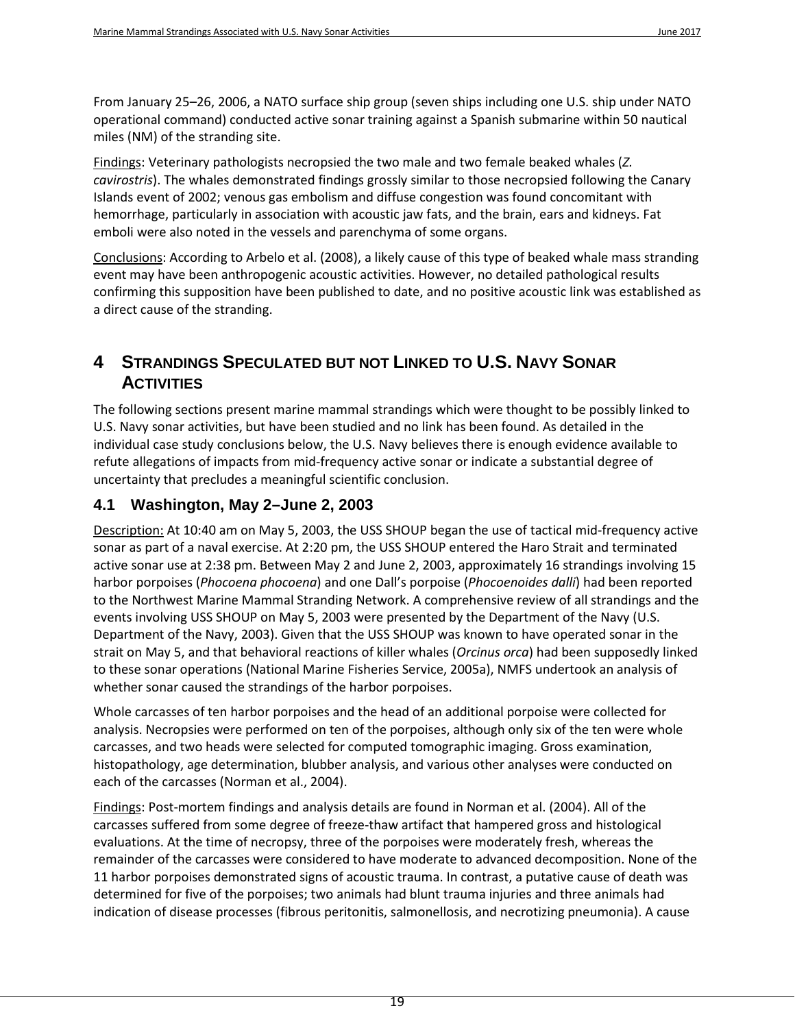From January 25–26, 2006, a NATO surface ship group (seven ships including one U.S. ship under NATO operational command) conducted active sonar training against a Spanish submarine within 50 nautical miles (NM) of the stranding site.

Findings: Veterinary pathologists necropsied the two male and two female beaked whales (*Z. cavirostris*). The whales demonstrated findings grossly similar to those necropsied following the Canary Islands event of 2002; venous gas embolism and diffuse congestion was found concomitant with hemorrhage, particularly in association with acoustic jaw fats, and the brain, ears and kidneys. Fat emboli were also noted in the vessels and parenchyma of some organs.

Conclusions: According to Arbelo et al. (2008), a likely cause of this type of beaked whale mass stranding event may have been anthropogenic acoustic activities. However, no detailed pathological results confirming this supposition have been published to date, and no positive acoustic link was established as a direct cause of the stranding.

# 4 Strandings Speculated but not Linked to U.S. Navy Sonar Activities

The following sections present marine mammal strandings which were thought to be possibly linked to U.S. Navy sonar activities, but have been studied and no link has been found. As detailed in the individual case study conclusions below, the U.S. Navy believes there is enough evidence available to refute allegations of impacts from mid-frequency active sonar or indicate a substantial degree of uncertainty that precludes a meaningful scientific conclusion.

## 4.1 Washington, May 2–June 2, 2003

Description: At 10:40 am on May 5, 2003, the USS SHOUP began the use of tactical mid-frequency active sonar as part of a naval exercise. At 2:20 pm, the USS SHOUP entered the Haro Strait and terminated active sonar use at 2:38 pm. Between May 2 and June 2, 2003, approximately 16 strandings involving 15 harbor porpoises (*Phocoena phocoena*) and one Dall's porpoise (*Phocoenoides dalli*) had been reported to the Northwest Marine Mammal Stranding Network. A comprehensive review of all strandings and the events involving USS SHOUP on May 5, 2003 were presented by the Department of the Navy (U.S. Department of the Navy, 2003). Given that the USS SHOUP was known to have operated sonar in the strait on May 5, and that behavioral reactions of killer whales (*Orcinus orca*) had been supposedly linked to these sonar operations (National Marine Fisheries Service, 2005a), NMFS undertook an analysis of whether sonar caused the strandings of the harbor porpoises.

Whole carcasses of ten harbor porpoises and the head of an additional porpoise were collected for analysis. Necropsies were performed on ten of the porpoises, although only six of the ten were whole carcasses, and two heads were selected for computed tomographic imaging. Gross examination, histopathology, age determination, blubber analysis, and various other analyses were conducted on each of the carcasses (Norman et al., 2004).

Findings: Post-mortem findings and analysis details are found in Norman et al. (2004). All of the carcasses suffered from some degree of freeze-thaw artifact that hampered gross and histological evaluations. At the time of necropsy, three of the porpoises were moderately fresh, whereas the remainder of the carcasses were considered to have moderate to advanced decomposition. None of the 11 harbor porpoises demonstrated signs of acoustic trauma. In contrast, a putative cause of death was determined for five of the porpoises; two animals had blunt trauma injuries and three animals had indication of disease processes (fibrous peritonitis, salmonellosis, and necrotizing pneumonia). A cause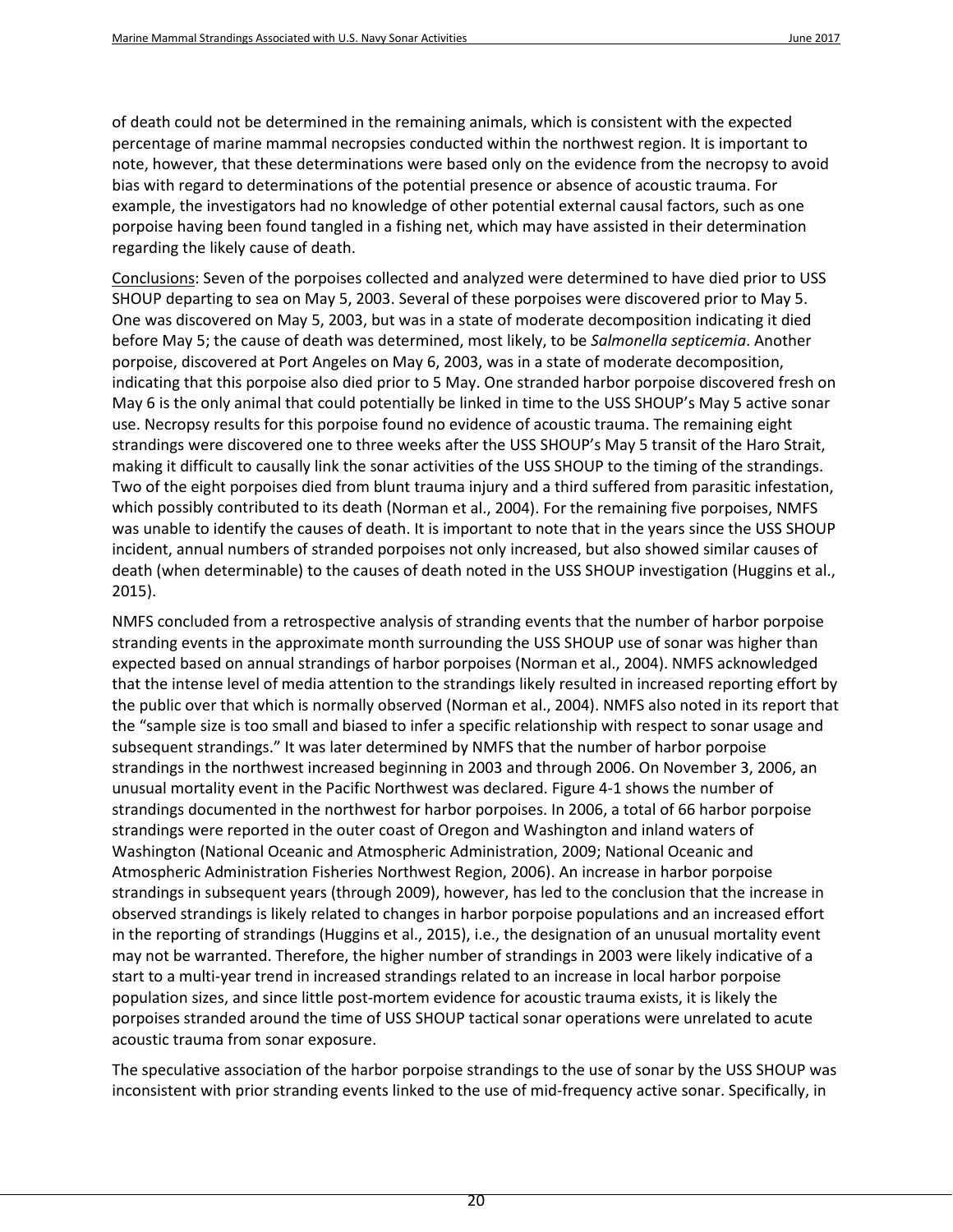of death could not be determined in the remaining animals, which is consistent with the expected percentage of marine mammal necropsies conducted within the northwest region. It is important to note, however, that these determinations were based only on the evidence from the necropsy to avoid bias with regard to determinations of the potential presence or absence of acoustic trauma. For example, the investigators had no knowledge of other potential external causal factors, such as one porpoise having been found tangled in a fishing net, which may have assisted in their determination regarding the likely cause of death.

Conclusions: Seven of the porpoises collected and analyzed were determined to have died prior to USS SHOUP departing to sea on May 5, 2003. Several of these porpoises were discovered prior to May 5. One was discovered on May 5, 2003, but was in a state of moderate decomposition indicating it died before May 5; the cause of death was determined, most likely, to be *Salmonella septicemia*. Another porpoise, discovered at Port Angeles on May 6, 2003, was in a state of moderate decomposition, indicating that this porpoise also died prior to 5 May. One stranded harbor porpoise discovered fresh on May 6 is the only animal that could potentially be linked in time to the USS SHOUP's May 5 active sonar use. Necropsy results for this porpoise found no evidence of acoustic trauma. The remaining eight strandings were discovered one to three weeks after the USS SHOUP's May 5 transit of the Haro Strait, making it difficult to causally link the sonar activities of the USS SHOUP to the timing of the strandings. Two of the eight porpoises died from blunt trauma injury and a third suffered from parasitic infestation, which possibly contributed to its death (Norman et al., 2004). For the remaining five porpoises, NMFS was unable to identify the causes of death. It is important to note that in the years since the USS SHOUP incident, annual numbers of stranded porpoises not only increased, but also showed similar causes of death (when determinable) to the causes of death noted in the USS SHOUP investigation (Huggins et al., 2015).

NMFS concluded from a retrospective analysis of stranding events that the number of harbor porpoise stranding events in the approximate month surrounding the USS SHOUP use of sonar was higher than expected based on annual strandings of harbor porpoises (Norman et al., 2004). NMFS acknowledged that the intense level of media attention to the strandings likely resulted in increased reporting effort by the public over that which is normally observed (Norman et al., 2004). NMFS also noted in its report that the "sample size is too small and biased to infer a specific relationship with respect to sonar usage and subsequent strandings." It was later determined by NMFS that the number of harbor porpoise strandings in the northwest increased beginning in 2003 and through 2006. On November 3, 2006, an unusual mortality event in the Pacific Northwest was declared. Figure 4-1 shows the number of strandings documented in the northwest for harbor porpoises. In 2006, a total of 66 harbor porpoise strandings were reported in the outer coast of Oregon and Washington and inland waters of Washington (National Oceanic and Atmospheric Administration, 2009; National Oceanic and Atmospheric Administration Fisheries Northwest Region, 2006). An increase in harbor porpoise strandings in subsequent years (through 2009), however, has led to the conclusion that the increase in observed strandings is likely related to changes in harbor porpoise populations and an increased effort in the reporting of strandings (Huggins et al., 2015), i.e., the designation of an unusual mortality event may not be warranted. Therefore, the higher number of strandings in 2003 were likely indicative of a start to a multi-year trend in increased strandings related to an increase in local harbor porpoise population sizes, and since little post-mortem evidence for acoustic trauma exists, it is likely the porpoises stranded around the time of USS SHOUP tactical sonar operations were unrelated to acute acoustic trauma from sonar exposure.

The speculative association of the harbor porpoise strandings to the use of sonar by the USS SHOUP was inconsistent with prior stranding events linked to the use of mid-frequency active sonar. Specifically, in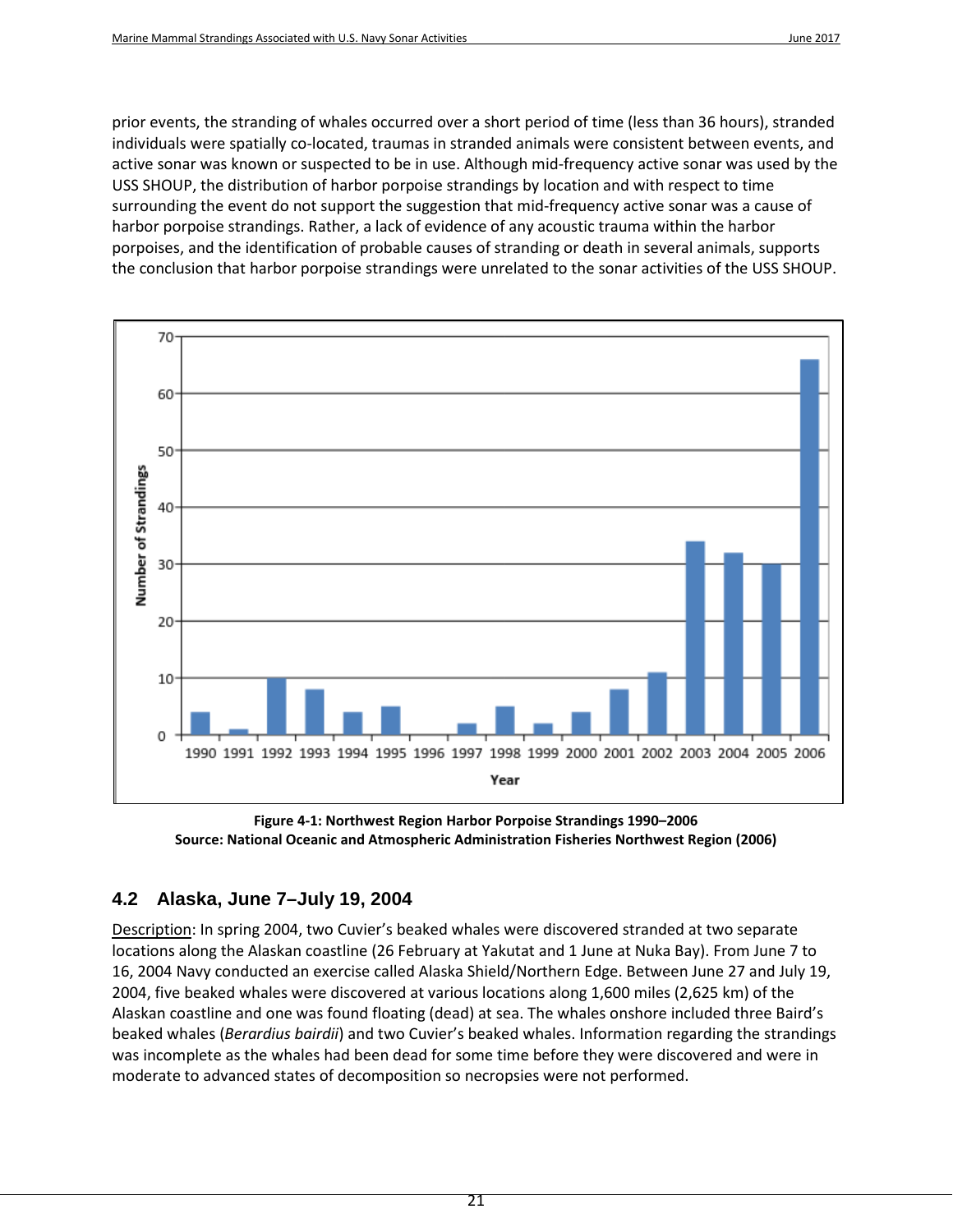prior events, the stranding of whales occurred over a short period of time (less than 36 hours), stranded individuals were spatially co-located, traumas in stranded animals were consistent between events, and active sonar was known or suspected to be in use. Although mid-frequency active sonar was used by the USS SHOUP, the distribution of harbor porpoise strandings by location and with respect to time surrounding the event do not support the suggestion that mid-frequency active sonar was a cause of harbor porpoise strandings. Rather, a lack of evidence of any acoustic trauma within the harbor porpoises, and the identification of probable causes of stranding or death in several animals, supports the conclusion that harbor porpoise strandings were unrelated to the sonar activities of the USS SHOUP.

**Figure 4-1: Northwest Region Harbor Porpoise Strandings 1990–2006**
**Source: National Oceanic and Atmospheric Administration Fisheries Northwest Region (2006)**

## 4.2 Alaska, June 7–July 19, 2004

Description: In spring 2004, two Cuvier's beaked whales were discovered stranded at two separate locations along the Alaskan coastline (26 February at Yakutat and 1 June at Nuka Bay). From June 7 to 16, 2004 Navy conducted an exercise called Alaska Shield/Northern Edge. Between June 27 and July 19, 2004, five beaked whales were discovered at various locations along 1,600 miles (2,625 km) of the Alaskan coastline and one was found floating (dead) at sea. The whales onshore included three Baird's beaked whales (*Berardius bairdii*) and two Cuvier's beaked whales. Information regarding the strandings was incomplete as the whales had been dead for some time before they were discovered and were in moderate to advanced states of decomposition so necropsies were not performed.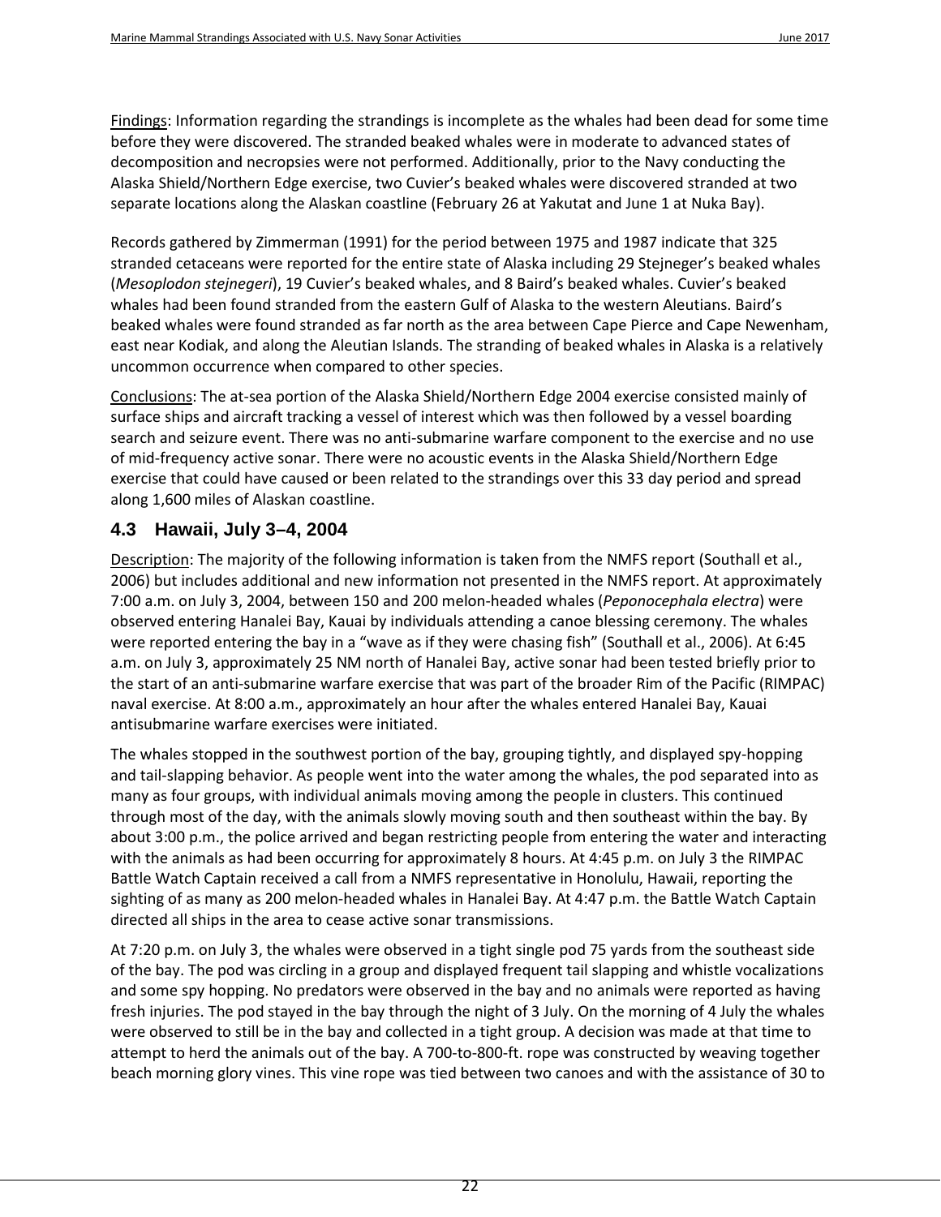Findings: Information regarding the strandings is incomplete as the whales had been dead for some time before they were discovered. The stranded beaked whales were in moderate to advanced states of decomposition and necropsies were not performed. Additionally, prior to the Navy conducting the Alaska Shield/Northern Edge exercise, two Cuvier's beaked whales were discovered stranded at two separate locations along the Alaskan coastline (February 26 at Yakutat and June 1 at Nuka Bay).

Records gathered by Zimmerman (1991) for the period between 1975 and 1987 indicate that 325 stranded cetaceans were reported for the entire state of Alaska including 29 Stejneger's beaked whales (*Mesoplodon stejnegeri*), 19 Cuvier's beaked whales, and 8 Baird's beaked whales. Cuvier's beaked whales had been found stranded from the eastern Gulf of Alaska to the western Aleutians. Baird's beaked whales were found stranded as far north as the area between Cape Pierce and Cape Newenham, east near Kodiak, and along the Aleutian Islands. The stranding of beaked whales in Alaska is a relatively uncommon occurrence when compared to other species.

Conclusions: The at-sea portion of the Alaska Shield/Northern Edge 2004 exercise consisted mainly of surface ships and aircraft tracking a vessel of interest which was then followed by a vessel boarding search and seizure event. There was no anti-submarine warfare component to the exercise and no use of mid-frequency active sonar. There were no acoustic events in the Alaska Shield/Northern Edge exercise that could have caused or been related to the strandings over this 33 day period and spread along 1,600 miles of Alaskan coastline.

## 4.3 Hawaii, July 3–4, 2004

Description: The majority of the following information is taken from the NMFS report (Southall et al., 2006) but includes additional and new information not presented in the NMFS report. At approximately 7:00 a.m. on July 3, 2004, between 150 and 200 melon-headed whales (*Peponocephala electra*) were observed entering Hanalei Bay, Kauai by individuals attending a canoe blessing ceremony. The whales were reported entering the bay in a "wave as if they were chasing fish" (Southall et al., 2006). At 6:45 a.m. on July 3, approximately 25 NM north of Hanalei Bay, active sonar had been tested briefly prior to the start of an anti-submarine warfare exercise that was part of the broader Rim of the Pacific (RIMPAC) naval exercise. At 8:00 a.m., approximately an hour after the whales entered Hanalei Bay, Kauai antisubmarine warfare exercises were initiated.

The whales stopped in the southwest portion of the bay, grouping tightly, and displayed spy-hopping and tail-slapping behavior. As people went into the water among the whales, the pod separated into as many as four groups, with individual animals moving among the people in clusters. This continued through most of the day, with the animals slowly moving south and then southeast within the bay. By about 3:00 p.m., the police arrived and began restricting people from entering the water and interacting with the animals as had been occurring for approximately 8 hours. At 4:45 p.m. on July 3 the RIMPAC Battle Watch Captain received a call from a NMFS representative in Honolulu, Hawaii, reporting the sighting of as many as 200 melon-headed whales in Hanalei Bay. At 4:47 p.m. the Battle Watch Captain directed all ships in the area to cease active sonar transmissions.

At 7:20 p.m. on July 3, the whales were observed in a tight single pod 75 yards from the southeast side of the bay. The pod was circling in a group and displayed frequent tail slapping and whistle vocalizations and some spy hopping. No predators were observed in the bay and no animals were reported as having fresh injuries. The pod stayed in the bay through the night of 3 July. On the morning of 4 July the whales were observed to still be in the bay and collected in a tight group. A decision was made at that time to attempt to herd the animals out of the bay. A 700-to-800-ft. rope was constructed by weaving together beach morning glory vines. This vine rope was tied between two canoes and with the assistance of 30 to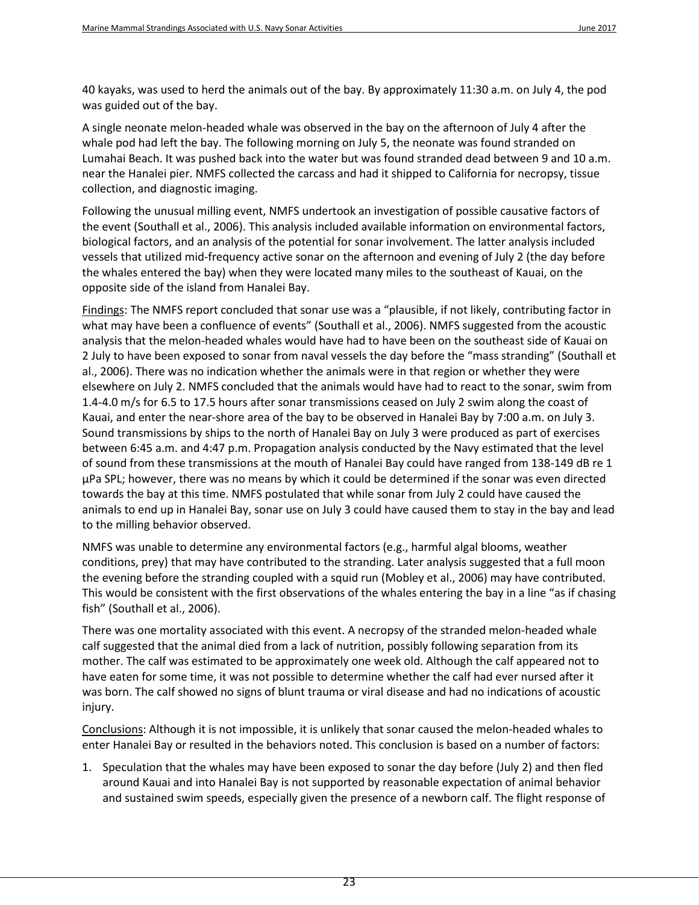40 kayaks, was used to herd the animals out of the bay. By approximately 11:30 a.m. on July 4, the pod was guided out of the bay.

A single neonate melon-headed whale was observed in the bay on the afternoon of July 4 after the whale pod had left the bay. The following morning on July 5, the neonate was found stranded on Lumahai Beach. It was pushed back into the water but was found stranded dead between 9 and 10 a.m. near the Hanalei pier. NMFS collected the carcass and had it shipped to California for necropsy, tissue collection, and diagnostic imaging.

Following the unusual milling event, NMFS undertook an investigation of possible causative factors of the event (Southall et al., 2006). This analysis included available information on environmental factors, biological factors, and an analysis of the potential for sonar involvement. The latter analysis included vessels that utilized mid-frequency active sonar on the afternoon and evening of July 2 (the day before the whales entered the bay) when they were located many miles to the southeast of Kauai, on the opposite side of the island from Hanalei Bay.

<u>Findings</u>: The NMFS report concluded that sonar use was a "plausible, if not likely, contributing factor in what may have been a confluence of events" (Southall et al., 2006). NMFS suggested from the acoustic analysis that the melon-headed whales would have had to have been on the southeast side of Kauai on 2 July to have been exposed to sonar from naval vessels the day before the "mass stranding" (Southall et al., 2006). There was no indication whether the animals were in that region or whether they were elsewhere on July 2. NMFS concluded that the animals would have had to react to the sonar, swim from 1.4-4.0 m/s for 6.5 to 17.5 hours after sonar transmissions ceased on July 2 swim along the coast of Kauai, and enter the near-shore area of the bay to be observed in Hanalei Bay by 7:00 a.m. on July 3. Sound transmissions by ships to the north of Hanalei Bay on July 3 were produced as part of exercises between 6:45 a.m. and 4:47 p.m. Propagation analysis conducted by the Navy estimated that the level of sound from these transmissions at the mouth of Hanalei Bay could have ranged from 138-149 dB re 1 µPa SPL; however, there was no means by which it could be determined if the sonar was even directed towards the bay at this time. NMFS postulated that while sonar from July 2 could have caused the animals to end up in Hanalei Bay, sonar use on July 3 could have caused them to stay in the bay and lead to the milling behavior observed.

NMFS was unable to determine any environmental factors (e.g., harmful algal blooms, weather conditions, prey) that may have contributed to the stranding. Later analysis suggested that a full moon the evening before the stranding coupled with a squid run (Mobley et al., 2006) may have contributed. This would be consistent with the first observations of the whales entering the bay in a line "as if chasing fish" (Southall et al., 2006).

There was one mortality associated with this event. A necropsy of the stranded melon-headed whale calf suggested that the animal died from a lack of nutrition, possibly following separation from its mother. The calf was estimated to be approximately one week old. Although the calf appeared not to have eaten for some time, it was not possible to determine whether the calf had ever nursed after it was born. The calf showed no signs of blunt trauma or viral disease and had no indications of acoustic injury.

<u>Conclusions</u>: Although it is not impossible, it is unlikely that sonar caused the melon-headed whales to enter Hanalei Bay or resulted in the behaviors noted. This conclusion is based on a number of factors:

1. Speculation that the whales may have been exposed to sonar the day before (July 2) and then fled around Kauai and into Hanalei Bay is not supported by reasonable expectation of animal behavior and sustained swim speeds, especially given the presence of a newborn calf. The flight response of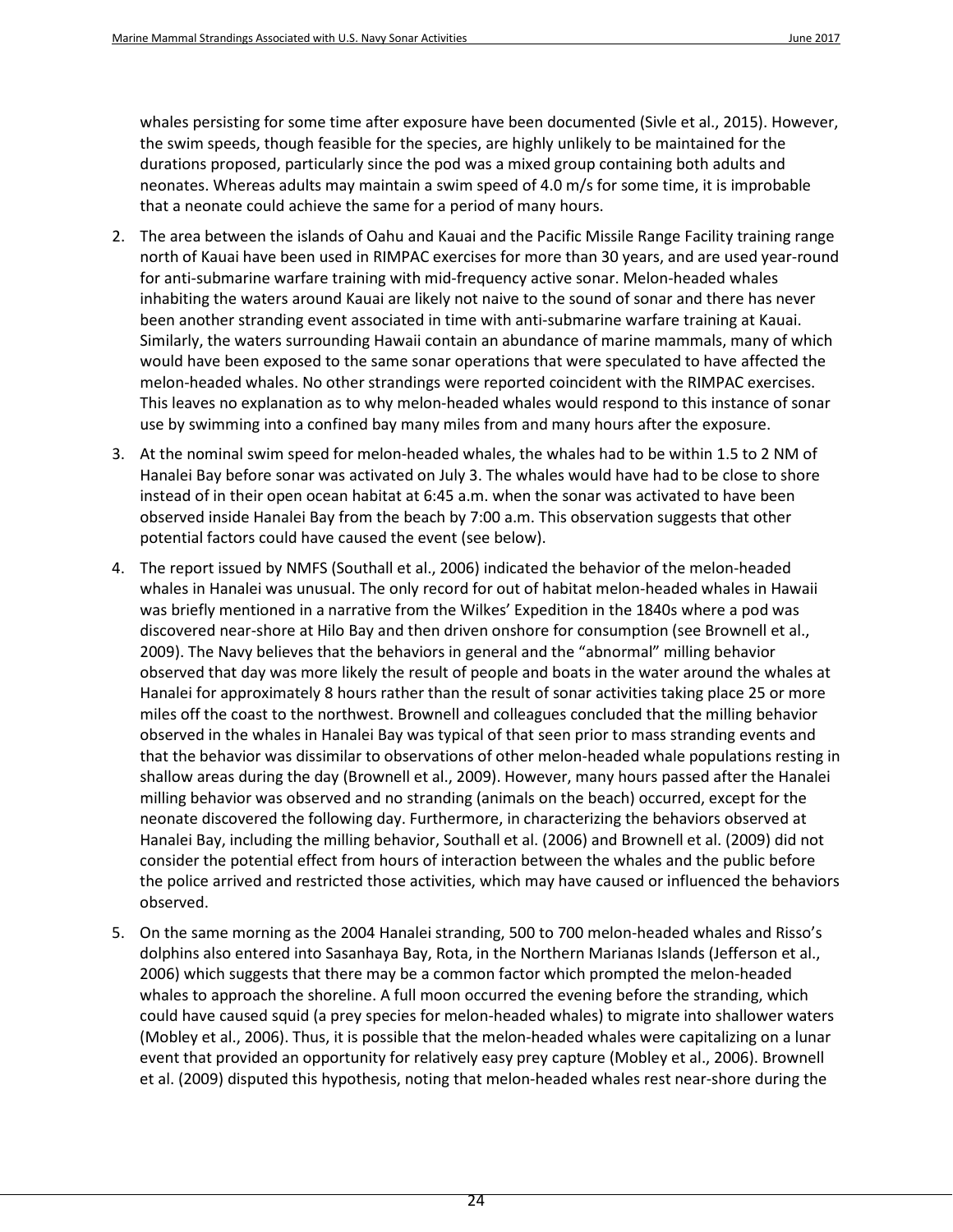whales persisting for some time after exposure have been documented (Sivle et al., 2015). However, the swim speeds, though feasible for the species, are highly unlikely to be maintained for the durations proposed, particularly since the pod was a mixed group containing both adults and neonates. Whereas adults may maintain a swim speed of 4.0 m/s for some time, it is improbable that a neonate could achieve the same for a period of many hours.

2. The area between the islands of Oahu and Kauai and the Pacific Missile Range Facility training range north of Kauai have been used in RIMPAC exercises for more than 30 years, and are used year-round for anti-submarine warfare training with mid-frequency active sonar. Melon-headed whales inhabiting the waters around Kauai are likely not naive to the sound of sonar and there has never been another stranding event associated in time with anti-submarine warfare training at Kauai. Similarly, the waters surrounding Hawaii contain an abundance of marine mammals, many of which would have been exposed to the same sonar operations that were speculated to have affected the melon-headed whales. No other strandings were reported coincident with the RIMPAC exercises. This leaves no explanation as to why melon-headed whales would respond to this instance of sonar use by swimming into a confined bay many miles from and many hours after the exposure.
3. At the nominal swim speed for melon-headed whales, the whales had to be within 1.5 to 2 NM of Hanalei Bay before sonar was activated on July 3. The whales would have had to be close to shore instead of in their open ocean habitat at 6:45 a.m. when the sonar was activated to have been observed inside Hanalei Bay from the beach by 7:00 a.m. This observation suggests that other potential factors could have caused the event (see below).
4. The report issued by NMFS (Southall et al., 2006) indicated the behavior of the melon-headed whales in Hanalei was unusual. The only record for out of habitat melon-headed whales in Hawaii was briefly mentioned in a narrative from the Wilkes' Expedition in the 1840s where a pod was discovered near-shore at Hilo Bay and then driven onshore for consumption (see Brownell et al., 2009). The Navy believes that the behaviors in general and the "abnormal" milling behavior observed that day was more likely the result of people and boats in the water around the whales at Hanalei for approximately 8 hours rather than the result of sonar activities taking place 25 or more miles off the coast to the northwest. Brownell and colleagues concluded that the milling behavior observed in the whales in Hanalei Bay was typical of that seen prior to mass stranding events and that the behavior was dissimilar to observations of other melon-headed whale populations resting in shallow areas during the day (Brownell et al., 2009). However, many hours passed after the Hanalei milling behavior was observed and no stranding (animals on the beach) occurred, except for the neonate discovered the following day. Furthermore, in characterizing the behaviors observed at Hanalei Bay, including the milling behavior, Southall et al. (2006) and Brownell et al. (2009) did not consider the potential effect from hours of interaction between the whales and the public before the police arrived and restricted those activities, which may have caused or influenced the behaviors observed.
5. On the same morning as the 2004 Hanalei stranding, 500 to 700 melon-headed whales and Risso's dolphins also entered into Sasanhaya Bay, Rota, in the Northern Marianas Islands (Jefferson et al., 2006) which suggests that there may be a common factor which prompted the melon-headed whales to approach the shoreline. A full moon occurred the evening before the stranding, which could have caused squid (a prey species for melon-headed whales) to migrate into shallower waters (Mobley et al., 2006). Thus, it is possible that the melon-headed whales were capitalizing on a lunar event that provided an opportunity for relatively easy prey capture (Mobley et al., 2006). Brownell et al. (2009) disputed this hypothesis, noting that melon-headed whales rest near-shore during the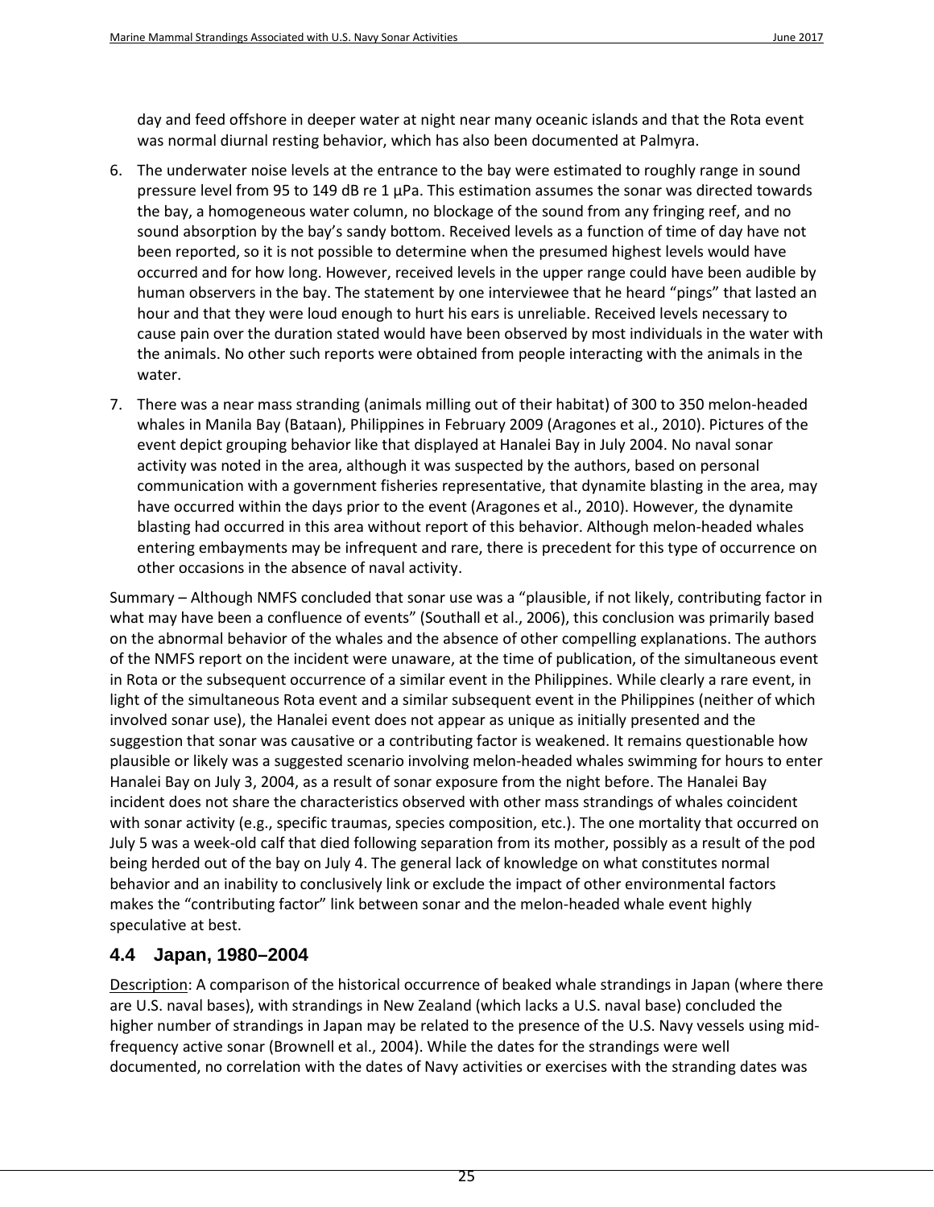day and feed offshore in deeper water at night near many oceanic islands and that the Rota event was normal diurnal resting behavior, which has also been documented at Palmyra.

6. The underwater noise levels at the entrance to the bay were estimated to roughly range in sound pressure level from 95 to 149 dB re 1 µPa. This estimation assumes the sonar was directed towards the bay, a homogeneous water column, no blockage of the sound from any fringing reef, and no sound absorption by the bay's sandy bottom. Received levels as a function of time of day have not been reported, so it is not possible to determine when the presumed highest levels would have occurred and for how long. However, received levels in the upper range could have been audible by human observers in the bay. The statement by one interviewee that he heard "pings" that lasted an hour and that they were loud enough to hurt his ears is unreliable. Received levels necessary to cause pain over the duration stated would have been observed by most individuals in the water with the animals. No other such reports were obtained from people interacting with the animals in the water.
7. There was a near mass stranding (animals milling out of their habitat) of 300 to 350 melon-headed whales in Manila Bay (Bataan), Philippines in February 2009 (Aragones et al., 2010). Pictures of the event depict grouping behavior like that displayed at Hanalei Bay in July 2004. No naval sonar activity was noted in the area, although it was suspected by the authors, based on personal communication with a government fisheries representative, that dynamite blasting in the area, may have occurred within the days prior to the event (Aragones et al., 2010). However, the dynamite blasting had occurred in this area without report of this behavior. Although melon-headed whales entering embayments may be infrequent and rare, there is precedent for this type of occurrence on other occasions in the absence of naval activity.

Summary – Although NMFS concluded that sonar use was a "plausible, if not likely, contributing factor in what may have been a confluence of events" (Southall et al., 2006), this conclusion was primarily based on the abnormal behavior of the whales and the absence of other compelling explanations. The authors of the NMFS report on the incident were unaware, at the time of publication, of the simultaneous event in Rota or the subsequent occurrence of a similar event in the Philippines. While clearly a rare event, in light of the simultaneous Rota event and a similar subsequent event in the Philippines (neither of which involved sonar use), the Hanalei event does not appear as unique as initially presented and the suggestion that sonar was causative or a contributing factor is weakened. It remains questionable how plausible or likely was a suggested scenario involving melon-headed whales swimming for hours to enter Hanalei Bay on July 3, 2004, as a result of sonar exposure from the night before. The Hanalei Bay incident does not share the characteristics observed with other mass strandings of whales coincident with sonar activity (e.g., specific traumas, species composition, etc.). The one mortality that occurred on July 5 was a week-old calf that died following separation from its mother, possibly as a result of the pod being herded out of the bay on July 4. The general lack of knowledge on what constitutes normal behavior and an inability to conclusively link or exclude the impact of other environmental factors makes the "contributing factor" link between sonar and the melon-headed whale event highly speculative at best.

## 4.4 Japan, 1980–2004

Description: A comparison of the historical occurrence of beaked whale strandings in Japan (where there are U.S. naval bases), with strandings in New Zealand (which lacks a U.S. naval base) concluded the higher number of strandings in Japan may be related to the presence of the U.S. Navy vessels using mid-frequency active sonar (Brownell et al., 2004). While the dates for the strandings were well documented, no correlation with the dates of Navy activities or exercises with the stranding dates was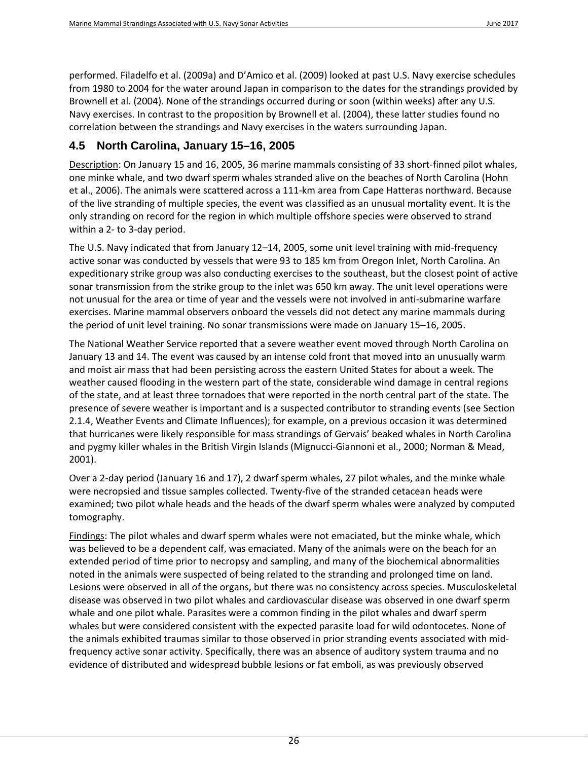performed. Filadelfo et al. (2009a) and D'Amico et al. (2009) looked at past U.S. Navy exercise schedules from 1980 to 2004 for the water around Japan in comparison to the dates for the strandings provided by Brownell et al. (2004). None of the strandings occurred during or soon (within weeks) after any U.S. Navy exercises. In contrast to the proposition by Brownell et al. (2004), these latter studies found no correlation between the strandings and Navy exercises in the waters surrounding Japan.

## 4.5 North Carolina, January 15–16, 2005

Description: On January 15 and 16, 2005, 36 marine mammals consisting of 33 short-finned pilot whales, one minke whale, and two dwarf sperm whales stranded alive on the beaches of North Carolina (Hohn et al., 2006). The animals were scattered across a 111-km area from Cape Hatteras northward. Because of the live stranding of multiple species, the event was classified as an unusual mortality event. It is the only stranding on record for the region in which multiple offshore species were observed to strand within a 2- to 3-day period.

The U.S. Navy indicated that from January 12–14, 2005, some unit level training with mid-frequency active sonar was conducted by vessels that were 93 to 185 km from Oregon Inlet, North Carolina. An expeditionary strike group was also conducting exercises to the southeast, but the closest point of active sonar transmission from the strike group to the inlet was 650 km away. The unit level operations were not unusual for the area or time of year and the vessels were not involved in anti-submarine warfare exercises. Marine mammal observers onboard the vessels did not detect any marine mammals during the period of unit level training. No sonar transmissions were made on January 15–16, 2005.

The National Weather Service reported that a severe weather event moved through North Carolina on January 13 and 14. The event was caused by an intense cold front that moved into an unusually warm and moist air mass that had been persisting across the eastern United States for about a week. The weather caused flooding in the western part of the state, considerable wind damage in central regions of the state, and at least three tornadoes that were reported in the north central part of the state. The presence of severe weather is important and is a suspected contributor to stranding events (see Section 2.1.4, Weather Events and Climate Influences); for example, on a previous occasion it was determined that hurricanes were likely responsible for mass strandings of Gervais' beaked whales in North Carolina and pygmy killer whales in the British Virgin Islands (Mignucci-Giannoni et al., 2000; Norman & Mead, 2001).

Over a 2-day period (January 16 and 17), 2 dwarf sperm whales, 27 pilot whales, and the minke whale were necropsied and tissue samples collected. Twenty-five of the stranded cetacean heads were examined; two pilot whale heads and the heads of the dwarf sperm whales were analyzed by computed tomography.

Findings: The pilot whales and dwarf sperm whales were not emaciated, but the minke whale, which was believed to be a dependent calf, was emaciated. Many of the animals were on the beach for an extended period of time prior to necropsy and sampling, and many of the biochemical abnormalities noted in the animals were suspected of being related to the stranding and prolonged time on land. Lesions were observed in all of the organs, but there was no consistency across species. Musculoskeletal disease was observed in two pilot whales and cardiovascular disease was observed in one dwarf sperm whale and one pilot whale. Parasites were a common finding in the pilot whales and dwarf sperm whales but were considered consistent with the expected parasite load for wild odontocetes. None of the animals exhibited traumas similar to those observed in prior stranding events associated with mid-frequency active sonar activity. Specifically, there was an absence of auditory system trauma and no evidence of distributed and widespread bubble lesions or fat emboli, as was previously observed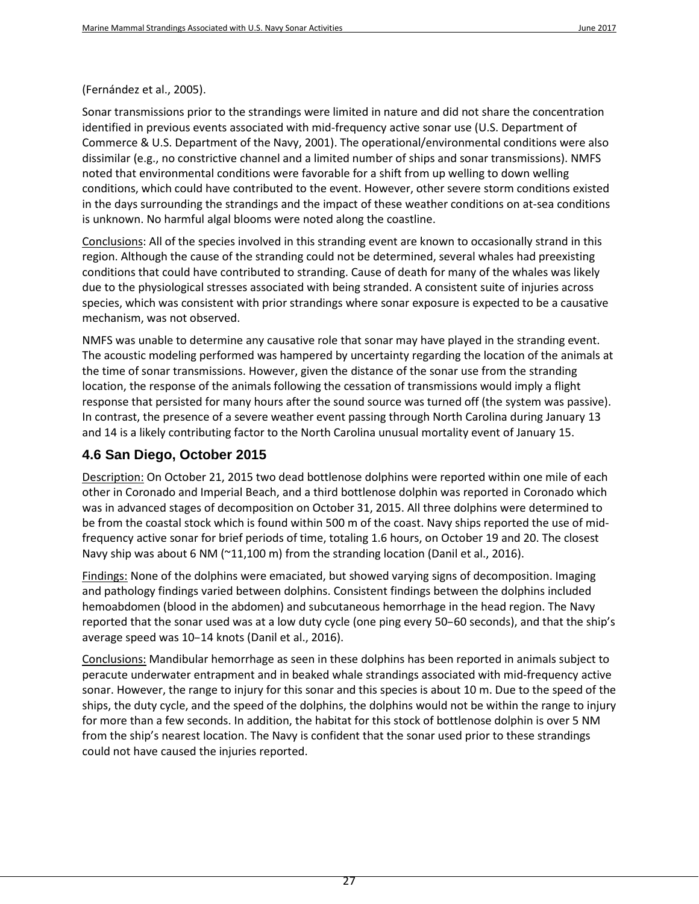(Fernández et al., 2005).

Sonar transmissions prior to the strandings were limited in nature and did not share the concentration identified in previous events associated with mid-frequency active sonar use (U.S. Department of Commerce & U.S. Department of the Navy, 2001). The operational/environmental conditions were also dissimilar (e.g., no constrictive channel and a limited number of ships and sonar transmissions). NMFS noted that environmental conditions were favorable for a shift from up welling to down welling conditions, which could have contributed to the event. However, other severe storm conditions existed in the days surrounding the strandings and the impact of these weather conditions on at-sea conditions is unknown. No harmful algal blooms were noted along the coastline.

Conclusions: All of the species involved in this stranding event are known to occasionally strand in this region. Although the cause of the stranding could not be determined, several whales had preexisting conditions that could have contributed to stranding. Cause of death for many of the whales was likely due to the physiological stresses associated with being stranded. A consistent suite of injuries across species, which was consistent with prior strandings where sonar exposure is expected to be a causative mechanism, was not observed.

NMFS was unable to determine any causative role that sonar may have played in the stranding event. The acoustic modeling performed was hampered by uncertainty regarding the location of the animals at the time of sonar transmissions. However, given the distance of the sonar use from the stranding location, the response of the animals following the cessation of transmissions would imply a flight response that persisted for many hours after the sound source was turned off (the system was passive). In contrast, the presence of a severe weather event passing through North Carolina during January 13 and 14 is a likely contributing factor to the North Carolina unusual mortality event of January 15.

## 4.6 San Diego, October 2015

Description: On October 21, 2015 two dead bottlenose dolphins were reported within one mile of each other in Coronado and Imperial Beach, and a third bottlenose dolphin was reported in Coronado which was in advanced stages of decomposition on October 31, 2015. All three dolphins were determined to be from the coastal stock which is found within 500 m of the coast. Navy ships reported the use of mid-frequency active sonar for brief periods of time, totaling 1.6 hours, on October 19 and 20. The closest Navy ship was about 6 NM (~11,100 m) from the stranding location (Danil et al., 2016).

Findings: None of the dolphins were emaciated, but showed varying signs of decomposition. Imaging and pathology findings varied between dolphins. Consistent findings between the dolphins included hemoabdomen (blood in the abdomen) and subcutaneous hemorrhage in the head region. The Navy reported that the sonar used was at a low duty cycle (one ping every 50–60 seconds), and that the ship's average speed was 10–14 knots (Danil et al., 2016).

Conclusions: Mandibular hemorrhage as seen in these dolphins has been reported in animals subject to peracute underwater entrapment and in beaked whale strandings associated with mid-frequency active sonar. However, the range to injury for this sonar and this species is about 10 m. Due to the speed of the ships, the duty cycle, and the speed of the dolphins, the dolphins would not be within the range to injury for more than a few seconds. In addition, the habitat for this stock of bottlenose dolphin is over 5 NM from the ship's nearest location. The Navy is confident that the sonar used prior to these strandings could not have caused the injuries reported.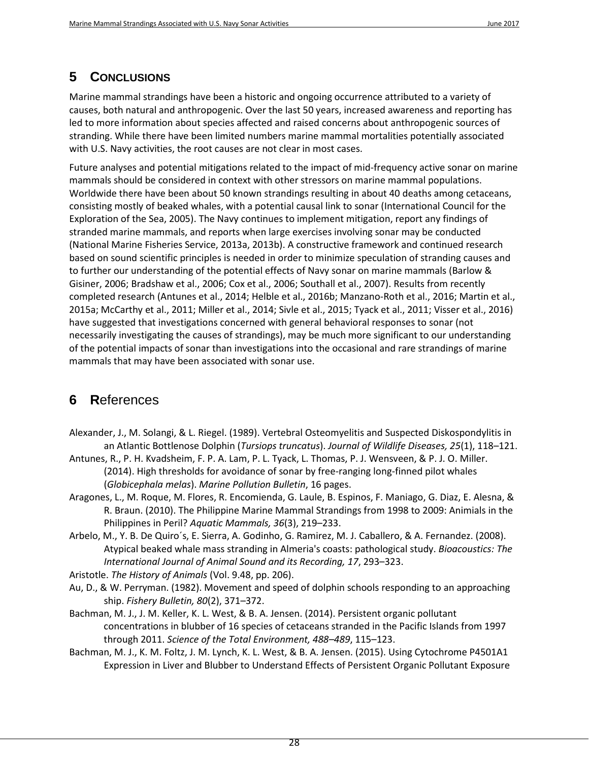# 5 CONCLUSIONS

Marine mammal strandings have been a historic and ongoing occurrence attributed to a variety of causes, both natural and anthropogenic. Over the last 50 years, increased awareness and reporting has led to more information about species affected and raised concerns about anthropogenic sources of stranding. While there have been limited numbers marine mammal mortalities potentially associated with U.S. Navy activities, the root causes are not clear in most cases.

Future analyses and potential mitigations related to the impact of mid-frequency active sonar on marine mammals should be considered in context with other stressors on marine mammal populations. Worldwide there have been about 50 known strandings resulting in about 40 deaths among cetaceans, consisting mostly of beaked whales, with a potential causal link to sonar (International Council for the Exploration of the Sea, 2005). The Navy continues to implement mitigation, report any findings of stranded marine mammals, and reports when large exercises involving sonar may be conducted (National Marine Fisheries Service, 2013a, 2013b). A constructive framework and continued research based on sound scientific principles is needed in order to minimize speculation of stranding causes and to further our understanding of the potential effects of Navy sonar on marine mammals (Barlow & Gisiner, 2006; Bradshaw et al., 2006; Cox et al., 2006; Southall et al., 2007). Results from recently completed research (Antunes et al., 2014; Helble et al., 2016b; Manzano-Roth et al., 2016; Martin et al., 2015a; McCarthy et al., 2011; Miller et al., 2014; Sivle et al., 2015; Tyack et al., 2011; Visser et al., 2016) have suggested that investigations concerned with general behavioral responses to sonar (not necessarily investigating the causes of strandings), may be much more significant to our understanding of the potential impacts of sonar than investigations into the occasional and rare strandings of marine mammals that may have been associated with sonar use.

# 6 References

Alexander, J., M. Solangi, & L. Riegel. (1989). Vertebral Osteomyelitis and Suspected Diskospondylitis in an Atlantic Bottlenose Dolphin (*Tursiops truncatus*). *Journal of Wildlife Diseases, 25*(1), 118–121.

Antunes, R., P. H. Kvadsheim, F. P. A. Lam, P. L. Tyack, L. Thomas, P. J. Wensveen, & P. J. O. Miller. (2014). High thresholds for avoidance of sonar by free-ranging long-finned pilot whales (*Globicephala melas*). *Marine Pollution Bulletin*, 16 pages.

Aragones, L., M. Roque, M. Flores, R. Encomienda, G. Laule, B. Espinos, F. Maniago, G. Diaz, E. Alesna, & R. Braun. (2010). The Philippine Marine Mammal Strandings from 1998 to 2009: Animials in the Philippines in Peril? *Aquatic Mammals, 36*(3), 219–233.

Arbelo, M., Y. B. De Quiro´s, E. Sierra, A. Godinho, G. Ramirez, M. J. Caballero, & A. Fernandez. (2008). Atypical beaked whale mass stranding in Almeria's coasts: pathological study. *Bioacoustics: The International Journal of Animal Sound and its Recording, 17*, 293–323.

Aristotle. *The History of Animals* (Vol. 9.48, pp. 206).

Au, D., & W. Perryman. (1982). Movement and speed of dolphin schools responding to an approaching ship. *Fishery Bulletin, 80*(2), 371–372.

Bachman, M. J., J. M. Keller, K. L. West, & B. A. Jensen. (2014). Persistent organic pollutant concentrations in blubber of 16 species of cetaceans stranded in the Pacific Islands from 1997 through 2011. *Science of the Total Environment, 488–489*, 115–123.

Bachman, M. J., K. M. Foltz, J. M. Lynch, K. L. West, & B. A. Jensen. (2015). Using Cytochrome P4501A1 Expression in Liver and Blubber to Understand Effects of Persistent Organic Pollutant Exposure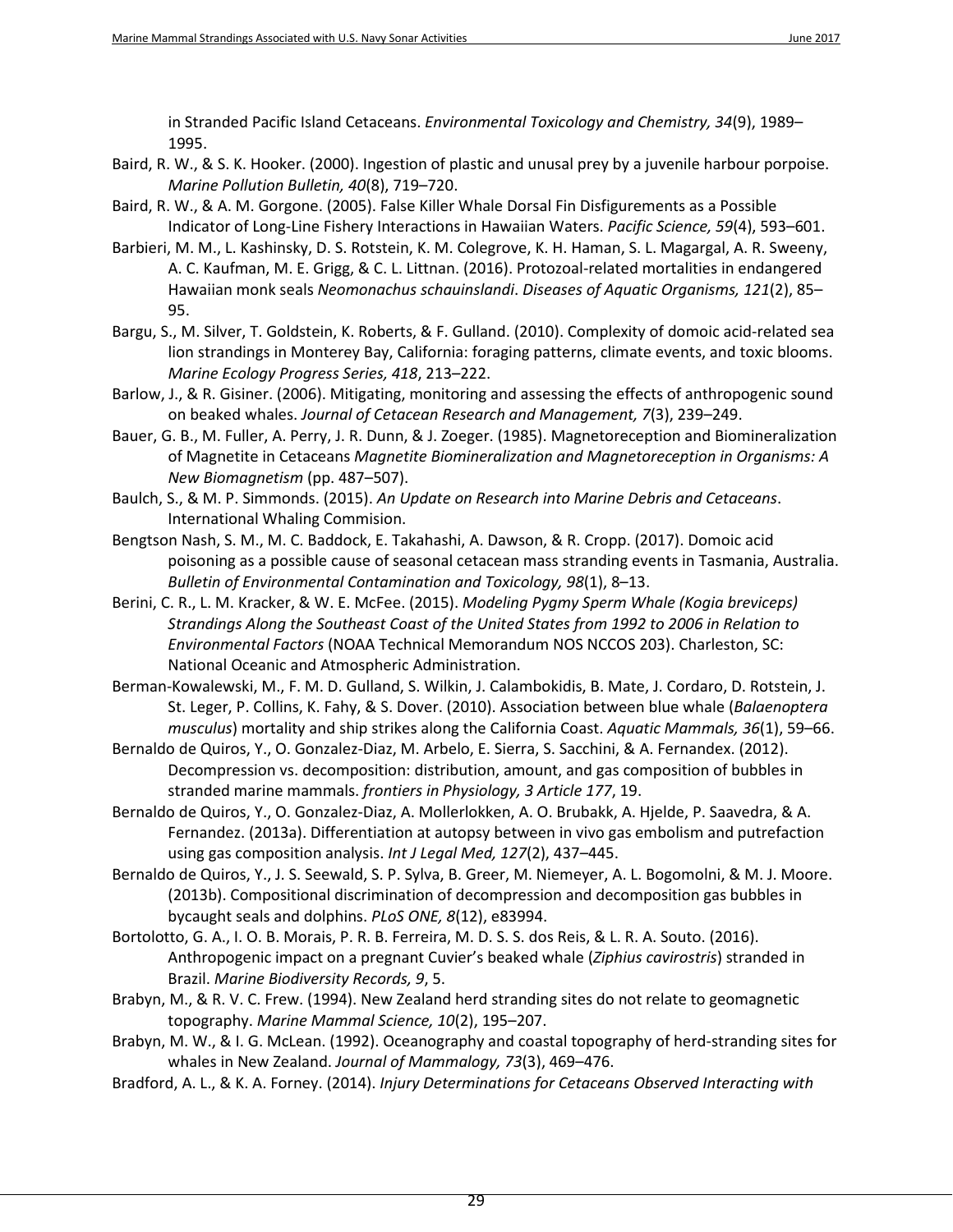in Stranded Pacific Island Cetaceans. *Environmental Toxicology and Chemistry, 34*(9), 1989–1995.

Baird, R. W., & S. K. Hooker. (2000). Ingestion of plastic and unusal prey by a juvenile harbour porpoise. *Marine Pollution Bulletin, 40*(8), 719–720.

Baird, R. W., & A. M. Gorgone. (2005). False Killer Whale Dorsal Fin Disfigurements as a Possible Indicator of Long-Line Fishery Interactions in Hawaiian Waters. *Pacific Science, 59*(4), 593–601.

Barbieri, M. M., L. Kashinsky, D. S. Rotstein, K. M. Colegrove, K. H. Haman, S. L. Magargal, A. R. Sweeny, A. C. Kaufman, M. E. Grigg, & C. L. Littnan. (2016). Protozoal-related mortalities in endangered Hawaiian monk seals *Neomonachus schauinslandi*. *Diseases of Aquatic Organisms, 121*(2), 85–95.

Bargu, S., M. Silver, T. Goldstein, K. Roberts, & F. Gulland. (2010). Complexity of domoic acid-related sea lion strandings in Monterey Bay, California: foraging patterns, climate events, and toxic blooms. *Marine Ecology Progress Series, 418*, 213–222.

Barlow, J., & R. Gisiner. (2006). Mitigating, monitoring and assessing the effects of anthropogenic sound on beaked whales. *Journal of Cetacean Research and Management, 7*(3), 239–249.

Bauer, G. B., M. Fuller, A. Perry, J. R. Dunn, & J. Zoeger. (1985). Magnetoreception and Biomineralization of Magnetite in Cetaceans *Magnetite Biomineralization and Magnetoreception in Organisms: A New Biomagnetism* (pp. 487–507).

Baulch, S., & M. P. Simmonds. (2015). *An Update on Research into Marine Debris and Cetaceans*. International Whaling Commision.

Bengtson Nash, S. M., M. C. Baddock, E. Takahashi, A. Dawson, & R. Cropp. (2017). Domoic acid poisoning as a possible cause of seasonal cetacean mass stranding events in Tasmania, Australia. *Bulletin of Environmental Contamination and Toxicology, 98*(1), 8–13.

Berini, C. R., L. M. Kracker, & W. E. McFee. (2015). *Modeling Pygmy Sperm Whale (Kogia breviceps) Strandings Along the Southeast Coast of the United States from 1992 to 2006 in Relation to Environmental Factors* (NOAA Technical Memorandum NOS NCCOS 203). Charleston, SC: National Oceanic and Atmospheric Administration.

Berman-Kowalewski, M., F. M. D. Gulland, S. Wilkin, J. Calambokidis, B. Mate, J. Cordaro, D. Rotstein, J. St. Leger, P. Collins, K. Fahy, & S. Dover. (2010). Association between blue whale (*Balaenoptera musculus*) mortality and ship strikes along the California Coast. *Aquatic Mammals, 36*(1), 59–66.

Bernaldo de Quiros, Y., O. Gonzalez-Diaz, M. Arbelo, E. Sierra, S. Sacchini, & A. Fernandex. (2012). Decompression vs. decomposition: distribution, amount, and gas composition of bubbles in stranded marine mammals. *frontiers in Physiology, 3 Article 177*, 19.

Bernaldo de Quiros, Y., O. Gonzalez-Diaz, A. Mollerlokken, A. O. Brubakk, A. Hjelde, P. Saavedra, & A. Fernandez. (2013a). Differentiation at autopsy between in vivo gas embolism and putrefaction using gas composition analysis. *Int J Legal Med, 127*(2), 437–445.

Bernaldo de Quiros, Y., J. S. Seewald, S. P. Sylva, B. Greer, M. Niemeyer, A. L. Bogomolni, & M. J. Moore. (2013b). Compositional discrimination of decompression and decomposition gas bubbles in bycaught seals and dolphins. *PLoS ONE, 8*(12), e83994.

Bortolotto, G. A., I. O. B. Morais, P. R. B. Ferreira, M. D. S. S. dos Reis, & L. R. A. Souto. (2016). Anthropogenic impact on a pregnant Cuvier's beaked whale (*Ziphius cavirostris*) stranded in Brazil. *Marine Biodiversity Records, 9*, 5.

Brabyn, M., & R. V. C. Frew. (1994). New Zealand herd stranding sites do not relate to geomagnetic topography. *Marine Mammal Science, 10*(2), 195–207.

Brabyn, M. W., & I. G. McLean. (1992). Oceanography and coastal topography of herd-stranding sites for whales in New Zealand. *Journal of Mammalogy, 73*(3), 469–476.

Bradford, A. L., & K. A. Forney. (2014). *Injury Determinations for Cetaceans Observed Interacting with*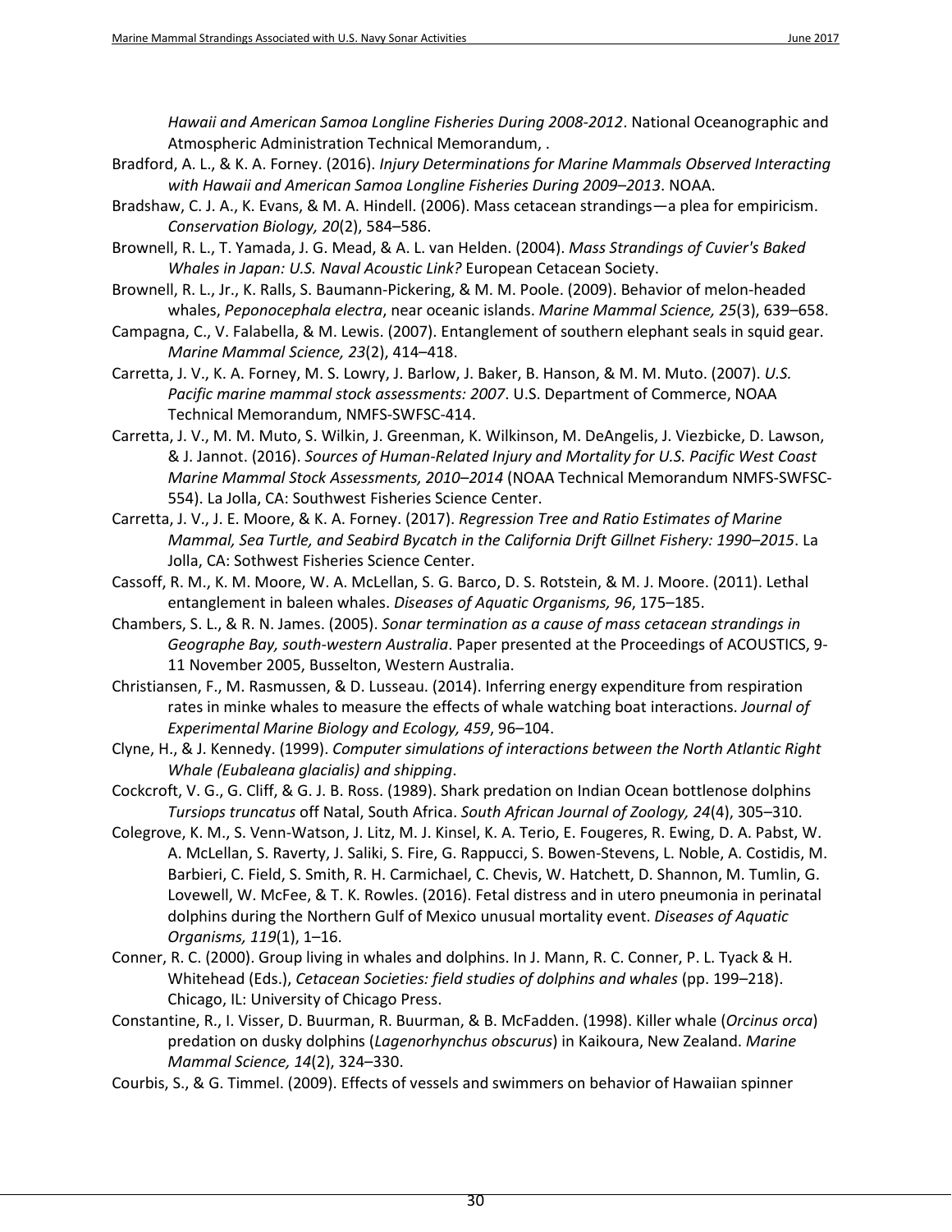*Hawaii and American Samoa Longline Fisheries During 2008-2012*. National Oceanographic and Atmospheric Administration Technical Memorandum, .

Bradford, A. L., & K. A. Forney. (2016). *Injury Determinations for Marine Mammals Observed Interacting with Hawaii and American Samoa Longline Fisheries During 2009–2013*. NOAA.

Bradshaw, C. J. A., K. Evans, & M. A. Hindell. (2006). Mass cetacean strandings—a plea for empiricism. *Conservation Biology, 20*(2), 584–586.

Brownell, R. L., T. Yamada, J. G. Mead, & A. L. van Helden. (2004). *Mass Strandings of Cuvier's Baked Whales in Japan: U.S. Naval Acoustic Link?* European Cetacean Society.

Brownell, R. L., Jr., K. Ralls, S. Baumann-Pickering, & M. M. Poole. (2009). Behavior of melon-headed whales, *Peponocephala electra*, near oceanic islands. *Marine Mammal Science, 25*(3), 639–658.

Campagna, C., V. Falabella, & M. Lewis. (2007). Entanglement of southern elephant seals in squid gear. *Marine Mammal Science, 23*(2), 414–418.

Carretta, J. V., K. A. Forney, M. S. Lowry, J. Barlow, J. Baker, B. Hanson, & M. M. Muto. (2007). *U.S. Pacific marine mammal stock assessments: 2007*. U.S. Department of Commerce, NOAA Technical Memorandum, NMFS-SWFSC-414.

Carretta, J. V., M. M. Muto, S. Wilkin, J. Greenman, K. Wilkinson, M. DeAngelis, J. Viezbicke, D. Lawson, & J. Jannot. (2016). *Sources of Human-Related Injury and Mortality for U.S. Pacific West Coast Marine Mammal Stock Assessments, 2010–2014* (NOAA Technical Memorandum NMFS-SWFSC-554). La Jolla, CA: Southwest Fisheries Science Center.

Carretta, J. V., J. E. Moore, & K. A. Forney. (2017). *Regression Tree and Ratio Estimates of Marine Mammal, Sea Turtle, and Seabird Bycatch in the California Drift Gillnet Fishery: 1990–2015*. La Jolla, CA: Sothwest Fisheries Science Center.

Cassoff, R. M., K. M. Moore, W. A. McLellan, S. G. Barco, D. S. Rotstein, & M. J. Moore. (2011). Lethal entanglement in baleen whales. *Diseases of Aquatic Organisms, 96*, 175–185.

Chambers, S. L., & R. N. James. (2005). *Sonar termination as a cause of mass cetacean strandings in Geographe Bay, south-western Australia*. Paper presented at the Proceedings of ACOUSTICS, 9-11 November 2005, Busselton, Western Australia.

Christiansen, F., M. Rasmussen, & D. Lusseau. (2014). Inferring energy expenditure from respiration rates in minke whales to measure the effects of whale watching boat interactions. *Journal of Experimental Marine Biology and Ecology, 459*, 96–104.

Clyne, H., & J. Kennedy. (1999). *Computer simulations of interactions between the North Atlantic Right Whale (Eubaleana glacialis) and shipping*.

Cockcroft, V. G., G. Cliff, & G. J. B. Ross. (1989). Shark predation on Indian Ocean bottlenose dolphins *Tursiops truncatus* off Natal, South Africa. *South African Journal of Zoology, 24*(4), 305–310.

Colegrove, K. M., S. Venn-Watson, J. Litz, M. J. Kinsel, K. A. Terio, E. Fougeres, R. Ewing, D. A. Pabst, W. A. McLellan, S. Raverty, J. Saliki, S. Fire, G. Rappucci, S. Bowen-Stevens, L. Noble, A. Costidis, M. Barbieri, C. Field, S. Smith, R. H. Carmichael, C. Chevis, W. Hatchett, D. Shannon, M. Tumlin, G. Lovewell, W. McFee, & T. K. Rowles. (2016). Fetal distress and in utero pneumonia in perinatal dolphins during the Northern Gulf of Mexico unusual mortality event. *Diseases of Aquatic Organisms, 119*(1), 1–16.

Conner, R. C. (2000). Group living in whales and dolphins. In J. Mann, R. C. Conner, P. L. Tyack & H. Whitehead (Eds.), *Cetacean Societies: field studies of dolphins and whales* (pp. 199–218). Chicago, IL: University of Chicago Press.

Constantine, R., I. Visser, D. Buurman, R. Buurman, & B. McFadden. (1998). Killer whale (*Orcinus orca*) predation on dusky dolphins (*Lagenorhynchus obscurus*) in Kaikoura, New Zealand. *Marine Mammal Science, 14*(2), 324–330.

Courbis, S., & G. Timmel. (2009). Effects of vessels and swimmers on behavior of Hawaiian spinner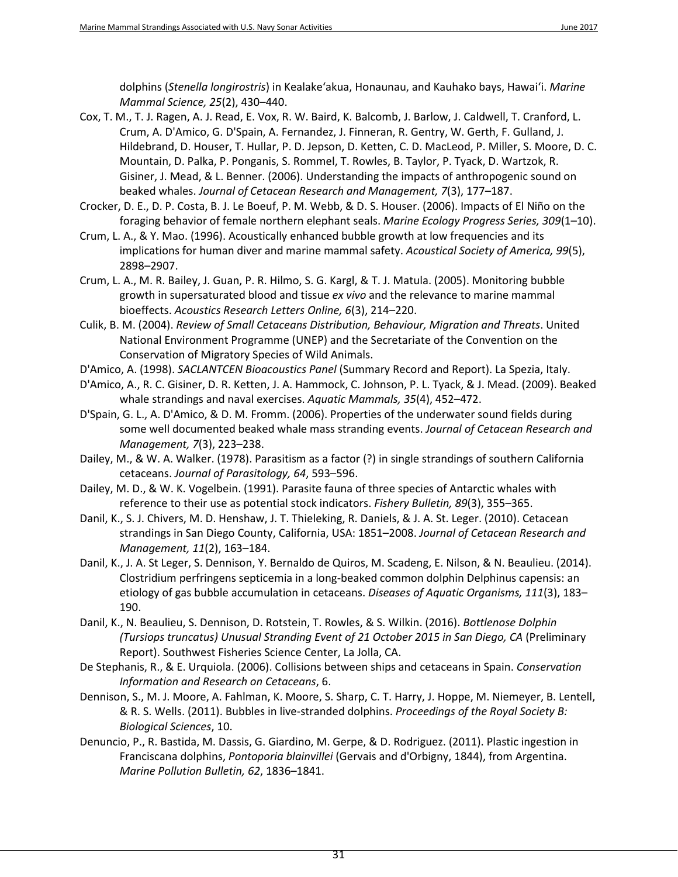dolphins (*Stenella longirostris*) in Kealake'akua, Honaunau, and Kauhako bays, Hawai'i. *Marine Mammal Science, 25*(2), 430–440.

Cox, T. M., T. J. Ragen, A. J. Read, E. Vox, R. W. Baird, K. Balcomb, J. Barlow, J. Caldwell, T. Cranford, L. Crum, A. D'Amico, G. D'Spain, A. Fernandez, J. Finneran, R. Gentry, W. Gerth, F. Gulland, J. Hildebrand, D. Houser, T. Hullar, P. D. Jepson, D. Ketten, C. D. MacLeod, P. Miller, S. Moore, D. C. Mountain, D. Palka, P. Ponganis, S. Rommel, T. Rowles, B. Taylor, P. Tyack, D. Wartzok, R. Gisiner, J. Mead, & L. Benner. (2006). Understanding the impacts of anthropogenic sound on beaked whales. *Journal of Cetacean Research and Management, 7*(3), 177–187.

Crocker, D. E., D. P. Costa, B. J. Le Boeuf, P. M. Webb, & D. S. Houser. (2006). Impacts of El Niño on the foraging behavior of female northern elephant seals. *Marine Ecology Progress Series, 309*(1–10).

Crum, L. A., & Y. Mao. (1996). Acoustically enhanced bubble growth at low frequencies and its implications for human diver and marine mammal safety. *Acoustical Society of America, 99*(5), 2898–2907.

Crum, L. A., M. R. Bailey, J. Guan, P. R. Hilmo, S. G. Kargl, & T. J. Matula. (2005). Monitoring bubble growth in supersaturated blood and tissue *ex vivo* and the relevance to marine mammal bioeffects. *Acoustics Research Letters Online, 6*(3), 214–220.

Culik, B. M. (2004). *Review of Small Cetaceans Distribution, Behaviour, Migration and Threats*. United National Environment Programme (UNEP) and the Secretariate of the Convention on the Conservation of Migratory Species of Wild Animals.

D'Amico, A. (1998). *SACLANTCEN Bioacoustics Panel* (Summary Record and Report). La Spezia, Italy.

D'Amico, A., R. C. Gisiner, D. R. Ketten, J. A. Hammock, C. Johnson, P. L. Tyack, & J. Mead. (2009). Beaked whale strandings and naval exercises. *Aquatic Mammals, 35*(4), 452–472.

D'Spain, G. L., A. D'Amico, & D. M. Fromm. (2006). Properties of the underwater sound fields during some well documented beaked whale mass stranding events. *Journal of Cetacean Research and Management, 7*(3), 223–238.

Dailey, M., & W. A. Walker. (1978). Parasitism as a factor (?) in single strandings of southern California cetaceans. *Journal of Parasitology, 64*, 593–596.

Dailey, M. D., & W. K. Vogelbein. (1991). Parasite fauna of three species of Antarctic whales with reference to their use as potential stock indicators. *Fishery Bulletin, 89*(3), 355–365.

Danil, K., S. J. Chivers, M. D. Henshaw, J. T. Thieleking, R. Daniels, & J. A. St. Leger. (2010). Cetacean strandings in San Diego County, California, USA: 1851–2008. *Journal of Cetacean Research and Management, 11*(2), 163–184.

Danil, K., J. A. St Leger, S. Dennison, Y. Bernaldo de Quiros, M. Scadeng, E. Nilson, & N. Beaulieu. (2014). Clostridium perfringens septicemia in a long-beaked common dolphin Delphinus capensis: an etiology of gas bubble accumulation in cetaceans. *Diseases of Aquatic Organisms, 111*(3), 183–190.

Danil, K., N. Beaulieu, S. Dennison, D. Rotstein, T. Rowles, & S. Wilkin. (2016). *Bottlenose Dolphin (Tursiops truncatus) Unusual Stranding Event of 21 October 2015 in San Diego, CA* (Preliminary Report). Southwest Fisheries Science Center, La Jolla, CA.

De Stephanis, R., & E. Urquiola. (2006). Collisions between ships and cetaceans in Spain. *Conservation Information and Research on Cetaceans*, 6.

Dennison, S., M. J. Moore, A. Fahlman, K. Moore, S. Sharp, C. T. Harry, J. Hoppe, M. Niemeyer, B. Lentell, & R. S. Wells. (2011). Bubbles in live-stranded dolphins. *Proceedings of the Royal Society B: Biological Sciences*, 10.

Denuncio, P., R. Bastida, M. Dassis, G. Giardino, M. Gerpe, & D. Rodriguez. (2011). Plastic ingestion in Franciscana dolphins, *Pontoporia blainvillei* (Gervais and d'Orbigny, 1844), from Argentina. *Marine Pollution Bulletin, 62*, 1836–1841.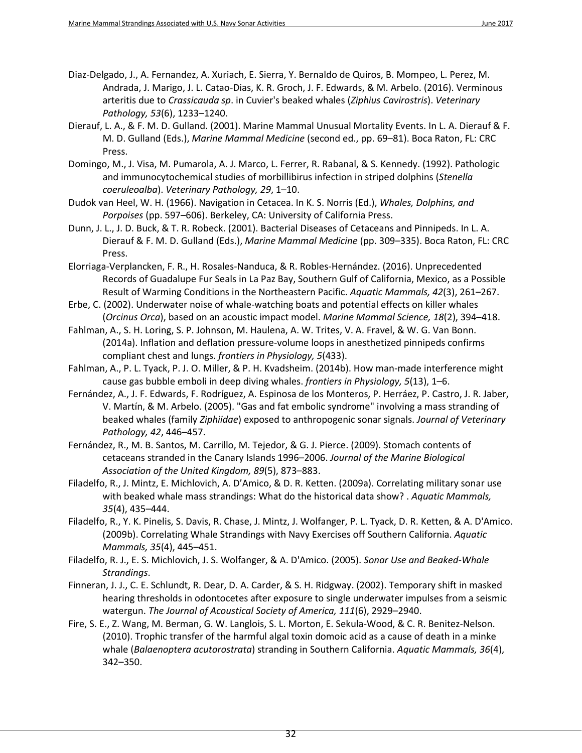Diaz-Delgado, J., A. Fernandez, A. Xuriach, E. Sierra, Y. Bernaldo de Quiros, B. Mompeo, L. Perez, M. Andrada, J. Marigo, J. L. Catao-Dias, K. R. Groch, J. F. Edwards, & M. Arbelo. (2016). Verminous arteritis due to *Crassicauda sp*. in Cuvier's beaked whales (*Ziphius Cavirostris*). *Veterinary Pathology, 53*(6), 1233–1240.

Dierauf, L. A., & F. M. D. Gulland. (2001). Marine Mammal Unusual Mortality Events. In L. A. Dierauf & F. M. D. Gulland (Eds.), *Marine Mammal Medicine* (second ed., pp. 69–81). Boca Raton, FL: CRC Press.

Domingo, M., J. Visa, M. Pumarola, A. J. Marco, L. Ferrer, R. Rabanal, & S. Kennedy. (1992). Pathologic and immunocytochemical studies of morbillibirus infection in striped dolphins (*Stenella coeruleoalba*). *Veterinary Pathology, 29*, 1–10.

Dudok van Heel, W. H. (1966). Navigation in Cetacea. In K. S. Norris (Ed.), *Whales, Dolphins, and Porpoises* (pp. 597–606). Berkeley, CA: University of California Press.

Dunn, J. L., J. D. Buck, & T. R. Robeck. (2001). Bacterial Diseases of Cetaceans and Pinnipeds. In L. A. Dierauf & F. M. D. Gulland (Eds.), *Marine Mammal Medicine* (pp. 309–335). Boca Raton, FL: CRC Press.

Elorriaga-Verplancken, F. R., H. Rosales-Nanduca, & R. Robles-Hernández. (2016). Unprecedented Records of Guadalupe Fur Seals in La Paz Bay, Southern Gulf of California, Mexico, as a Possible Result of Warming Conditions in the Northeastern Pacific. *Aquatic Mammals, 42*(3), 261–267.

Erbe, C. (2002). Underwater noise of whale-watching boats and potential effects on killer whales (*Orcinus Orca*), based on an acoustic impact model. *Marine Mammal Science, 18*(2), 394–418.

Fahlman, A., S. H. Loring, S. P. Johnson, M. Haulena, A. W. Trites, V. A. Fravel, & W. G. Van Bonn. (2014a). Inflation and deflation pressure-volume loops in anesthetized pinnipeds confirms compliant chest and lungs. *frontiers in Physiology, 5*(433).

Fahlman, A., P. L. Tyack, P. J. O. Miller, & P. H. Kvadsheim. (2014b). How man-made interference might cause gas bubble emboli in deep diving whales. *frontiers in Physiology, 5*(13), 1–6.

Fernández, A., J. F. Edwards, F. Rodríguez, A. Espinosa de los Monteros, P. Herráez, P. Castro, J. R. Jaber, V. Martín, & M. Arbelo. (2005). "Gas and fat embolic syndrome" involving a mass stranding of beaked whales (family *Ziphiidae*) exposed to anthropogenic sonar signals. *Journal of Veterinary Pathology, 42*, 446–457.

Fernández, R., M. B. Santos, M. Carrillo, M. Tejedor, & G. J. Pierce. (2009). Stomach contents of cetaceans stranded in the Canary Islands 1996–2006. *Journal of the Marine Biological Association of the United Kingdom, 89*(5), 873–883.

Filadelfo, R., J. Mintz, E. Michlovich, A. D'Amico, & D. R. Ketten. (2009a). Correlating military sonar use with beaked whale mass strandings: What do the historical data show? . *Aquatic Mammals, 35*(4), 435–444.

Filadelfo, R., Y. K. Pinelis, S. Davis, R. Chase, J. Mintz, J. Wolfanger, P. L. Tyack, D. R. Ketten, & A. D'Amico. (2009b). Correlating Whale Strandings with Navy Exercises off Southern California. *Aquatic Mammals, 35*(4), 445–451.

Filadelfo, R. J., E. S. Michlovich, J. S. Wolfanger, & A. D'Amico. (2005). *Sonar Use and Beaked-Whale Strandings*.

Finneran, J. J., C. E. Schlundt, R. Dear, D. A. Carder, & S. H. Ridgway. (2002). Temporary shift in masked hearing thresholds in odontocetes after exposure to single underwater impulses from a seismic watergun. *The Journal of Acoustical Society of America, 111*(6), 2929–2940.

Fire, S. E., Z. Wang, M. Berman, G. W. Langlois, S. L. Morton, E. Sekula-Wood, & C. R. Benitez-Nelson. (2010). Trophic transfer of the harmful algal toxin domoic acid as a cause of death in a minke whale (*Balaenoptera acutorostrata*) stranding in Southern California. *Aquatic Mammals, 36*(4), 342–350.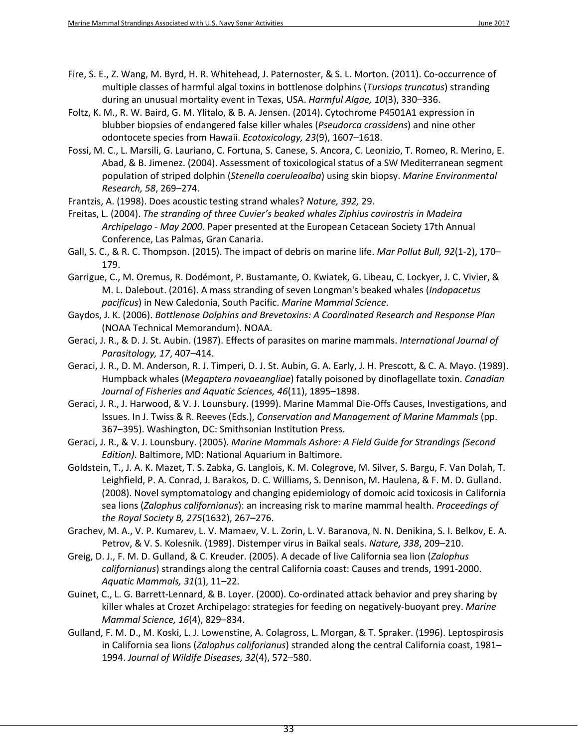Fire, S. E., Z. Wang, M. Byrd, H. R. Whitehead, J. Paternoster, & S. L. Morton. (2011). Co-occurrence of multiple classes of harmful algal toxins in bottlenose dolphins (*Tursiops truncatus*) stranding during an unusual mortality event in Texas, USA. *Harmful Algae, 10*(3), 330–336.

Foltz, K. M., R. W. Baird, G. M. Ylitalo, & B. A. Jensen. (2014). Cytochrome P4501A1 expression in blubber biopsies of endangered false killer whales (*Pseudorca crassidens*) and nine other odontocete species from Hawaii. *Ecotoxicology, 23*(9), 1607–1618.

Fossi, M. C., L. Marsili, G. Lauriano, C. Fortuna, S. Canese, S. Ancora, C. Leonizio, T. Romeo, R. Merino, E. Abad, & B. Jimenez. (2004). Assessment of toxicological status of a SW Mediterranean segment population of striped dolphin (*Stenella coeruleoalba*) using skin biopsy. *Marine Environmental Research, 58*, 269–274.

Frantzis, A. (1998). Does acoustic testing strand whales? *Nature, 392,* 29.

Freitas, L. (2004). *The stranding of three Cuvier's beaked whales Ziphius cavirostris in Madeira Archipelago - May 2000*. Paper presented at the European Cetacean Society 17th Annual Conference, Las Palmas, Gran Canaria.

Gall, S. C., & R. C. Thompson. (2015). The impact of debris on marine life. *Mar Pollut Bull, 92*(1-2), 170–179.

Garrigue, C., M. Oremus, R. Dodémont, P. Bustamante, O. Kwiatek, G. Libeau, C. Lockyer, J. C. Vivier, & M. L. Dalebout. (2016). A mass stranding of seven Longman's beaked whales (*Indopacetus pacificus*) in New Caledonia, South Pacific. *Marine Mammal Science*.

Gaydos, J. K. (2006). *Bottlenose Dolphins and Brevetoxins: A Coordinated Research and Response Plan* (NOAA Technical Memorandum). NOAA.

Geraci, J. R., & D. J. St. Aubin. (1987). Effects of parasites on marine mammals. *International Journal of Parasitology, 17*, 407–414.

Geraci, J. R., D. M. Anderson, R. J. Timperi, D. J. St. Aubin, G. A. Early, J. H. Prescott, & C. A. Mayo. (1989). Humpback whales (*Megaptera novaeangliae*) fatally poisoned by dinoflagellate toxin. *Canadian Journal of Fisheries and Aquatic Sciences, 46*(11), 1895–1898.

Geraci, J. R., J. Harwood, & V. J. Lounsbury. (1999). Marine Mammal Die-Offs Causes, Investigations, and Issues. In J. Twiss & R. Reeves (Eds.), *Conservation and Management of Marine Mammals* (pp. 367–395). Washington, DC: Smithsonian Institution Press.

Geraci, J. R., & V. J. Lounsbury. (2005). *Marine Mammals Ashore: A Field Guide for Strandings (Second Edition)*. Baltimore, MD: National Aquarium in Baltimore.

Goldstein, T., J. A. K. Mazet, T. S. Zabka, G. Langlois, K. M. Colegrove, M. Silver, S. Bargu, F. Van Dolah, T. Leighfield, P. A. Conrad, J. Barakos, D. C. Williams, S. Dennison, M. Haulena, & F. M. D. Gulland. (2008). Novel symptomatology and changing epidemiology of domoic acid toxicosis in California sea lions (*Zalophus californianus*): an increasing risk to marine mammal health. *Proceedings of the Royal Society B, 275*(1632), 267–276.

Grachev, M. A., V. P. Kumarev, L. V. Mamaev, V. L. Zorin, L. V. Baranova, N. N. Denikina, S. I. Belkov, E. A. Petrov, & V. S. Kolesnik. (1989). Distemper virus in Baikal seals. *Nature, 338*, 209–210.

Greig, D. J., F. M. D. Gulland, & C. Kreuder. (2005). A decade of live California sea lion (*Zalophus californianus*) strandings along the central California coast: Causes and trends, 1991-2000. *Aquatic Mammals, 31*(1), 11–22.

Guinet, C., L. G. Barrett-Lennard, & B. Loyer. (2000). Co-ordinated attack behavior and prey sharing by killer whales at Crozet Archipelago: strategies for feeding on negatively-buoyant prey. *Marine Mammal Science, 16*(4), 829–834.

Gulland, F. M. D., M. Koski, L. J. Lowenstine, A. Colagross, L. Morgan, & T. Spraker. (1996). Leptospirosis in California sea lions (*Zalophus californianus*) stranded along the central California coast, 1981–1994. *Journal of Wildlife Diseases, 32*(4), 572–580.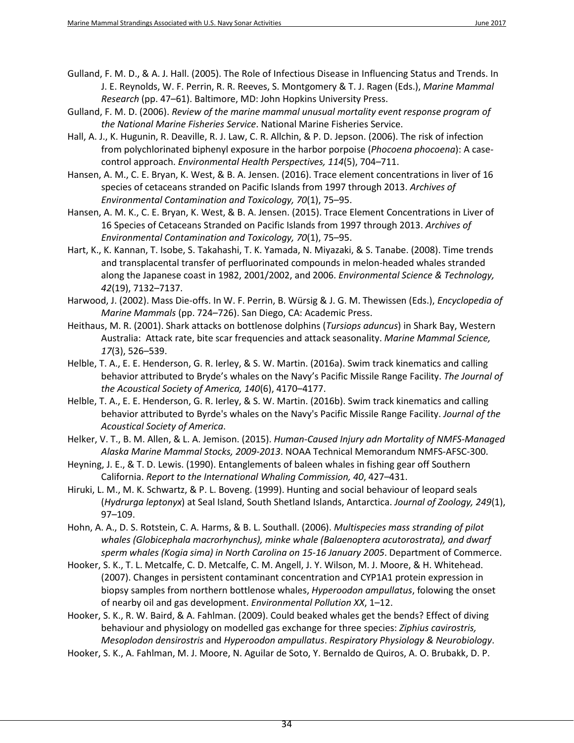Gulland, F. M. D., & A. J. Hall. (2005). The Role of Infectious Disease in Influencing Status and Trends. In J. E. Reynolds, W. F. Perrin, R. R. Reeves, S. Montgomery & T. J. Ragen (Eds.), *Marine Mammal Research* (pp. 47–61). Baltimore, MD: John Hopkins University Press.

Gulland, F. M. D. (2006). *Review of the marine mammal unusual mortality event response program of the National Marine Fisheries Service*. National Marine Fisheries Service.

Hall, A. J., K. Hugunin, R. Deaville, R. J. Law, C. R. Allchin, & P. D. Jepson. (2006). The risk of infection from polychlorinated biphenyl exposure in the harbor porpoise (*Phocoena phocoena*): A case-control approach. *Environmental Health Perspectives, 114*(5), 704–711.

Hansen, A. M., C. E. Bryan, K. West, & B. A. Jensen. (2016). Trace element concentrations in liver of 16 species of cetaceans stranded on Pacific Islands from 1997 through 2013. *Archives of Environmental Contamination and Toxicology, 70*(1), 75–95.

Hansen, A. M. K., C. E. Bryan, K. West, & B. A. Jensen. (2015). Trace Element Concentrations in Liver of 16 Species of Cetaceans Stranded on Pacific Islands from 1997 through 2013. *Archives of Environmental Contamination and Toxicology, 70*(1), 75–95.

Hart, K., K. Kannan, T. Isobe, S. Takahashi, T. K. Yamada, N. Miyazaki, & S. Tanabe. (2008). Time trends and transplacental transfer of perfluorinated compounds in melon-headed whales stranded along the Japanese coast in 1982, 2001/2002, and 2006. *Environmental Science & Technology, 42*(19), 7132–7137.

Harwood, J. (2002). Mass Die-offs. In W. F. Perrin, B. Würsig & J. G. M. Thewissen (Eds.), *Encyclopedia of Marine Mammals* (pp. 724–726). San Diego, CA: Academic Press.

Heithaus, M. R. (2001). Shark attacks on bottlenose dolphins (*Tursiops aduncus*) in Shark Bay, Western Australia: Attack rate, bite scar frequencies and attack seasonality. *Marine Mammal Science, 17*(3), 526–539.

Helble, T. A., E. E. Henderson, G. R. Ierley, & S. W. Martin. (2016a). Swim track kinematics and calling behavior attributed to Bryde's whales on the Navy's Pacific Missile Range Facility. *The Journal of the Acoustical Society of America, 140*(6), 4170–4177.

Helble, T. A., E. E. Henderson, G. R. Ierley, & S. W. Martin. (2016b). Swim track kinematics and calling behavior attributed to Byrde's whales on the Navy's Pacific Missile Range Facility. *Journal of the Acoustical Society of America*.

Helker, V. T., B. M. Allen, & L. A. Jemison. (2015). *Human-Caused Injury adn Mortality of NMFS-Managed Alaska Marine Mammal Stocks, 2009-2013*. NOAA Technical Memorandum NMFS-AFSC-300.

Heyning, J. E., & T. D. Lewis. (1990). Entanglements of baleen whales in fishing gear off Southern California. *Report to the International Whaling Commission, 40*, 427–431.

Hiruki, L. M., M. K. Schwartz, & P. L. Boveng. (1999). Hunting and social behaviour of leopard seals (*Hydrurga leptonyx*) at Seal Island, South Shetland Islands, Antarctica. *Journal of Zoology, 249*(1), 97–109.

Hohn, A. A., D. S. Rotstein, C. A. Harms, & B. L. Southall. (2006). *Multispecies mass stranding of pilot whales (Globicephala macrorhynchus), minke whale (Balaenoptera acutorostrata), and dwarf sperm whales (Kogia sima) in North Carolina on 15-16 January 2005*. Department of Commerce.

Hooker, S. K., T. L. Metcalfe, C. D. Metcalfe, C. M. Angell, J. Y. Wilson, M. J. Moore, & H. Whitehead. (2007). Changes in persistent contaminant concentration and CYP1A1 protein expression in biopsy samples from northern bottlenose whales, *Hyperoodon ampullatus*, folowing the onset of nearby oil and gas development. *Environmental Pollution XX*, 1–12.

Hooker, S. K., R. W. Baird, & A. Fahlman. (2009). Could beaked whales get the bends? Effect of diving behaviour and physiology on modelled gas exchange for three species: *Ziphius cavirostris, Mesoplodon densirostris* and *Hyperoodon ampullatus*. *Respiratory Physiology & Neurobiology*.

Hooker, S. K., A. Fahlman, M. J. Moore, N. Aguilar de Soto, Y. Bernaldo de Quiros, A. O. Brubakk, D. P.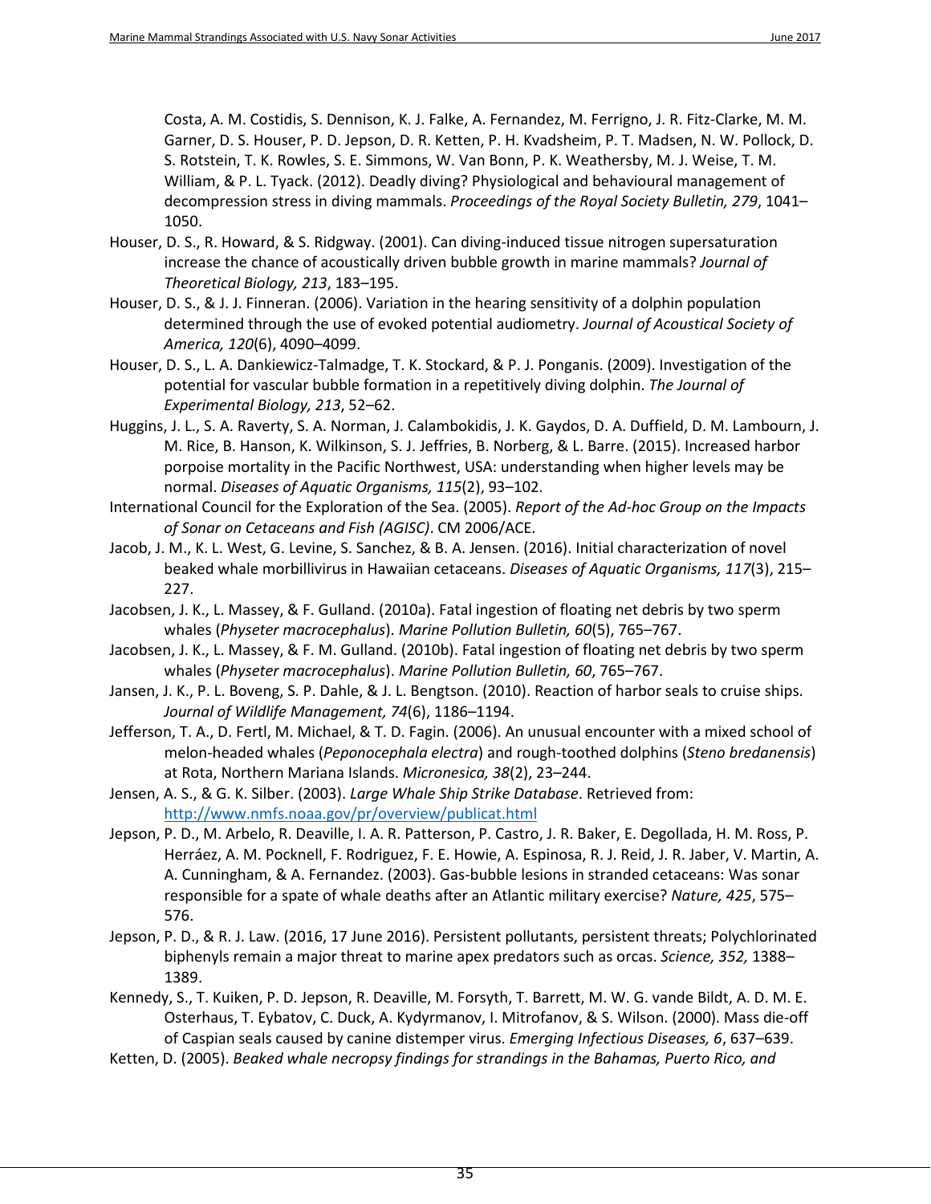Costa, A. M. Costidis, S. Dennison, K. J. Falke, A. Fernandez, M. Ferrigno, J. R. Fitz-Clarke, M. M. Garner, D. S. Houser, P. D. Jepson, D. R. Ketten, P. H. Kvadsheim, P. T. Madsen, N. W. Pollock, D. S. Rotstein, T. K. Rowles, S. E. Simmons, W. Van Bonn, P. K. Weathersby, M. J. Weise, T. M. William, & P. L. Tyack. (2012). Deadly diving? Physiological and behavioural management of decompression stress in diving mammals. *Proceedings of the Royal Society Bulletin, 279*, 1041–1050.

Houser, D. S., R. Howard, & S. Ridgway. (2001). Can diving-induced tissue nitrogen supersaturation increase the chance of acoustically driven bubble growth in marine mammals? *Journal of Theoretical Biology, 213*, 183–195.

Houser, D. S., & J. J. Finneran. (2006). Variation in the hearing sensitivity of a dolphin population determined through the use of evoked potential audiometry. *Journal of Acoustical Society of America, 120*(6), 4090–4099.

Houser, D. S., L. A. Dankiewicz-Talmadge, T. K. Stockard, & P. J. Ponganis. (2009). Investigation of the potential for vascular bubble formation in a repetitively diving dolphin. *The Journal of Experimental Biology, 213*, 52–62.

Huggins, J. L., S. A. Raverty, S. A. Norman, J. Calambokidis, J. K. Gaydos, D. A. Duffield, D. M. Lambourn, J. M. Rice, B. Hanson, K. Wilkinson, S. J. Jeffries, B. Norberg, & L. Barre. (2015). Increased harbor porpoise mortality in the Pacific Northwest, USA: understanding when higher levels may be normal. *Diseases of Aquatic Organisms, 115*(2), 93–102.

International Council for the Exploration of the Sea. (2005). *Report of the Ad-hoc Group on the Impacts of Sonar on Cetaceans and Fish (AGISC)*. CM 2006/ACE.

Jacob, J. M., K. L. West, G. Levine, S. Sanchez, & B. A. Jensen. (2016). Initial characterization of novel beaked whale morbillivirus in Hawaiian cetaceans. *Diseases of Aquatic Organisms, 117*(3), 215–227.

Jacobsen, J. K., L. Massey, & F. Gulland. (2010a). Fatal ingestion of floating net debris by two sperm whales (*Physeter macrocephalus*). *Marine Pollution Bulletin, 60*(5), 765–767.

Jacobsen, J. K., L. Massey, & F. M. Gulland. (2010b). Fatal ingestion of floating net debris by two sperm whales (*Physeter macrocephalus*). *Marine Pollution Bulletin, 60*, 765–767.

Jansen, J. K., P. L. Boveng, S. P. Dahle, & J. L. Bengtson. (2010). Reaction of harbor seals to cruise ships. *Journal of Wildlife Management, 74*(6), 1186–1194.

Jefferson, T. A., D. Fertl, M. Michael, & T. D. Fagin. (2006). An unusual encounter with a mixed school of melon-headed whales (*Peponocephala electra*) and rough-toothed dolphins (*Steno bredanensis*) at Rota, Northern Mariana Islands. *Micronesica, 38*(2), 23–244.

Jensen, A. S., & G. K. Silber. (2003). *Large Whale Ship Strike Database*. Retrieved from: http://www.nmfs.noaa.gov/pr/overview/publicat.html

Jepson, P. D., M. Arbelo, R. Deaville, I. A. R. Patterson, P. Castro, J. R. Baker, E. Degollada, H. M. Ross, P. Herráez, A. M. Pocknell, F. Rodriguez, F. E. Howie, A. Espinosa, R. J. Reid, J. R. Jaber, V. Martin, A. A. Cunningham, & A. Fernandez. (2003). Gas-bubble lesions in stranded cetaceans: Was sonar responsible for a spate of whale deaths after an Atlantic military exercise? *Nature, 425*, 575–576.

Jepson, P. D., & R. J. Law. (2016, 17 June 2016). Persistent pollutants, persistent threats; Polychlorinated biphenyls remain a major threat to marine apex predators such as orcas. *Science, 352,* 1388–1389.

Kennedy, S., T. Kuiken, P. D. Jepson, R. Deaville, M. Forsyth, T. Barrett, M. W. G. vande Bildt, A. D. M. E. Osterhaus, T. Eybatov, C. Duck, A. Kydyrmanov, I. Mitrofanov, & S. Wilson. (2000). Mass die-off of Caspian seals caused by canine distemper virus. *Emerging Infectious Diseases, 6*, 637–639.

Ketten, D. (2005). *Beaked whale necropsy findings for strandings in the Bahamas, Puerto Rico, and*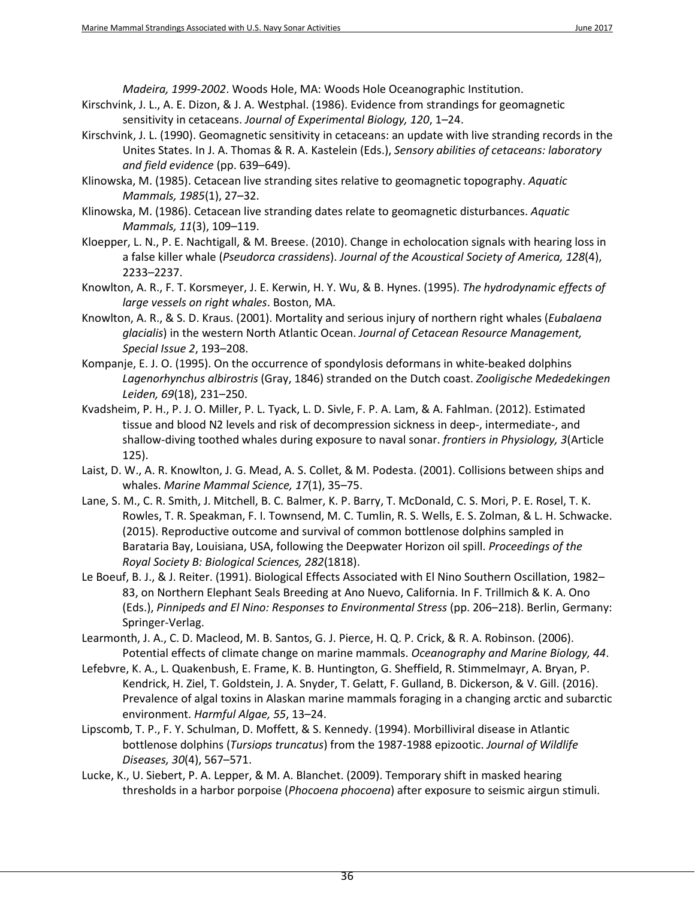*Madeira, 1999-2002*. Woods Hole, MA: Woods Hole Oceanographic Institution.

Kirschvink, J. L., A. E. Dizon, & J. A. Westphal. (1986). Evidence from strandings for geomagnetic sensitivity in cetaceans. *Journal of Experimental Biology, 120*, 1–24.

Kirschvink, J. L. (1990). Geomagnetic sensitivity in cetaceans: an update with live stranding records in the Unites States. In J. A. Thomas & R. A. Kastelein (Eds.), *Sensory abilities of cetaceans: laboratory and field evidence* (pp. 639–649).

Klinowska, M. (1985). Cetacean live stranding sites relative to geomagnetic topography. *Aquatic Mammals, 1985*(1), 27–32.

Klinowska, M. (1986). Cetacean live stranding dates relate to geomagnetic disturbances. *Aquatic Mammals, 11*(3), 109–119.

Kloepper, L. N., P. E. Nachtigall, & M. Breese. (2010). Change in echolocation signals with hearing loss in a false killer whale (*Pseudorca crassidens*). *Journal of the Acoustical Society of America, 128*(4), 2233–2237.

Knowlton, A. R., F. T. Korsmeyer, J. E. Kerwin, H. Y. Wu, & B. Hynes. (1995). *The hydrodynamic effects of large vessels on right whales*. Boston, MA.

Knowlton, A. R., & S. D. Kraus. (2001). Mortality and serious injury of northern right whales (*Eubalaena glacialis*) in the western North Atlantic Ocean. *Journal of Cetacean Resource Management, Special Issue 2*, 193–208.

Kompanje, E. J. O. (1995). On the occurrence of spondylosis deformans in white-beaked dolphins *Lagenorhynchus albirostris* (Gray, 1846) stranded on the Dutch coast. *Zooligische Mededekingen Leiden, 69*(18), 231–250.

Kvadsheim, P. H., P. J. O. Miller, P. L. Tyack, L. D. Sivle, F. P. A. Lam, & A. Fahlman. (2012). Estimated tissue and blood N2 levels and risk of decompression sickness in deep-, intermediate-, and shallow-diving toothed whales during exposure to naval sonar. *frontiers in Physiology, 3*(Article 125).

Laist, D. W., A. R. Knowlton, J. G. Mead, A. S. Collet, & M. Podesta. (2001). Collisions between ships and whales. *Marine Mammal Science, 17*(1), 35–75.

Lane, S. M., C. R. Smith, J. Mitchell, B. C. Balmer, K. P. Barry, T. McDonald, C. S. Mori, P. E. Rosel, T. K. Rowles, T. R. Speakman, F. I. Townsend, M. C. Tumlin, R. S. Wells, E. S. Zolman, & L. H. Schwacke. (2015). Reproductive outcome and survival of common bottlenose dolphins sampled in Barataria Bay, Louisiana, USA, following the Deepwater Horizon oil spill. *Proceedings of the Royal Society B: Biological Sciences, 282*(1818).

Le Boeuf, B. J., & J. Reiter. (1991). Biological Effects Associated with El Nino Southern Oscillation, 1982–83, on Northern Elephant Seals Breeding at Ano Nuevo, California. In F. Trillmich & K. A. Ono (Eds.), *Pinnipeds and El Nino: Responses to Environmental Stress* (pp. 206–218). Berlin, Germany: Springer-Verlag.

Learmonth, J. A., C. D. Macleod, M. B. Santos, G. J. Pierce, H. Q. P. Crick, & R. A. Robinson. (2006). Potential effects of climate change on marine mammals. *Oceanography and Marine Biology, 44*.

Lefebvre, K. A., L. Quakenbush, E. Frame, K. B. Huntington, G. Sheffield, R. Stimmelmayr, A. Bryan, P. Kendrick, H. Ziel, T. Goldstein, J. A. Snyder, T. Gelatt, F. Gulland, B. Dickerson, & V. Gill. (2016). Prevalence of algal toxins in Alaskan marine mammals foraging in a changing arctic and subarctic environment. *Harmful Algae, 55*, 13–24.

Lipscomb, T. P., F. Y. Schulman, D. Moffett, & S. Kennedy. (1994). Morbilliviral disease in Atlantic bottlenose dolphins (*Tursiops truncatus*) from the 1987-1988 epizootic. *Journal of Wildlife Diseases, 30*(4), 567–571.

Lucke, K., U. Siebert, P. A. Lepper, & M. A. Blanchet. (2009). Temporary shift in masked hearing thresholds in a harbor porpoise (*Phocoena phocoena*) after exposure to seismic airgun stimuli.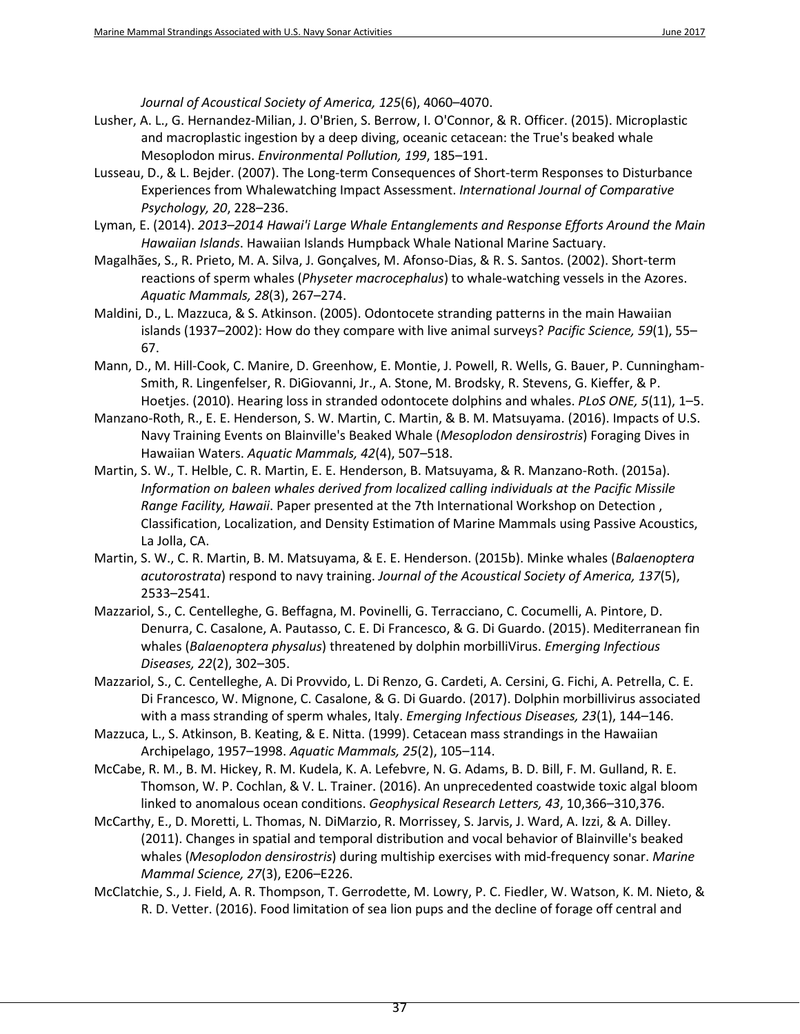*Journal of Acoustical Society of America, 125*(6), 4060–4070.

Lusher, A. L., G. Hernandez-Milian, J. O'Brien, S. Berrow, I. O'Connor, & R. Officer. (2015). Microplastic and macroplastic ingestion by a deep diving, oceanic cetacean: the True's beaked whale Mesoplodon mirus. *Environmental Pollution, 199*, 185–191.

Lusseau, D., & L. Bejder. (2007). The Long-term Consequences of Short-term Responses to Disturbance Experiences from Whalewatching Impact Assessment. *International Journal of Comparative Psychology, 20*, 228–236.

Lyman, E. (2014). *2013–2014 Hawai'i Large Whale Entanglements and Response Efforts Around the Main Hawaiian Islands*. Hawaiian Islands Humpback Whale National Marine Sactuary.

Magalhães, S., R. Prieto, M. A. Silva, J. Gonçalves, M. Afonso-Dias, & R. S. Santos. (2002). Short-term reactions of sperm whales (*Physeter macrocephalus*) to whale-watching vessels in the Azores. *Aquatic Mammals, 28*(3), 267–274.

Maldini, D., L. Mazzuca, & S. Atkinson. (2005). Odontocete stranding patterns in the main Hawaiian islands (1937–2002): How do they compare with live animal surveys? *Pacific Science, 59*(1), 55–67.

Mann, D., M. Hill-Cook, C. Manire, D. Greenhow, E. Montie, J. Powell, R. Wells, G. Bauer, P. Cunningham-Smith, R. Lingenfelser, R. DiGiovanni, Jr., A. Stone, M. Brodsky, R. Stevens, G. Kieffer, & P. Hoetjes. (2010). Hearing loss in stranded odontocete dolphins and whales. *PLoS ONE, 5*(11), 1–5.

Manzano-Roth, R., E. E. Henderson, S. W. Martin, C. Martin, & B. M. Matsuyama. (2016). Impacts of U.S. Navy Training Events on Blainville's Beaked Whale (*Mesoplodon densirostris*) Foraging Dives in Hawaiian Waters. *Aquatic Mammals, 42*(4), 507–518.

Martin, S. W., T. Helble, C. R. Martin, E. E. Henderson, B. Matsuyama, & R. Manzano-Roth. (2015a). *Information on baleen whales derived from localized calling individuals at the Pacific Missile Range Facility, Hawaii*. Paper presented at the 7th International Workshop on Detection , Classification, Localization, and Density Estimation of Marine Mammals using Passive Acoustics, La Jolla, CA.

Martin, S. W., C. R. Martin, B. M. Matsuyama, & E. E. Henderson. (2015b). Minke whales (*Balaenoptera acutorostrata*) respond to navy training. *Journal of the Acoustical Society of America, 137*(5), 2533–2541.

Mazzariol, S., C. Centelleghe, G. Beffagna, M. Povinelli, G. Terracciano, C. Cocumelli, A. Pintore, D. Denurra, C. Casalone, A. Pautasso, C. E. Di Francesco, & G. Di Guardo. (2015). Mediterranean fin whales (*Balaenoptera physalus*) threatened by dolphin morbilliVirus. *Emerging Infectious Diseases, 22*(2), 302–305.

Mazzariol, S., C. Centelleghe, A. Di Provvido, L. Di Renzo, G. Cardeti, A. Cersini, G. Fichi, A. Petrella, C. E. Di Francesco, W. Mignone, C. Casalone, & G. Di Guardo. (2017). Dolphin morbillivirus associated with a mass stranding of sperm whales, Italy. *Emerging Infectious Diseases, 23*(1), 144–146.

Mazzuca, L., S. Atkinson, B. Keating, & E. Nitta. (1999). Cetacean mass strandings in the Hawaiian Archipelago, 1957–1998. *Aquatic Mammals, 25*(2), 105–114.

McCabe, R. M., B. M. Hickey, R. M. Kudela, K. A. Lefebvre, N. G. Adams, B. D. Bill, F. M. Gulland, R. E. Thomson, W. P. Cochlan, & V. L. Trainer. (2016). An unprecedented coastwide toxic algal bloom linked to anomalous ocean conditions. *Geophysical Research Letters, 43*, 10,366–310,376.

McCarthy, E., D. Moretti, L. Thomas, N. DiMarzio, R. Morrissey, S. Jarvis, J. Ward, A. Izzi, & A. Dilley. (2011). Changes in spatial and temporal distribution and vocal behavior of Blainville's beaked whales (*Mesoplodon densirostris*) during multiship exercises with mid-frequency sonar. *Marine Mammal Science, 27*(3), E206–E226.

McClatchie, S., J. Field, A. R. Thompson, T. Gerrodette, M. Lowry, P. C. Fiedler, W. Watson, K. M. Nieto, & R. D. Vetter. (2016). Food limitation of sea lion pups and the decline of forage off central and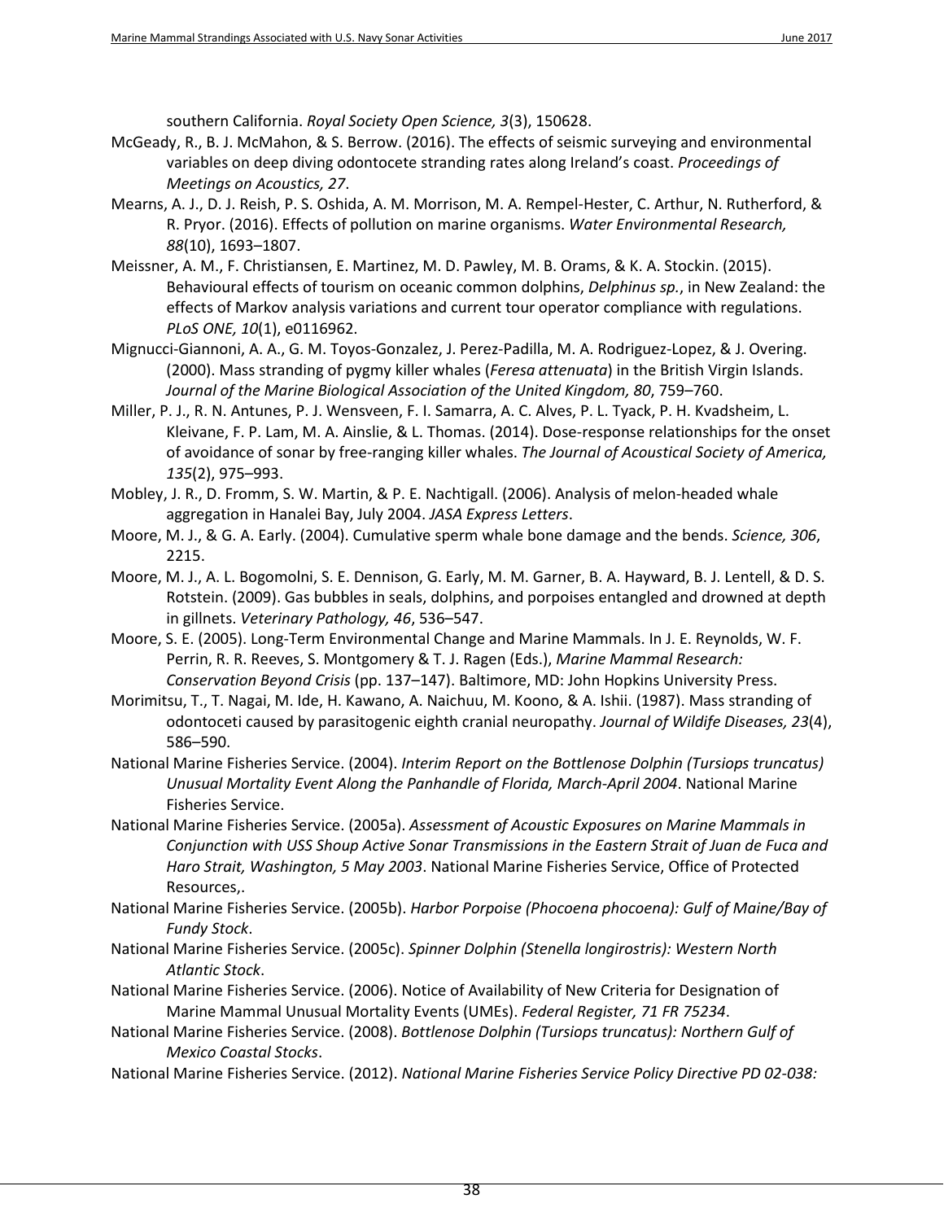southern California. *Royal Society Open Science, 3*(3), 150628.

McGeady, R., B. J. McMahon, & S. Berrow. (2016). The effects of seismic surveying and environmental variables on deep diving odontocete stranding rates along Ireland's coast. *Proceedings of Meetings on Acoustics, 27*.

Mearns, A. J., D. J. Reish, P. S. Oshida, A. M. Morrison, M. A. Rempel-Hester, C. Arthur, N. Rutherford, & R. Pryor. (2016). Effects of pollution on marine organisms. *Water Environmental Research, 88*(10), 1693–1807.

Meissner, A. M., F. Christiansen, E. Martinez, M. D. Pawley, M. B. Orams, & K. A. Stockin. (2015). Behavioural effects of tourism on oceanic common dolphins, *Delphinus sp.*, in New Zealand: the effects of Markov analysis variations and current tour operator compliance with regulations. *PLoS ONE, 10*(1), e0116962.

Mignucci-Giannoni, A. A., G. M. Toyos-Gonzalez, J. Perez-Padilla, M. A. Rodriguez-Lopez, & J. Overing. (2000). Mass stranding of pygmy killer whales (*Feresa attenuata*) in the British Virgin Islands. *Journal of the Marine Biological Association of the United Kingdom, 80*, 759–760.

Miller, P. J., R. N. Antunes, P. J. Wensveen, F. I. Samarra, A. C. Alves, P. L. Tyack, P. H. Kvadsheim, L. Kleivane, F. P. Lam, M. A. Ainslie, & L. Thomas. (2014). Dose-response relationships for the onset of avoidance of sonar by free-ranging killer whales. *The Journal of Acoustical Society of America, 135*(2), 975–993.

Mobley, J. R., D. Fromm, S. W. Martin, & P. E. Nachtigall. (2006). Analysis of melon-headed whale aggregation in Hanalei Bay, July 2004. *JASA Express Letters*.

Moore, M. J., & G. A. Early. (2004). Cumulative sperm whale bone damage and the bends. *Science, 306*, 2215.

Moore, M. J., A. L. Bogomolni, S. E. Dennison, G. Early, M. M. Garner, B. A. Hayward, B. J. Lentell, & D. S. Rotstein. (2009). Gas bubbles in seals, dolphins, and porpoises entangled and drowned at depth in gillnets. *Veterinary Pathology, 46*, 536–547.

Moore, S. E. (2005). Long-Term Environmental Change and Marine Mammals. In J. E. Reynolds, W. F. Perrin, R. R. Reeves, S. Montgomery & T. J. Ragen (Eds.), *Marine Mammal Research: Conservation Beyond Crisis* (pp. 137–147). Baltimore, MD: John Hopkins University Press.

Morimitsu, T., T. Nagai, M. Ide, H. Kawano, A. Naichuu, M. Koono, & A. Ishii. (1987). Mass stranding of odontoceti caused by parasitogenic eighth cranial neuropathy. *Journal of Wildife Diseases, 23*(4), 586–590.

National Marine Fisheries Service. (2004). *Interim Report on the Bottlenose Dolphin (Tursiops truncatus) Unusual Mortality Event Along the Panhandle of Florida, March-April 2004*. National Marine Fisheries Service.

National Marine Fisheries Service. (2005a). *Assessment of Acoustic Exposures on Marine Mammals in Conjunction with USS Shoup Active Sonar Transmissions in the Eastern Strait of Juan de Fuca and Haro Strait, Washington, 5 May 2003*. National Marine Fisheries Service, Office of Protected Resources,.

National Marine Fisheries Service. (2005b). *Harbor Porpoise (Phocoena phocoena): Gulf of Maine/Bay of Fundy Stock*.

National Marine Fisheries Service. (2005c). *Spinner Dolphin (Stenella longirostris): Western North Atlantic Stock*.

National Marine Fisheries Service. (2006). Notice of Availability of New Criteria for Designation of Marine Mammal Unusual Mortality Events (UMEs). *Federal Register, 71 FR 75234*.

National Marine Fisheries Service. (2008). *Bottlenose Dolphin (Tursiops truncatus): Northern Gulf of Mexico Coastal Stocks*.

National Marine Fisheries Service. (2012). *National Marine Fisheries Service Policy Directive PD 02-038:*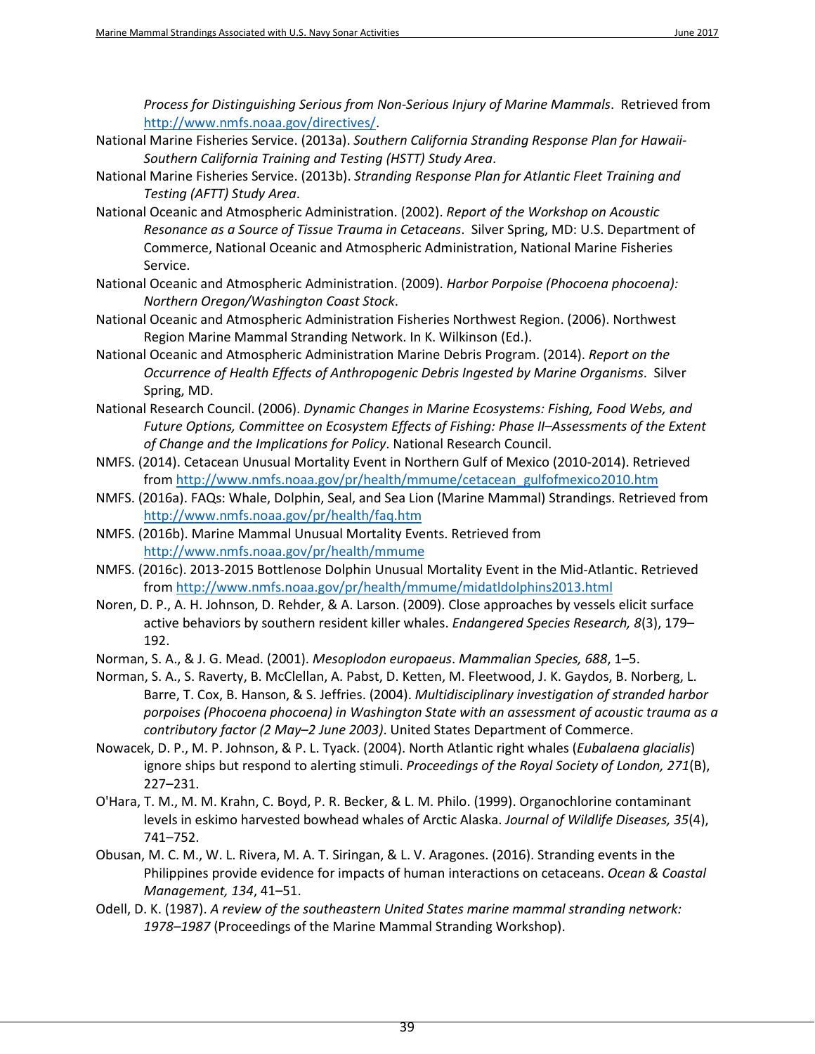*Process for Distinguishing Serious from Non-Serious Injury of Marine Mammals*. Retrieved from http://www.nmfs.noaa.gov/directives/.

National Marine Fisheries Service. (2013a). *Southern California Stranding Response Plan for Hawaii-Southern California Training and Testing (HSTT) Study Area*.

National Marine Fisheries Service. (2013b). *Stranding Response Plan for Atlantic Fleet Training and Testing (AFTT) Study Area*.

National Oceanic and Atmospheric Administration. (2002). *Report of the Workshop on Acoustic Resonance as a Source of Tissue Trauma in Cetaceans*. Silver Spring, MD: U.S. Department of Commerce, National Oceanic and Atmospheric Administration, National Marine Fisheries Service.

National Oceanic and Atmospheric Administration. (2009). *Harbor Porpoise (Phocoena phocoena): Northern Oregon/Washington Coast Stock*.

National Oceanic and Atmospheric Administration Fisheries Northwest Region. (2006). Northwest Region Marine Mammal Stranding Network. In K. Wilkinson (Ed.).

National Oceanic and Atmospheric Administration Marine Debris Program. (2014). *Report on the Occurrence of Health Effects of Anthropogenic Debris Ingested by Marine Organisms*. Silver Spring, MD.

National Research Council. (2006). *Dynamic Changes in Marine Ecosystems: Fishing, Food Webs, and Future Options, Committee on Ecosystem Effects of Fishing: Phase II–Assessments of the Extent of Change and the Implications for Policy*. National Research Council.

NMFS. (2014). Cetacean Unusual Mortality Event in Northern Gulf of Mexico (2010-2014). Retrieved from http://www.nmfs.noaa.gov/pr/health/mmume/cetacean_gulfofmexico2010.htm

NMFS. (2016a). FAQs: Whale, Dolphin, Seal, and Sea Lion (Marine Mammal) Strandings. Retrieved from http://www.nmfs.noaa.gov/pr/health/faq.htm

NMFS. (2016b). Marine Mammal Unusual Mortality Events. Retrieved from http://www.nmfs.noaa.gov/pr/health/mmume

NMFS. (2016c). 2013-2015 Bottlenose Dolphin Unusual Mortality Event in the Mid-Atlantic. Retrieved from http://www.nmfs.noaa.gov/pr/health/mmume/midatldolphins2013.html

Noren, D. P., A. H. Johnson, D. Rehder, & A. Larson. (2009). Close approaches by vessels elicit surface active behaviors by southern resident killer whales. *Endangered Species Research, 8*(3), 179–192.

Norman, S. A., & J. G. Mead. (2001). *Mesoplodon europaeus*. *Mammalian Species, 688*, 1–5.

Norman, S. A., S. Raverty, B. McClellan, A. Pabst, D. Ketten, M. Fleetwood, J. K. Gaydos, B. Norberg, L. Barre, T. Cox, B. Hanson, & S. Jeffries. (2004). *Multidisciplinary investigation of stranded harbor porpoises (Phocoena phocoena) in Washington State with an assessment of acoustic trauma as a contributory factor (2 May–2 June 2003)*. United States Department of Commerce.

Nowacek, D. P., M. P. Johnson, & P. L. Tyack. (2004). North Atlantic right whales (*Eubalaena glacialis*) ignore ships but respond to alerting stimuli. *Proceedings of the Royal Society of London, 271*(B), 227–231.

O'Hara, T. M., M. M. Krahn, C. Boyd, P. R. Becker, & L. M. Philo. (1999). Organochlorine contaminant levels in eskimo harvested bowhead whales of Arctic Alaska. *Journal of Wildlife Diseases, 35*(4), 741–752.

Obusan, M. C. M., W. L. Rivera, M. A. T. Siringan, & L. V. Aragones. (2016). Stranding events in the Philippines provide evidence for impacts of human interactions on cetaceans. *Ocean & Coastal Management, 134*, 41–51.

Odell, D. K. (1987). *A review of the southeastern United States marine mammal stranding network: 1978–1987* (Proceedings of the Marine Mammal Stranding Workshop).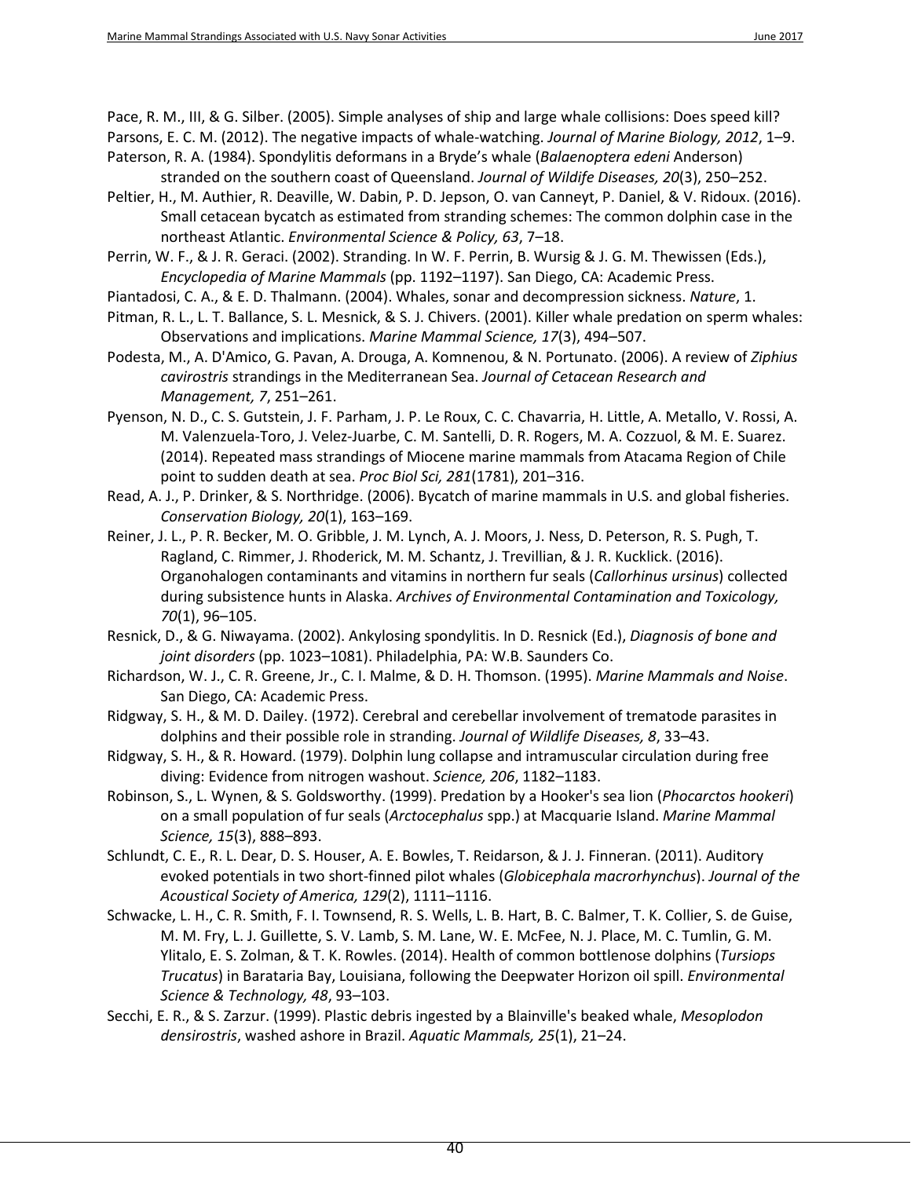Pace, R. M., III, & G. Silber. (2005). Simple analyses of ship and large whale collisions: Does speed kill?

Parsons, E. C. M. (2012). The negative impacts of whale-watching. *Journal of Marine Biology, 2012*, 1–9.

Paterson, R. A. (1984). Spondylitis deformans in a Bryde's whale (*Balaenoptera edeni* Anderson) stranded on the southern coast of Queensland. *Journal of Wildlife Diseases, 20*(3), 250–252.

Peltier, H., M. Authier, R. Deaville, W. Dabin, P. D. Jepson, O. van Canneyt, P. Daniel, & V. Ridoux. (2016). Small cetacean bycatch as estimated from stranding schemes: The common dolphin case in the northeast Atlantic. *Environmental Science & Policy, 63*, 7–18.

Perrin, W. F., & J. R. Geraci. (2002). Stranding. In W. F. Perrin, B. Wursig & J. G. M. Thewissen (Eds.), *Encyclopedia of Marine Mammals* (pp. 1192–1197). San Diego, CA: Academic Press.

Piantadosi, C. A., & E. D. Thalmann. (2004). Whales, sonar and decompression sickness. *Nature*, 1.

Pitman, R. L., L. T. Ballance, S. L. Mesnick, & S. J. Chivers. (2001). Killer whale predation on sperm whales: Observations and implications. *Marine Mammal Science, 17*(3), 494–507.

Podesta, M., A. D'Amico, G. Pavan, A. Drouga, A. Komnenou, & N. Portunato. (2006). A review of *Ziphius cavirostris* strandings in the Mediterranean Sea. *Journal of Cetacean Research and Management, 7*, 251–261.

Pyenson, N. D., C. S. Gutstein, J. F. Parham, J. P. Le Roux, C. C. Chavarria, H. Little, A. Metallo, V. Rossi, A. M. Valenzuela-Toro, J. Velez-Juarbe, C. M. Santelli, D. R. Rogers, M. A. Cozzuol, & M. E. Suarez. (2014). Repeated mass strandings of Miocene marine mammals from Atacama Region of Chile point to sudden death at sea. *Proc Biol Sci, 281*(1781), 201–316.

Read, A. J., P. Drinker, & S. Northridge. (2006). Bycatch of marine mammals in U.S. and global fisheries. *Conservation Biology, 20*(1), 163–169.

Reiner, J. L., P. R. Becker, M. O. Gribble, J. M. Lynch, A. J. Moors, J. Ness, D. Peterson, R. S. Pugh, T. Ragland, C. Rimmer, J. Rhoderick, M. M. Schantz, J. Trevillian, & J. R. Kucklick. (2016). Organohalogen contaminants and vitamins in northern fur seals (*Callorhinus ursinus*) collected during subsistence hunts in Alaska. *Archives of Environmental Contamination and Toxicology, 70*(1), 96–105.

Resnick, D., & G. Niwayama. (2002). Ankylosing spondylitis. In D. Resnick (Ed.), *Diagnosis of bone and joint disorders* (pp. 1023–1081). Philadelphia, PA: W.B. Saunders Co.

Richardson, W. J., C. R. Greene, Jr., C. I. Malme, & D. H. Thomson. (1995). *Marine Mammals and Noise*. San Diego, CA: Academic Press.

Ridgway, S. H., & M. D. Dailey. (1972). Cerebral and cerebellar involvement of trematode parasites in dolphins and their possible role in stranding. *Journal of Wildlife Diseases, 8*, 33–43.

Ridgway, S. H., & R. Howard. (1979). Dolphin lung collapse and intramuscular circulation during free diving: Evidence from nitrogen washout. *Science, 206*, 1182–1183.

Robinson, S., L. Wynen, & S. Goldsworthy. (1999). Predation by a Hooker's sea lion (*Phocarctos hookeri*) on a small population of fur seals (*Arctocephalus* spp.) at Macquarie Island. *Marine Mammal Science, 15*(3), 888–893.

Schlundt, C. E., R. L. Dear, D. S. Houser, A. E. Bowles, T. Reidarson, & J. J. Finneran. (2011). Auditory evoked potentials in two short-finned pilot whales (*Globicephala macrorhynchus*). *Journal of the Acoustical Society of America, 129*(2), 1111–1116.

Schwacke, L. H., C. R. Smith, F. I. Townsend, R. S. Wells, L. B. Hart, B. C. Balmer, T. K. Collier, S. de Guise, M. M. Fry, L. J. Guillette, S. V. Lamb, S. M. Lane, W. E. McFee, N. J. Place, M. C. Tumlin, G. M. Ylitalo, E. S. Zolman, & T. K. Rowles. (2014). Health of common bottlenose dolphins (*Tursiops Trucatus*) in Barataria Bay, Louisiana, following the Deepwater Horizon oil spill. *Environmental Science & Technology, 48*, 93–103.

Secchi, E. R., & S. Zarzur. (1999). Plastic debris ingested by a Blainville's beaked whale, *Mesoplodon densirostris*, washed ashore in Brazil. *Aquatic Mammals, 25*(1), 21–24.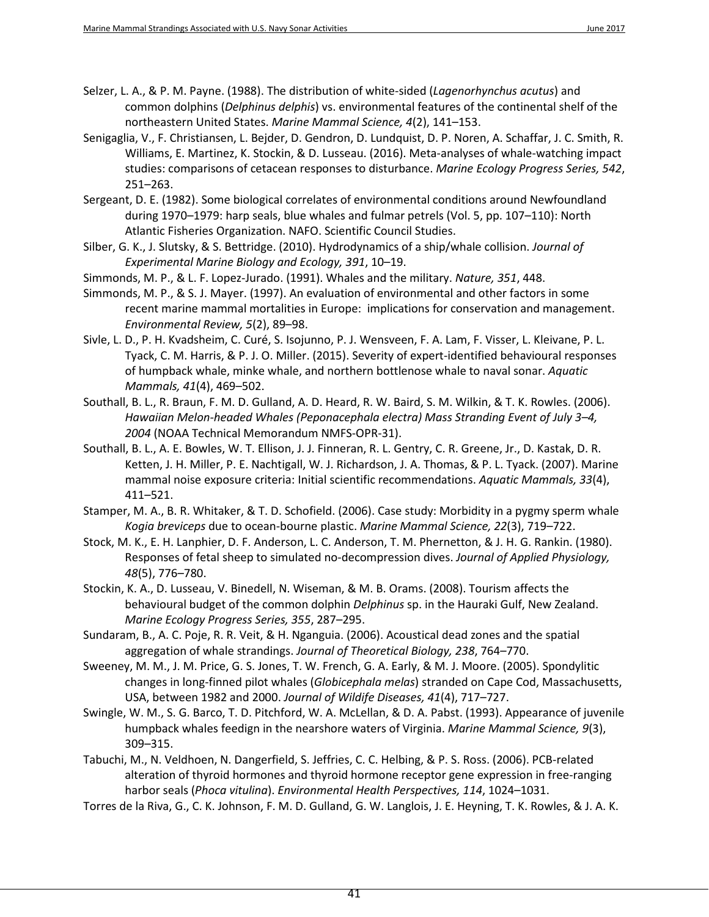Selzer, L. A., & P. M. Payne. (1988). The distribution of white-sided (*Lagenorhynchus acutus*) and common dolphins (*Delphinus delphis*) vs. environmental features of the continental shelf of the northeastern United States. *Marine Mammal Science, 4*(2), 141–153.

Senigaglia, V., F. Christiansen, L. Bejder, D. Gendron, D. Lundquist, D. P. Noren, A. Schaffar, J. C. Smith, R. Williams, E. Martinez, K. Stockin, & D. Lusseau. (2016). Meta-analyses of whale-watching impact studies: comparisons of cetacean responses to disturbance. *Marine Ecology Progress Series, 542*, 251–263.

Sergeant, D. E. (1982). Some biological correlates of environmental conditions around Newfoundland during 1970–1979: harp seals, blue whales and fulmar petrels (Vol. 5, pp. 107–110): North Atlantic Fisheries Organization. NAFO. Scientific Council Studies.

Silber, G. K., J. Slutsky, & S. Bettridge. (2010). Hydrodynamics of a ship/whale collision. *Journal of Experimental Marine Biology and Ecology, 391*, 10–19.

Simmonds, M. P., & L. F. Lopez-Jurado. (1991). Whales and the military. *Nature, 351*, 448.

Simmonds, M. P., & S. J. Mayer. (1997). An evaluation of environmental and other factors in some recent marine mammal mortalities in Europe: implications for conservation and management. *Environmental Review, 5*(2), 89–98.

Sivle, L. D., P. H. Kvadsheim, C. Curé, S. Isojunno, P. J. Wensveen, F. A. Lam, F. Visser, L. Kleivane, P. L. Tyack, C. M. Harris, & P. J. O. Miller. (2015). Severity of expert-identified behavioural responses of humpback whale, minke whale, and northern bottlenose whale to naval sonar. *Aquatic Mammals, 41*(4), 469–502.

Southall, B. L., R. Braun, F. M. D. Gulland, A. D. Heard, R. W. Baird, S. M. Wilkin, & T. K. Rowles. (2006). *Hawaiian Melon-headed Whales (Peponacephala electra) Mass Stranding Event of July 3–4, 2004* (NOAA Technical Memorandum NMFS-OPR-31).

Southall, B. L., A. E. Bowles, W. T. Ellison, J. J. Finneran, R. L. Gentry, C. R. Greene, Jr., D. Kastak, D. R. Ketten, J. H. Miller, P. E. Nachtigall, W. J. Richardson, J. A. Thomas, & P. L. Tyack. (2007). Marine mammal noise exposure criteria: Initial scientific recommendations. *Aquatic Mammals, 33*(4), 411–521.

Stamper, M. A., B. R. Whitaker, & T. D. Schofield. (2006). Case study: Morbidity in a pygmy sperm whale *Kogia breviceps* due to ocean-bourne plastic. *Marine Mammal Science, 22*(3), 719–722.

Stock, M. K., E. H. Lanphier, D. F. Anderson, L. C. Anderson, T. M. Phernetton, & J. H. G. Rankin. (1980). Responses of fetal sheep to simulated no-decompression dives. *Journal of Applied Physiology, 48*(5), 776–780.

Stockin, K. A., D. Lusseau, V. Binedell, N. Wiseman, & M. B. Orams. (2008). Tourism affects the behavioural budget of the common dolphin *Delphinus* sp. in the Hauraki Gulf, New Zealand. *Marine Ecology Progress Series, 355*, 287–295.

Sundaram, B., A. C. Poje, R. R. Veit, & H. Nganguia. (2006). Acoustical dead zones and the spatial aggregation of whale strandings. *Journal of Theoretical Biology, 238*, 764–770.

Sweeney, M. M., J. M. Price, G. S. Jones, T. W. French, G. A. Early, & M. J. Moore. (2005). Spondylitic changes in long-finned pilot whales (*Globicephala melas*) stranded on Cape Cod, Massachusetts, USA, between 1982 and 2000. *Journal of Wildlife Diseases, 41*(4), 717–727.

Swingle, W. M., S. G. Barco, T. D. Pitchford, W. A. McLellan, & D. A. Pabst. (1993). Appearance of juvenile humpback whales feedign in the nearshore waters of Virginia. *Marine Mammal Science, 9*(3), 309–315.

Tabuchi, M., N. Veldhoen, N. Dangerfield, S. Jeffries, C. C. Helbing, & P. S. Ross. (2006). PCB-related alteration of thyroid hormones and thyroid hormone receptor gene expression in free-ranging harbor seals (*Phoca vitulina*). *Environmental Health Perspectives, 114*, 1024–1031.

Torres de la Riva, G., C. K. Johnson, F. M. D. Gulland, G. W. Langlois, J. E. Heyning, T. K. Rowles, & J. A. K.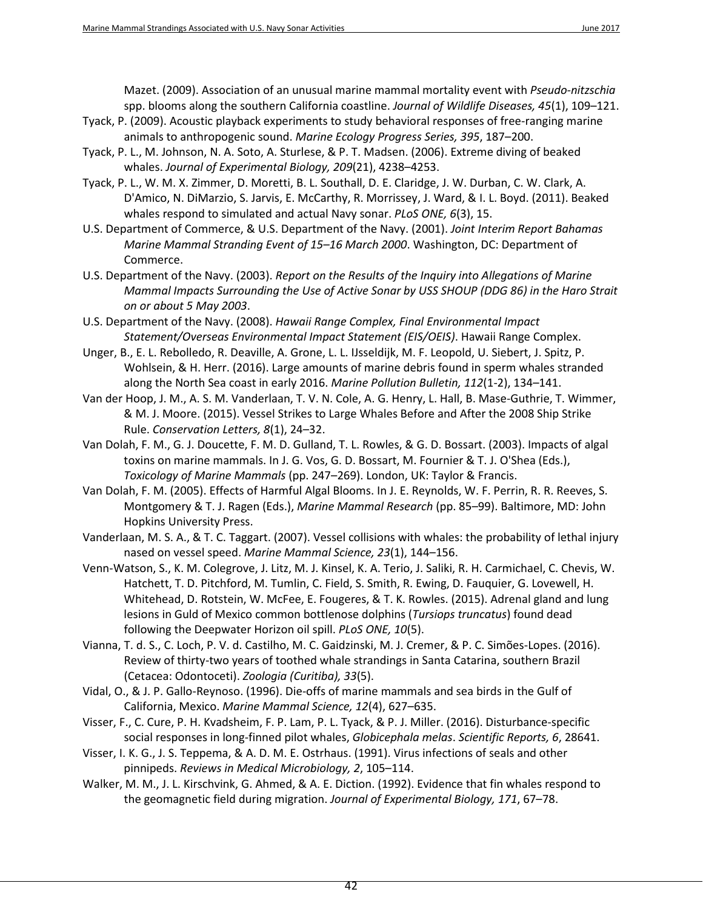Mazet. (2009). Association of an unusual marine mammal mortality event with *Pseudo-nitzschia* spp. blooms along the southern California coastline. *Journal of Wildlife Diseases, 45*(1), 109–121.

Tyack, P. (2009). Acoustic playback experiments to study behavioral responses of free-ranging marine animals to anthropogenic sound. *Marine Ecology Progress Series, 395*, 187–200.

Tyack, P. L., M. Johnson, N. A. Soto, A. Sturlese, & P. T. Madsen. (2006). Extreme diving of beaked whales. *Journal of Experimental Biology, 209*(21), 4238–4253.

Tyack, P. L., W. M. X. Zimmer, D. Moretti, B. L. Southall, D. E. Claridge, J. W. Durban, C. W. Clark, A. D'Amico, N. DiMarzio, S. Jarvis, E. McCarthy, R. Morrissey, J. Ward, & I. L. Boyd. (2011). Beaked whales respond to simulated and actual Navy sonar. *PLoS ONE, 6*(3), 15.

U.S. Department of Commerce, & U.S. Department of the Navy. (2001). *Joint Interim Report Bahamas Marine Mammal Stranding Event of 15–16 March 2000*. Washington, DC: Department of Commerce.

U.S. Department of the Navy. (2003). *Report on the Results of the Inquiry into Allegations of Marine Mammal Impacts Surrounding the Use of Active Sonar by USS SHOUP (DDG 86) in the Haro Strait on or about 5 May 2003*.

U.S. Department of the Navy. (2008). *Hawaii Range Complex, Final Environmental Impact Statement/Overseas Environmental Impact Statement (EIS/OEIS)*. Hawaii Range Complex.

Unger, B., E. L. Rebolledo, R. Deaville, A. Grone, L. L. IJsseldijk, M. F. Leopold, U. Siebert, J. Spitz, P. Wohlsein, & H. Herr. (2016). Large amounts of marine debris found in sperm whales stranded along the North Sea coast in early 2016. *Marine Pollution Bulletin, 112*(1-2), 134–141.

Van der Hoop, J. M., A. S. M. Vanderlaan, T. V. N. Cole, A. G. Henry, L. Hall, B. Mase-Guthrie, T. Wimmer, & M. J. Moore. (2015). Vessel Strikes to Large Whales Before and After the 2008 Ship Strike Rule. *Conservation Letters, 8*(1), 24–32.

Van Dolah, F. M., G. J. Doucette, F. M. D. Gulland, T. L. Rowles, & G. D. Bossart. (2003). Impacts of algal toxins on marine mammals. In J. G. Vos, G. D. Bossart, M. Fournier & T. J. O'Shea (Eds.), *Toxicology of Marine Mammals* (pp. 247–269). London, UK: Taylor & Francis.

Van Dolah, F. M. (2005). Effects of Harmful Algal Blooms. In J. E. Reynolds, W. F. Perrin, R. R. Reeves, S. Montgomery & T. J. Ragen (Eds.), *Marine Mammal Research* (pp. 85–99). Baltimore, MD: John Hopkins University Press.

Vanderlaan, M. S. A., & T. C. Taggart. (2007). Vessel collisions with whales: the probability of lethal injury nased on vessel speed. *Marine Mammal Science, 23*(1), 144–156.

Venn-Watson, S., K. M. Colegrove, J. Litz, M. J. Kinsel, K. A. Terio, J. Saliki, R. H. Carmichael, C. Chevis, W. Hatchett, T. D. Pitchford, M. Tumlin, C. Field, S. Smith, R. Ewing, D. Fauquier, G. Lovewell, H. Whitehead, D. Rotstein, W. McFee, E. Fougeres, & T. K. Rowles. (2015). Adrenal gland and lung lesions in Guld of Mexico common bottlenose dolphins (*Tursiops truncatus*) found dead following the Deepwater Horizon oil spill. *PLoS ONE, 10*(5).

Vianna, T. d. S., C. Loch, P. V. d. Castilho, M. C. Gaidzinski, M. J. Cremer, & P. C. Simões-Lopes. (2016). Review of thirty-two years of toothed whale strandings in Santa Catarina, southern Brazil (Cetacea: Odontoceti). *Zoologia (Curitiba), 33*(5).

Vidal, O., & J. P. Gallo-Reynoso. (1996). Die-offs of marine mammals and sea birds in the Gulf of California, Mexico. *Marine Mammal Science, 12*(4), 627–635.

Visser, F., C. Cure, P. H. Kvadsheim, F. P. Lam, P. L. Tyack, & P. J. Miller. (2016). Disturbance-specific social responses in long-finned pilot whales, *Globicephala melas*. *Scientific Reports, 6*, 28641.

Visser, I. K. G., J. S. Teppema, & A. D. M. E. Ostrhaus. (1991). Virus infections of seals and other pinnipeds. *Reviews in Medical Microbiology, 2*, 105–114.

Walker, M. M., J. L. Kirschvink, G. Ahmed, & A. E. Diction. (1992). Evidence that fin whales respond to the geomagnetic field during migration. *Journal of Experimental Biology, 171*, 67–78.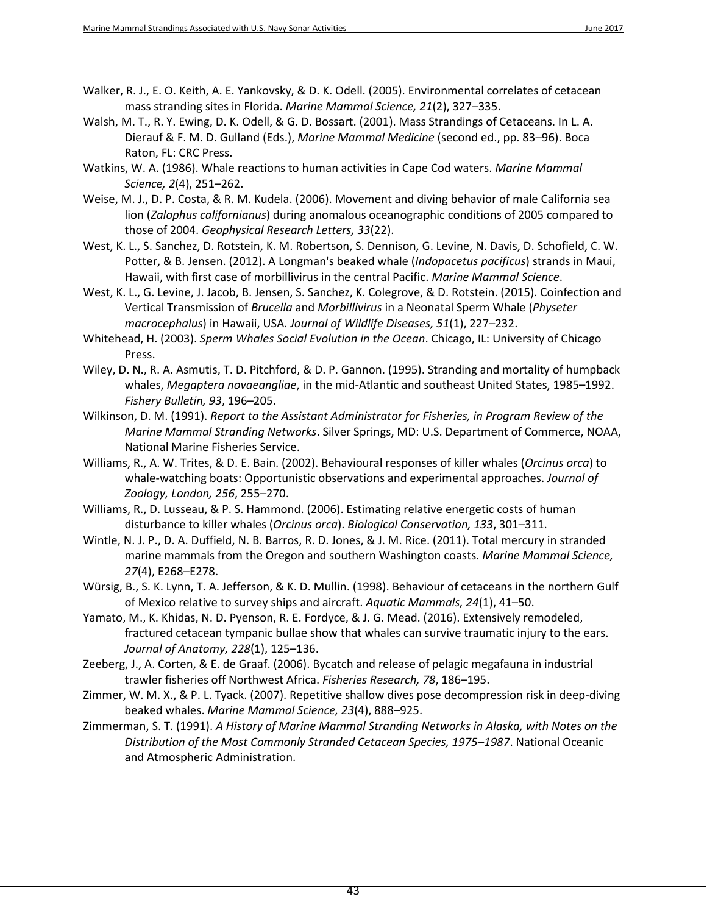Walker, R. J., E. O. Keith, A. E. Yankovsky, & D. K. Odell. (2005). Environmental correlates of cetacean mass stranding sites in Florida. *Marine Mammal Science, 21*(2), 327–335.

Walsh, M. T., R. Y. Ewing, D. K. Odell, & G. D. Bossart. (2001). Mass Strandings of Cetaceans. In L. A. Dierauf & F. M. D. Gulland (Eds.), *Marine Mammal Medicine* (second ed., pp. 83–96). Boca Raton, FL: CRC Press.

Watkins, W. A. (1986). Whale reactions to human activities in Cape Cod waters. *Marine Mammal Science, 2*(4), 251–262.

Weise, M. J., D. P. Costa, & R. M. Kudela. (2006). Movement and diving behavior of male California sea lion (*Zalophus californianus*) during anomalous oceanographic conditions of 2005 compared to those of 2004. *Geophysical Research Letters, 33*(22).

West, K. L., S. Sanchez, D. Rotstein, K. M. Robertson, S. Dennison, G. Levine, N. Davis, D. Schofield, C. W. Potter, & B. Jensen. (2012). A Longman's beaked whale (*Indopacetus pacificus*) strands in Maui, Hawaii, with first case of morbillivirus in the central Pacific. *Marine Mammal Science*.

West, K. L., G. Levine, J. Jacob, B. Jensen, S. Sanchez, K. Colegrove, & D. Rotstein. (2015). Coinfection and Vertical Transmission of *Brucella* and *Morbillivirus* in a Neonatal Sperm Whale (*Physeter macrocephalus*) in Hawaii, USA. *Journal of Wildlife Diseases, 51*(1), 227–232.

Whitehead, H. (2003). *Sperm Whales Social Evolution in the Ocean*. Chicago, IL: University of Chicago Press.

Wiley, D. N., R. A. Asmutis, T. D. Pitchford, & D. P. Gannon. (1995). Stranding and mortality of humpback whales, *Megaptera novaeangliae*, in the mid-Atlantic and southeast United States, 1985–1992. *Fishery Bulletin, 93*, 196–205.

Wilkinson, D. M. (1991). *Report to the Assistant Administrator for Fisheries, in Program Review of the Marine Mammal Stranding Networks*. Silver Springs, MD: U.S. Department of Commerce, NOAA, National Marine Fisheries Service.

Williams, R., A. W. Trites, & D. E. Bain. (2002). Behavioural responses of killer whales (*Orcinus orca*) to whale-watching boats: Opportunistic observations and experimental approaches. *Journal of Zoology, London, 256*, 255–270.

Williams, R., D. Lusseau, & P. S. Hammond. (2006). Estimating relative energetic costs of human disturbance to killer whales (*Orcinus orca*). *Biological Conservation, 133*, 301–311.

Wintle, N. J. P., D. A. Duffield, N. B. Barros, R. D. Jones, & J. M. Rice. (2011). Total mercury in stranded marine mammals from the Oregon and southern Washington coasts. *Marine Mammal Science, 27*(4), E268–E278.

Würsig, B., S. K. Lynn, T. A. Jefferson, & K. D. Mullin. (1998). Behaviour of cetaceans in the northern Gulf of Mexico relative to survey ships and aircraft. *Aquatic Mammals, 24*(1), 41–50.

Yamato, M., K. Khidas, N. D. Pyenson, R. E. Fordyce, & J. G. Mead. (2016). Extensively remodeled, fractured cetacean tympanic bullae show that whales can survive traumatic injury to the ears. *Journal of Anatomy, 228*(1), 125–136.

Zeeberg, J., A. Corten, & E. de Graaf. (2006). Bycatch and release of pelagic megafauna in industrial trawler fisheries off Northwest Africa. *Fisheries Research, 78*, 186–195.

Zimmer, W. M. X., & P. L. Tyack. (2007). Repetitive shallow dives pose decompression risk in deep-diving beaked whales. *Marine Mammal Science, 23*(4), 888–925.

Zimmerman, S. T. (1991). *A History of Marine Mammal Stranding Networks in Alaska, with Notes on the Distribution of the Most Commonly Stranded Cetacean Species, 1975–1987*. National Oceanic and Atmospheric Administration.